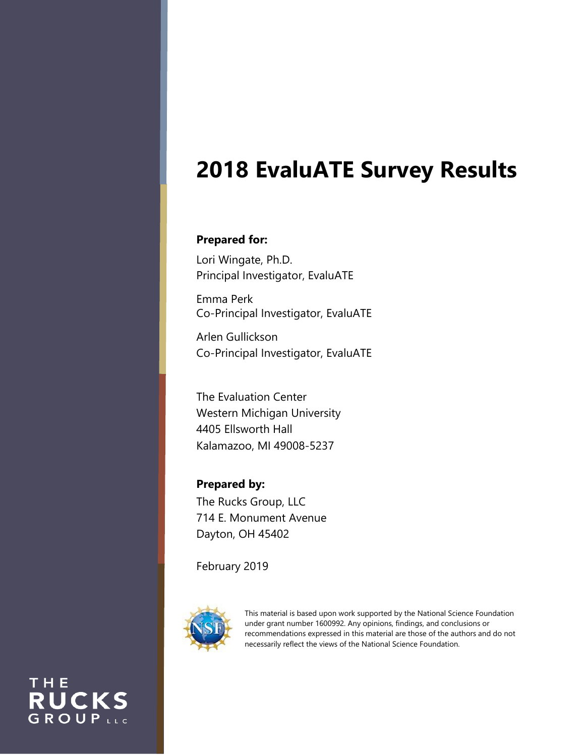# 2018 EvaluATE Survey Results

**Prepared for:**

Lori Wingate, Ph.D.
Principal Investigator, EvaluATE

Emma Perk
Co-Principal Investigator, EvaluATE

Arlen Gullickson
Co-Principal Investigator, EvaluATE

The Evaluation Center
Western Michigan University
4405 Ellsworth Hall
Kalamazoo, MI 49008-5237

**Prepared by:**

The Rucks Group, LLC
714 E. Monument Avenue
Dayton, OH 45402

February 2019

This material is based upon work supported by the National Science Foundation under grant number 1600992. Any opinions, findings, and conclusions or recommendations expressed in this material are those of the authors and do not necessarily reflect the views of the National Science Foundation.

THE RUCKS GROUP LLC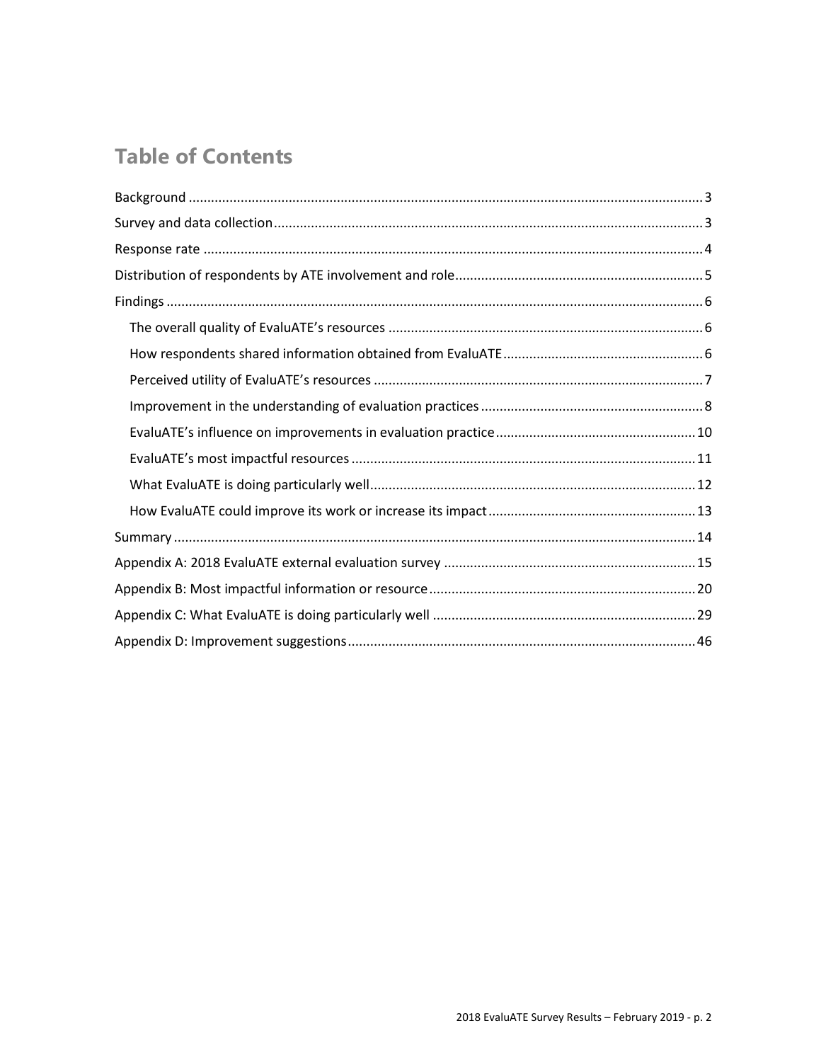# Table of Contents

- Background ........................................................ 3
- Survey and data collection ........................................ 3
- Response rate ..................................................... 4
- Distribution of respondents by ATE involvement and role ........... 5
- Findings .......................................................... 6
  - The overall quality of EvaluATE's resources ..................... 6
  - How respondents shared information obtained from EvaluATE ....... 6
  - Perceived utility of EvaluATE's resources ....................... 7
  - Improvement in the understanding of evaluation practices ........ 8
  - EvaluATE's influence on improvements in evaluation practice ..... 10
  - EvaluATE's most impactful resources ............................. 11
  - What EvaluATE is doing particularly well ........................ 12
  - How EvaluATE could improve its work or increase its impact ...... 13
- Summary ........................................................... 14
- Appendix A: 2018 EvaluATE external evaluation survey .............. 15
- Appendix B: Most impactful information or resource ................ 20
- Appendix C: What EvaluATE is doing particularly well .............. 29
- Appendix D: Improvement suggestions ............................... 46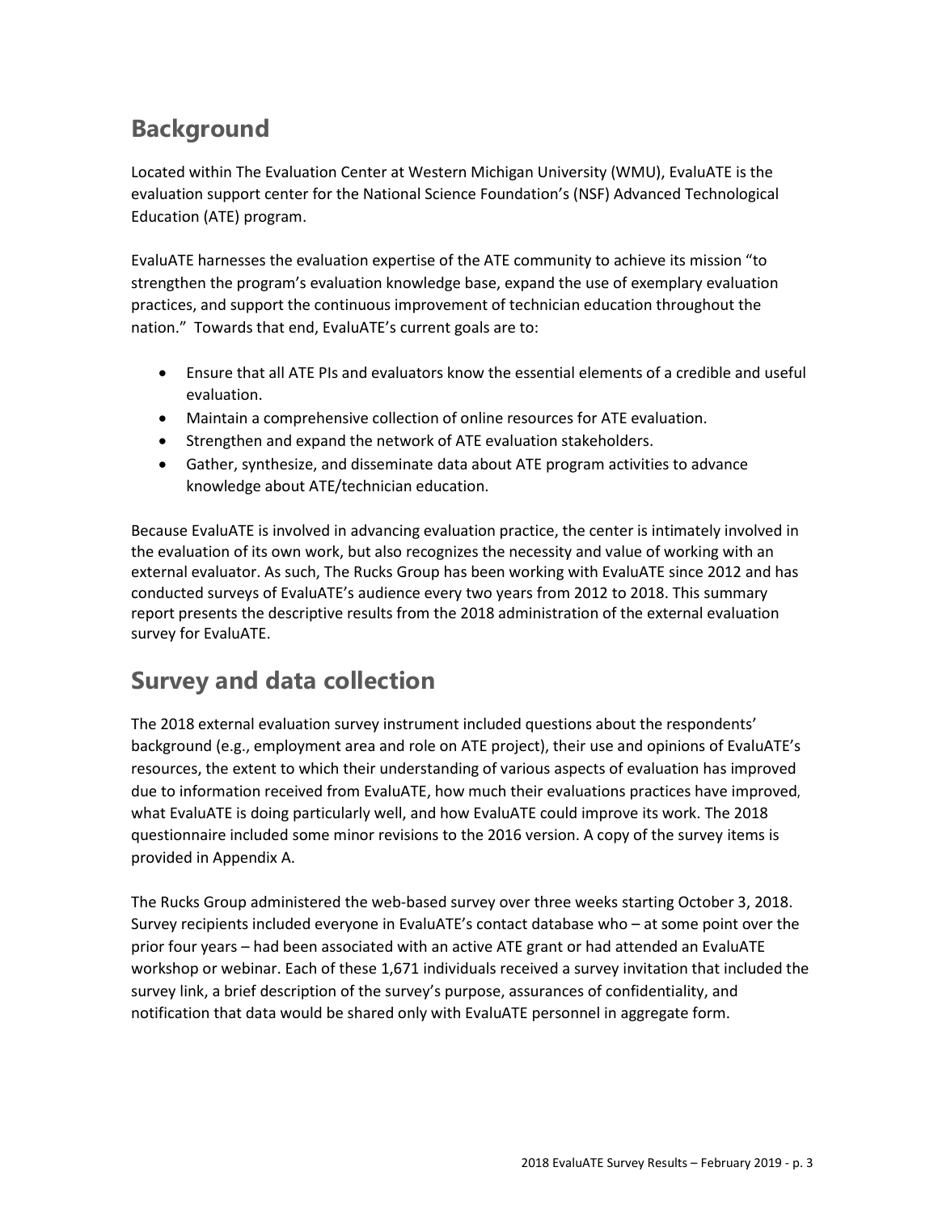## Background

Located within The Evaluation Center at Western Michigan University (WMU), EvaluATE is the evaluation support center for the National Science Foundation's (NSF) Advanced Technological Education (ATE) program.

EvaluATE harnesses the evaluation expertise of the ATE community to achieve its mission "to strengthen the program's evaluation knowledge base, expand the use of exemplary evaluation practices, and support the continuous improvement of technician education throughout the nation." Towards that end, EvaluATE's current goals are to:

- Ensure that all ATE PIs and evaluators know the essential elements of a credible and useful evaluation.
- Maintain a comprehensive collection of online resources for ATE evaluation.
- Strengthen and expand the network of ATE evaluation stakeholders.
- Gather, synthesize, and disseminate data about ATE program activities to advance knowledge about ATE/technician education.

Because EvaluATE is involved in advancing evaluation practice, the center is intimately involved in the evaluation of its own work, but also recognizes the necessity and value of working with an external evaluator. As such, The Rucks Group has been working with EvaluATE since 2012 and has conducted surveys of EvaluATE's audience every two years from 2012 to 2018. This summary report presents the descriptive results from the 2018 administration of the external evaluation survey for EvaluATE.

## Survey and data collection

The 2018 external evaluation survey instrument included questions about the respondents' background (e.g., employment area and role on ATE project), their use and opinions of EvaluATE's resources, the extent to which their understanding of various aspects of evaluation has improved due to information received from EvaluATE, how much their evaluations practices have improved, what EvaluATE is doing particularly well, and how EvaluATE could improve its work. The 2018 questionnaire included some minor revisions to the 2016 version. A copy of the survey items is provided in Appendix A.

The Rucks Group administered the web-based survey over three weeks starting October 3, 2018. Survey recipients included everyone in EvaluATE's contact database who – at some point over the prior four years – had been associated with an active ATE grant or had attended an EvaluATE workshop or webinar. Each of these 1,671 individuals received a survey invitation that included the survey link, a brief description of the survey's purpose, assurances of confidentiality, and notification that data would be shared only with EvaluATE personnel in aggregate form.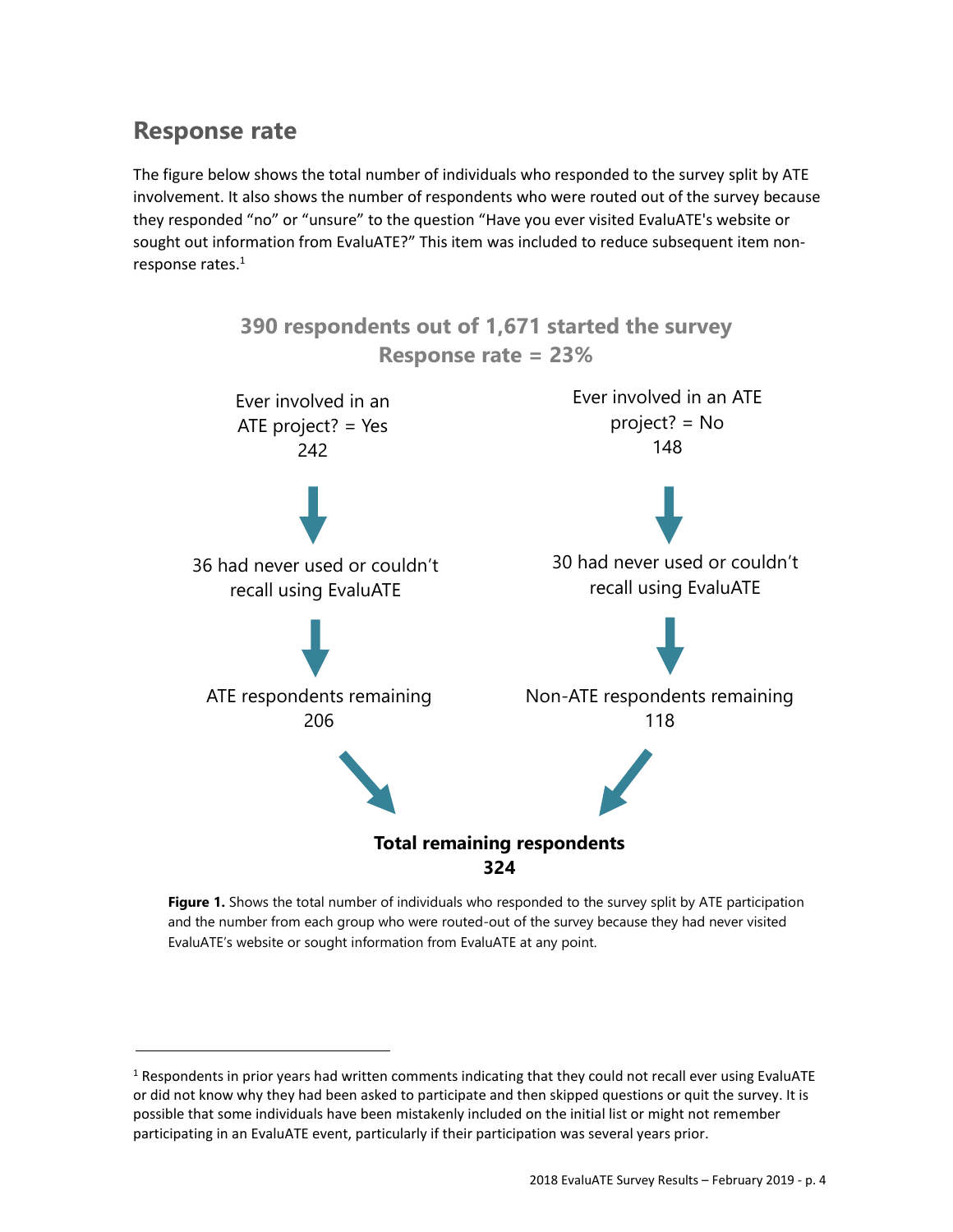## Response rate

The figure below shows the total number of individuals who responded to the survey split by ATE involvement. It also shows the number of respondents who were routed out of the survey because they responded "no" or "unsure" to the question "Have you ever visited EvaluATE's website or sought out information from EvaluATE?" This item was included to reduce subsequent item non-response rates.[1]

**390 respondents out of 1,671 started the survey**
**Response rate = 23%**

Ever involved in an ATE project? = Yes
242

↓

36 had never used or couldn't recall using EvaluATE

↓

ATE respondents remaining
206

Ever involved in an ATE project? = No
148

↓

30 had never used or couldn't recall using EvaluATE

↓

Non-ATE respondents remaining
118

**Total remaining respondents**
**324**

**Figure 1.** Shows the total number of individuals who responded to the survey split by ATE participation and the number from each group who were routed-out of the survey because they had never visited EvaluATE's website or sought information from EvaluATE at any point.

---

[1] Respondents in prior years had written comments indicating that they could not recall ever using EvaluATE or did not know why they had been asked to participate and then skipped questions or quit the survey. It is possible that some individuals have been mistakenly included on the initial list or might not remember participating in an EvaluATE event, particularly if their participation was several years prior.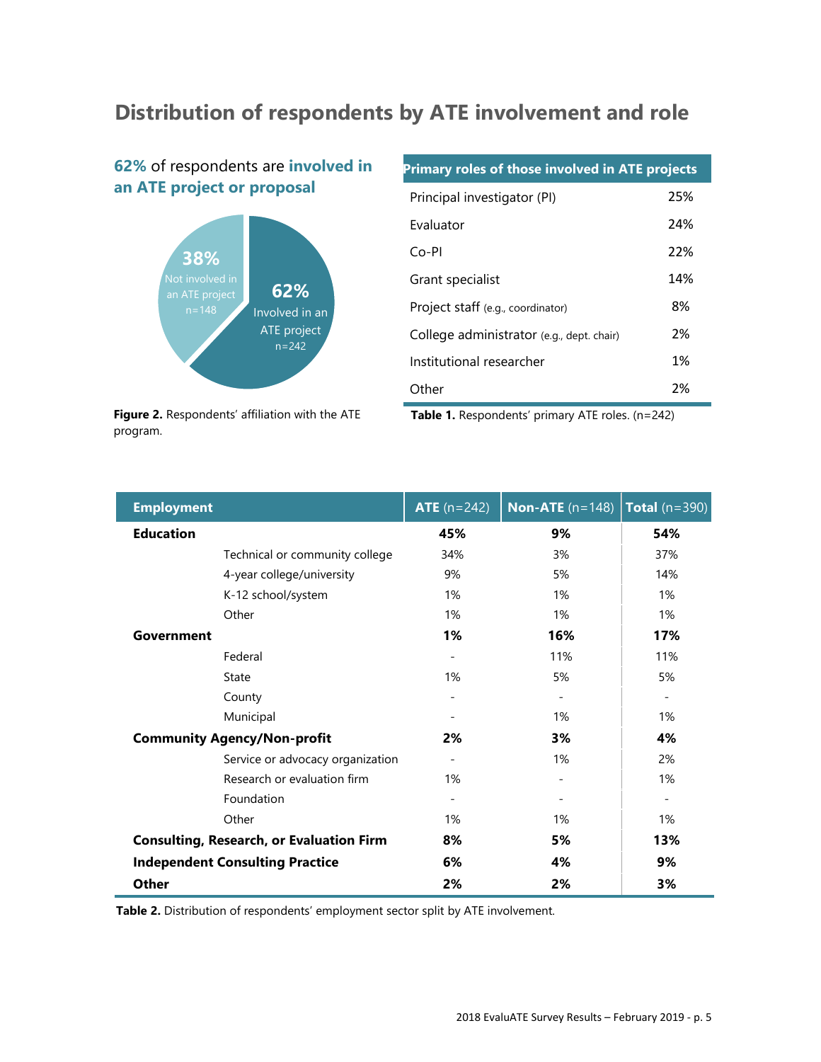# Distribution of respondents by ATE involvement and role

**62%** of respondents are **involved in an ATE project or proposal**

38% Not involved in an ATE project n=148

62% Involved in an ATE project n=242

**Figure 2.** Respondents' affiliation with the ATE program.

| Primary roles of those involved in ATE projects | |
|---|---|
| Principal investigator (PI) | 25% |
| Evaluator | 24% |
| Co-PI | 22% |
| Grant specialist | 14% |
| Project staff (e.g., coordinator) | 8% |
| College administrator (e.g., dept. chair) | 2% |
| Institutional researcher | 1% |
| Other | 2% |

**Table 1.** Respondents' primary ATE roles. (n=242)

| Employment | | ATE (n=242) | Non-ATE (n=148) | Total (n=390) |
|---|---|---|---|---|
| **Education** | | **45%** | **9%** | **54%** |
| | Technical or community college | 34% | 3% | 37% |
| | 4-year college/university | 9% | 5% | 14% |
| | K-12 school/system | 1% | 1% | 1% |
| | Other | 1% | 1% | 1% |
| **Government** | | **1%** | **16%** | **17%** |
| | Federal | - | 11% | 11% |
| | State | 1% | 5% | 5% |
| | County | - | - | - |
| | Municipal | - | 1% | 1% |
| **Community Agency/Non-profit** | | **2%** | **3%** | **4%** |
| | Service or advocacy organization | - | 1% | 2% |
| | Research or evaluation firm | 1% | - | 1% |
| | Foundation | - | - | - |
| | Other | 1% | 1% | 1% |
| **Consulting, Research, or Evaluation Firm** | | **8%** | **5%** | **13%** |
| **Independent Consulting Practice** | | **6%** | **4%** | **9%** |
| **Other** | | **2%** | **2%** | **3%** |

**Table 2.** Distribution of respondents' employment sector split by ATE involvement.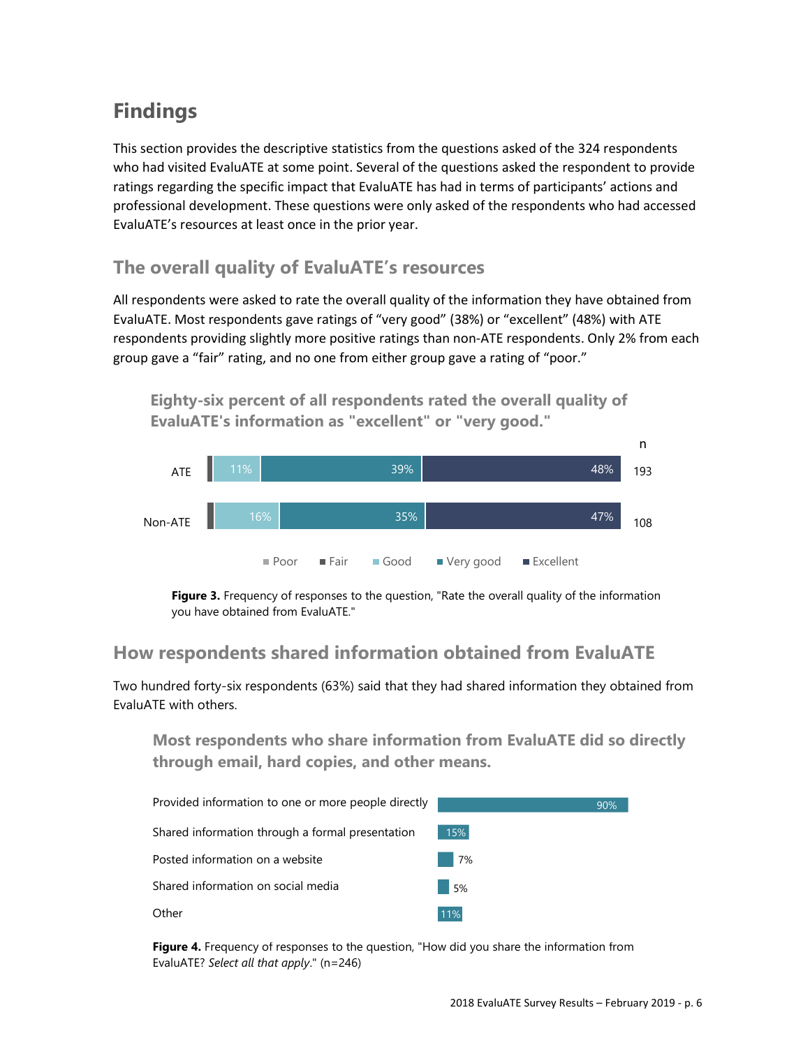# Findings

This section provides the descriptive statistics from the questions asked of the 324 respondents who had visited EvaluATE at some point. Several of the questions asked the respondent to provide ratings regarding the specific impact that EvaluATE has had in terms of participants' actions and professional development. These questions were only asked of the respondents who had accessed EvaluATE's resources at least once in the prior year.

## The overall quality of EvaluATE's resources

All respondents were asked to rate the overall quality of the information they have obtained from EvaluATE. Most respondents gave ratings of "very good" (38%) or "excellent" (48%) with ATE respondents providing slightly more positive ratings than non-ATE respondents. Only 2% from each group gave a "fair" rating, and no one from either group gave a rating of "poor."

**Eighty-six percent of all respondents rated the overall quality of EvaluATE's information as "excellent" or "very good."**

| | Poor | Fair | Good | Very good | Excellent | n |
|---|---|---|---|---|---|---|
| ATE | | | 11% | 39% | 48% | 193 |
| Non-ATE | | | 16% | 35% | 47% | 108 |

**Figure 3.** Frequency of responses to the question, "Rate the overall quality of the information you have obtained from EvaluATE."

## How respondents shared information obtained from EvaluATE

Two hundred forty-six respondents (63%) said that they had shared information they obtained from EvaluATE with others.

**Most respondents who share information from EvaluATE did so directly through email, hard copies, and other means.**

| | |
|---|---|
| Provided information to one or more people directly | 90% |
| Shared information through a formal presentation | 15% |
| Posted information on a website | 7% |
| Shared information on social media | 5% |
| Other | 11% |

**Figure 4.** Frequency of responses to the question, "How did you share the information from EvaluATE? *Select all that apply*." (n=246)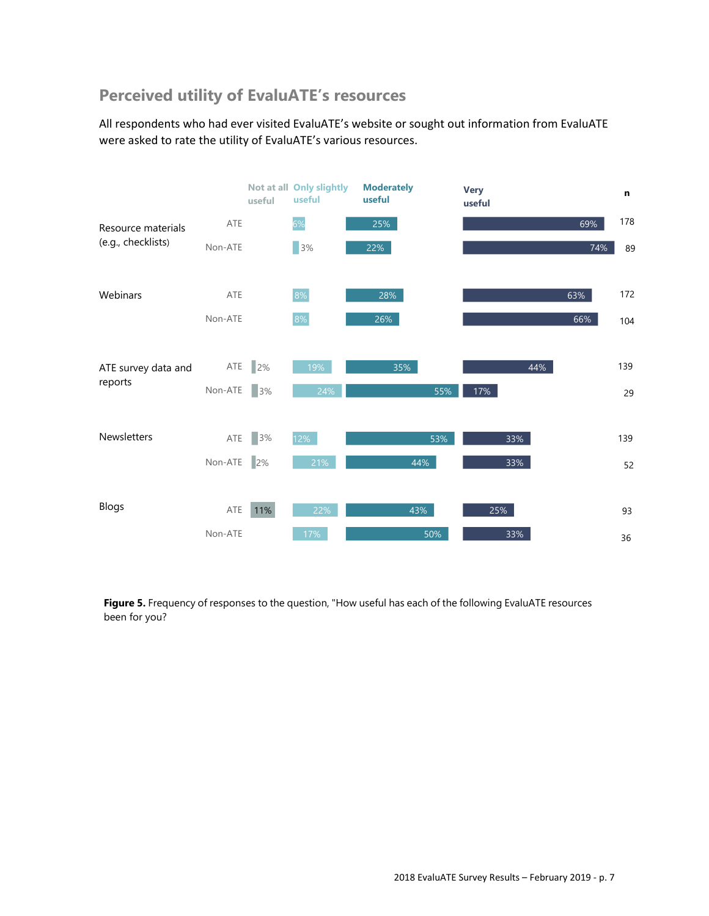## Perceived utility of EvaluATE's resources

All respondents who had ever visited EvaluATE's website or sought out information from EvaluATE were asked to rate the utility of EvaluATE's various resources.

| Resource | Group | Not at all useful | Only slightly useful | Moderately useful | Very useful | n |
|---|---|---|---|---|---|---|
| Resource materials (e.g., checklists) | ATE | | 6% | 25% | 69% | 178 |
| | Non-ATE | | 3% | 22% | 74% | 89 |
| Webinars | ATE | | 8% | 28% | 63% | 172 |
| | Non-ATE | | 8% | 26% | 66% | 104 |
| ATE survey data and reports | ATE | 2% | 19% | 35% | 44% | 139 |
| | Non-ATE | 3% | 24% | 55% | 17% | 29 |
| Newsletters | ATE | 3% | 12% | 53% | 33% | 139 |
| | Non-ATE | 2% | 21% | 44% | 33% | 52 |
| Blogs | ATE | 11% | 22% | 43% | 25% | 93 |
| | Non-ATE | | 17% | 50% | 33% | 36 |

**Figure 5.** Frequency of responses to the question, "How useful has each of the following EvaluATE resources been for you?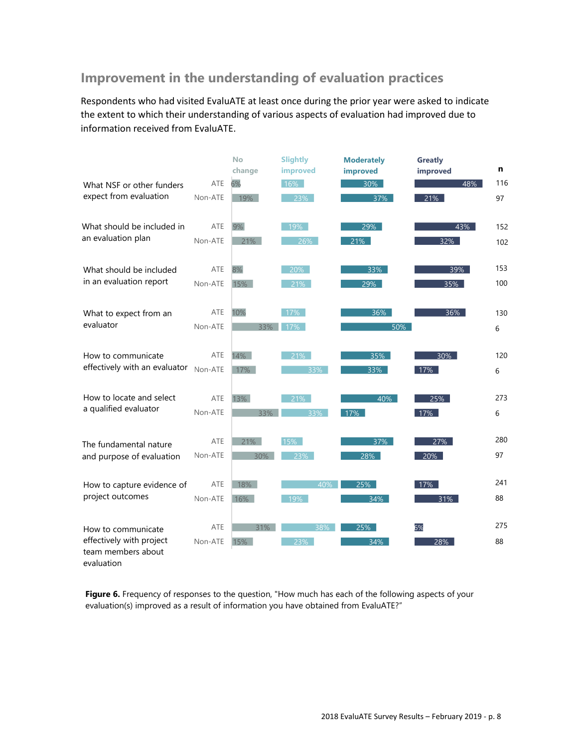## Improvement in the understanding of evaluation practices

Respondents who had visited EvaluATE at least once during the prior year were asked to indicate the extent to which their understanding of various aspects of evaluation had improved due to information received from EvaluATE.

| | | No change | Slightly improved | Moderately improved | Greatly improved | n |
|---|---|---|---|---|---|---|
| What NSF or other funders expect from evaluation | ATE | 6% | 16% | 30% | 48% | 116 |
| | Non-ATE | 19% | 23% | 37% | 21% | 97 |
| What should be included in an evaluation plan | ATE | 9% | 19% | 29% | 43% | 152 |
| | Non-ATE | 21% | 26% | 21% | 32% | 102 |
| What should be included in an evaluation report | ATE | 8% | 20% | 33% | 39% | 153 |
| | Non-ATE | 15% | 21% | 29% | 35% | 100 |
| What to expect from an evaluator | ATE | 10% | 17% | 36% | 36% | 130 |
| | Non-ATE | 33% | 17% | 50% | | 6 |
| How to communicate effectively with an evaluator | ATE | 14% | 21% | 35% | 30% | 120 |
| | Non-ATE | 17% | 33% | 33% | 17% | 6 |
| How to locate and select a qualified evaluator | ATE | 13% | 21% | 40% | 25% | 273 |
| | Non-ATE | 33% | 33% | 17% | 17% | 6 |
| The fundamental nature and purpose of evaluation | ATE | 21% | 15% | 37% | 27% | 280 |
| | Non-ATE | 30% | 23% | 28% | 20% | 97 |
| How to capture evidence of project outcomes | ATE | 18% | 40% | 25% | 17% | 241 |
| | Non-ATE | 16% | 19% | 34% | 31% | 88 |
| How to communicate effectively with project team members about evaluation | ATE | 31% | 38% | 25% | 6% | 275 |
| | Non-ATE | 15% | 23% | 34% | 28% | 88 |

**Figure 6.** Frequency of responses to the question, "How much has each of the following aspects of your evaluation(s) improved as a result of information you have obtained from EvaluATE?"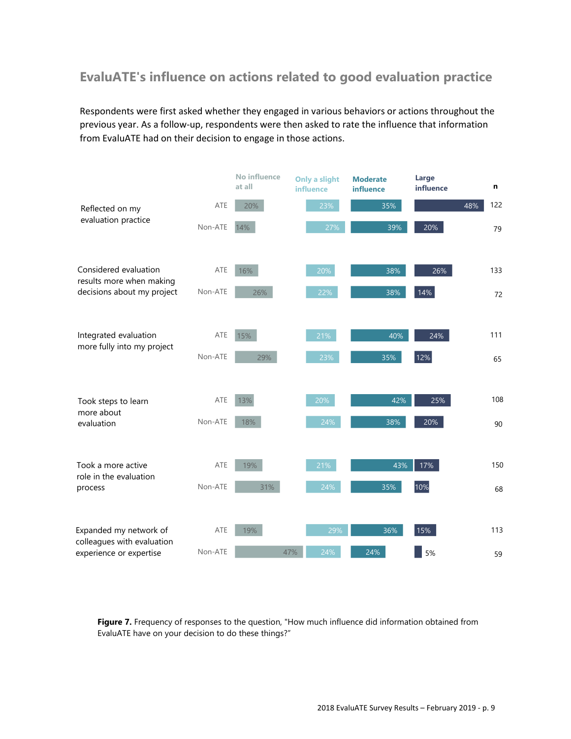## EvaluATE's influence on actions related to good evaluation practice

Respondents were first asked whether they engaged in various behaviors or actions throughout the previous year. As a follow-up, respondents were then asked to rate the influence that information from EvaluATE had on their decision to engage in those actions.

| | | No influence at all | Only a slight influence | Moderate influence | Large influence | n |
|---|---|---|---|---|---|---|
| Reflected on my evaluation practice | ATE | 20% | 23% | 35% | 48% | 122 |
| | Non-ATE | 14% | 27% | 39% | 20% | 79 |
| Considered evaluation results more when making decisions about my project | ATE | 16% | 20% | 38% | 26% | 133 |
| | Non-ATE | 26% | 22% | 38% | 14% | 72 |
| Integrated evaluation more fully into my project | ATE | 15% | 21% | 40% | 24% | 111 |
| | Non-ATE | 29% | 23% | 35% | 12% | 65 |
| Took steps to learn more about evaluation | ATE | 13% | 20% | 42% | 25% | 108 |
| | Non-ATE | 18% | 24% | 38% | 20% | 90 |
| Took a more active role in the evaluation process | ATE | 19% | 21% | 43% | 17% | 150 |
| | Non-ATE | 31% | 24% | 35% | 10% | 68 |
| Expanded my network of colleagues with evaluation experience or expertise | ATE | 19% | 29% | 36% | 15% | 113 |
| | Non-ATE | 47% | 24% | 24% | 5% | 59 |

**Figure 7.** Frequency of responses to the question, "How much influence did information obtained from EvaluATE have on your decision to do these things?"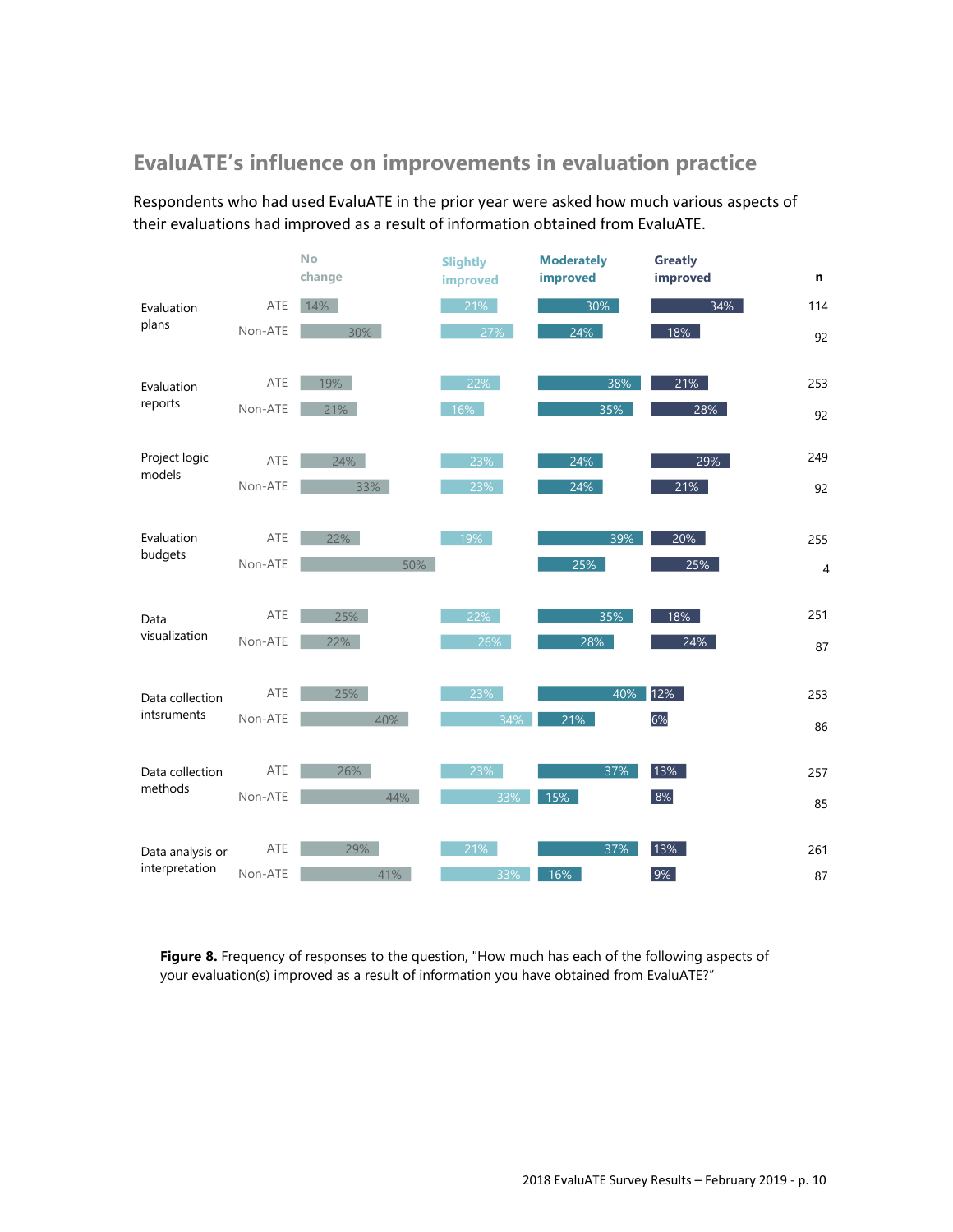## EvaluATE's influence on improvements in evaluation practice

Respondents who had used EvaluATE in the prior year were asked how much various aspects of their evaluations had improved as a result of information obtained from EvaluATE.

| | | No change | Slightly improved | Moderately improved | Greatly improved | n |
|---|---|---|---|---|---|---|
| Evaluation plans | ATE | 14% | 21% | 30% | 34% | 114 |
| | Non-ATE | 30% | 27% | 24% | 18% | 92 |
| Evaluation reports | ATE | 19% | 22% | 38% | 21% | 253 |
| | Non-ATE | 21% | 16% | 35% | 28% | 92 |
| Project logic models | ATE | 24% | 23% | 24% | 29% | 249 |
| | Non-ATE | 33% | 23% | 24% | 21% | 92 |
| Evaluation budgets | ATE | 22% | 19% | 39% | 20% | 255 |
| | Non-ATE | 50% | | 25% | 25% | 4 |
| Data visualization | ATE | 25% | 22% | 35% | 18% | 251 |
| | Non-ATE | 22% | 26% | 28% | 24% | 87 |
| Data collection intsruments | ATE | 25% | 23% | 40% | 12% | 253 |
| | Non-ATE | 40% | 34% | 21% | 6% | 86 |
| Data collection methods | ATE | 26% | 23% | 37% | 13% | 257 |
| | Non-ATE | 44% | 33% | 15% | 8% | 85 |
| Data analysis or interpretation | ATE | 29% | 21% | 37% | 13% | 261 |
| | Non-ATE | 41% | 33% | 16% | 9% | 87 |

**Figure 8.** Frequency of responses to the question, "How much has each of the following aspects of your evaluation(s) improved as a result of information you have obtained from EvaluATE?"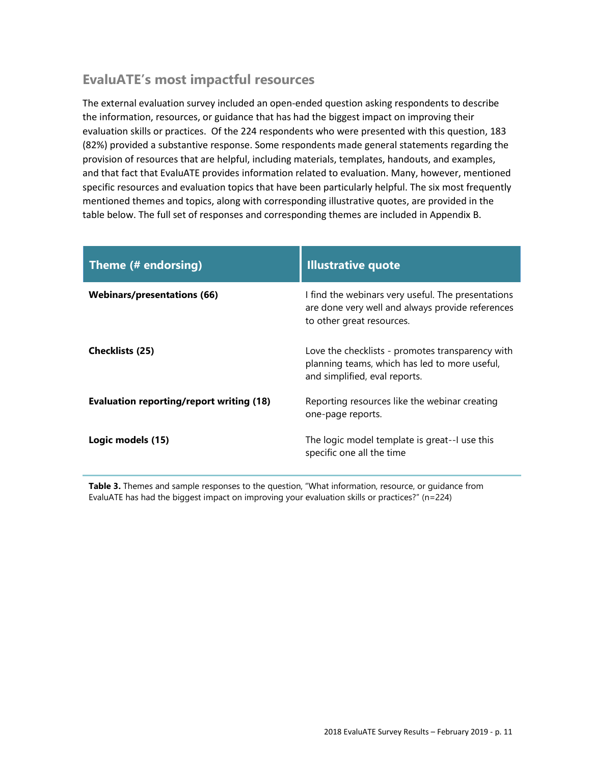## EvaluATE's most impactful resources

The external evaluation survey included an open-ended question asking respondents to describe the information, resources, or guidance that has had the biggest impact on improving their evaluation skills or practices. Of the 224 respondents who were presented with this question, 183 (82%) provided a substantive response. Some respondents made general statements regarding the provision of resources that are helpful, including materials, templates, handouts, and examples, and that fact that EvaluATE provides information related to evaluation. Many, however, mentioned specific resources and evaluation topics that have been particularly helpful. The six most frequently mentioned themes and topics, along with corresponding illustrative quotes, are provided in the table below. The full set of responses and corresponding themes are included in Appendix B.

| Theme (# endorsing) | Illustrative quote |
| --- | --- |
| **Webinars/presentations (66)** | I find the webinars very useful. The presentations are done very well and always provide references to other great resources. |
| **Checklists (25)** | Love the checklists - promotes transparency with planning teams, which has led to more useful, and simplified, eval reports. |
| **Evaluation reporting/report writing (18)** | Reporting resources like the webinar creating one-page reports. |
| **Logic models (15)** | The logic model template is great--I use this specific one all the time |

**Table 3.** Themes and sample responses to the question, "What information, resource, or guidance from EvaluATE has had the biggest impact on improving your evaluation skills or practices?" (n=224)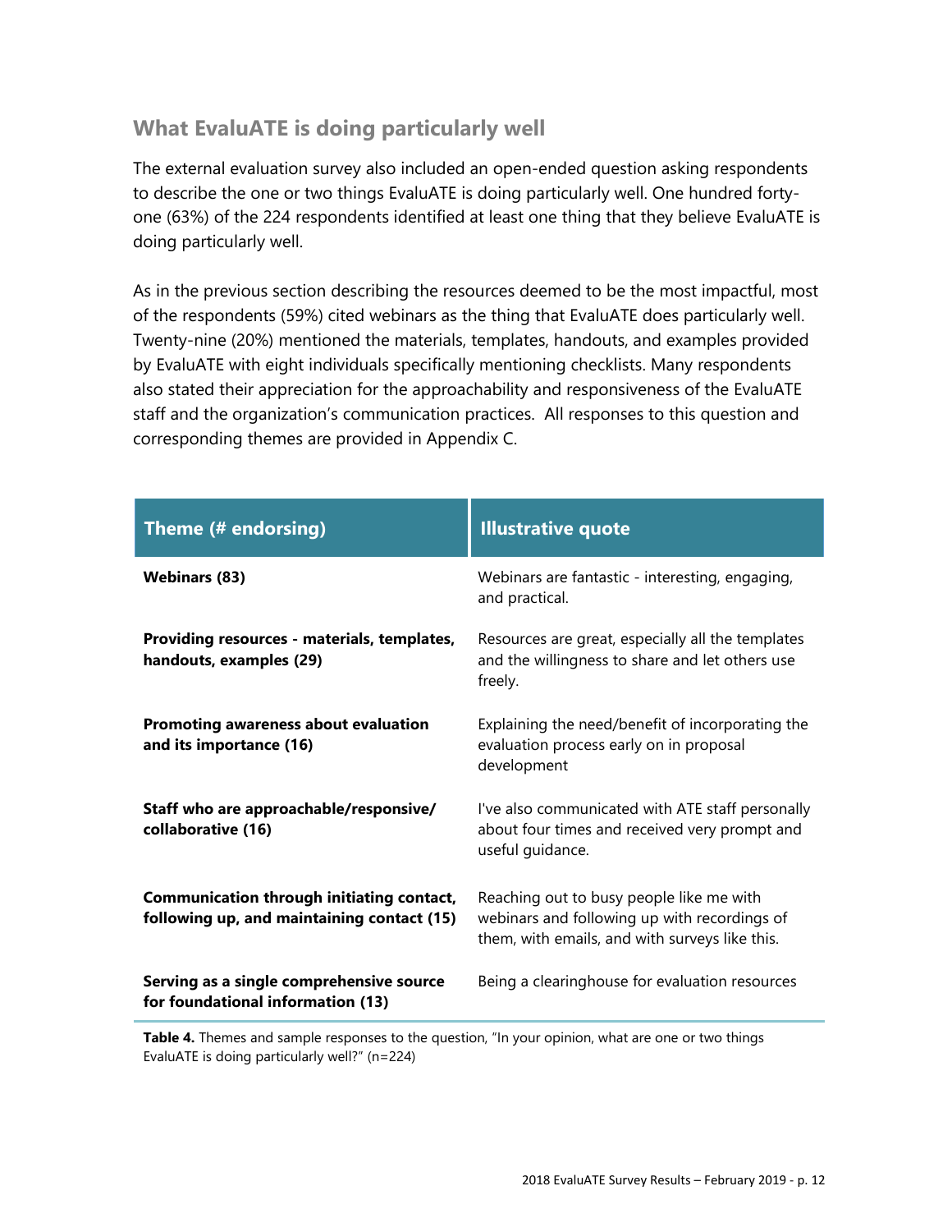## What EvaluATE is doing particularly well

The external evaluation survey also included an open-ended question asking respondents to describe the one or two things EvaluATE is doing particularly well. One hundred forty-one (63%) of the 224 respondents identified at least one thing that they believe EvaluATE is doing particularly well.

As in the previous section describing the resources deemed to be the most impactful, most of the respondents (59%) cited webinars as the thing that EvaluATE does particularly well. Twenty-nine (20%) mentioned the materials, templates, handouts, and examples provided by EvaluATE with eight individuals specifically mentioning checklists. Many respondents also stated their appreciation for the approachability and responsiveness of the EvaluATE staff and the organization's communication practices. All responses to this question and corresponding themes are provided in Appendix C.

| Theme (# endorsing) | Illustrative quote |
| --- | --- |
| **Webinars (83)** | Webinars are fantastic - interesting, engaging, and practical. |
| **Providing resources - materials, templates, handouts, examples (29)** | Resources are great, especially all the templates and the willingness to share and let others use freely. |
| **Promoting awareness about evaluation and its importance (16)** | Explaining the need/benefit of incorporating the evaluation process early on in proposal development |
| **Staff who are approachable/responsive/collaborative (16)** | I've also communicated with ATE staff personally about four times and received very prompt and useful guidance. |
| **Communication through initiating contact, following up, and maintaining contact (15)** | Reaching out to busy people like me with webinars and following up with recordings of them, with emails, and with surveys like this. |
| **Serving as a single comprehensive source for foundational information (13)** | Being a clearinghouse for evaluation resources |

**Table 4.** Themes and sample responses to the question, "In your opinion, what are one or two things EvaluATE is doing particularly well?" (n=224)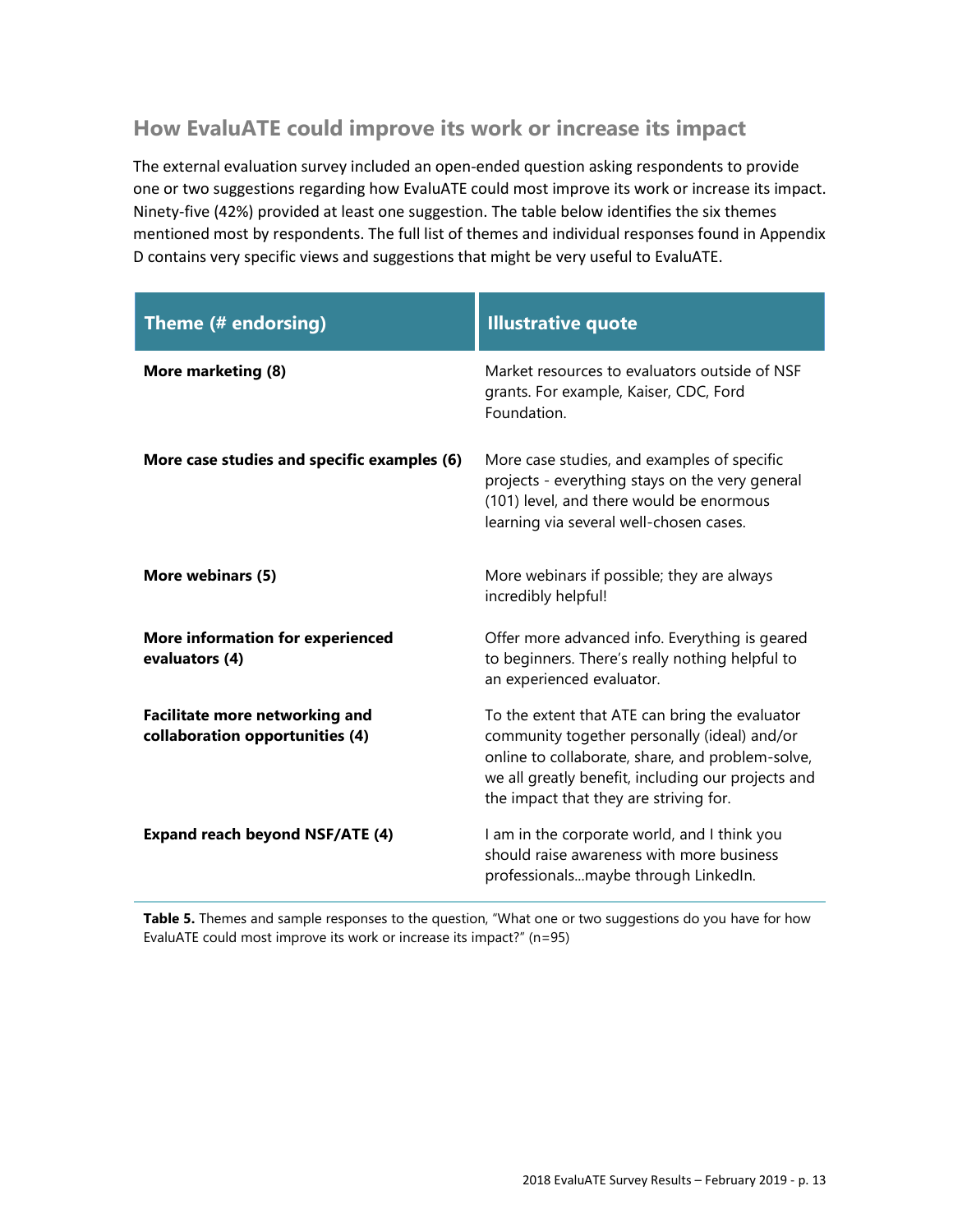## How EvaluATE could improve its work or increase its impact

The external evaluation survey included an open-ended question asking respondents to provide one or two suggestions regarding how EvaluATE could most improve its work or increase its impact. Ninety-five (42%) provided at least one suggestion. The table below identifies the six themes mentioned most by respondents. The full list of themes and individual responses found in Appendix D contains very specific views and suggestions that might be very useful to EvaluATE.

| Theme (# endorsing) | Illustrative quote |
|---|---|
| **More marketing (8)** | Market resources to evaluators outside of NSF grants. For example, Kaiser, CDC, Ford Foundation. |
| **More case studies and specific examples (6)** | More case studies, and examples of specific projects - everything stays on the very general (101) level, and there would be enormous learning via several well-chosen cases. |
| **More webinars (5)** | More webinars if possible; they are always incredibly helpful! |
| **More information for experienced evaluators (4)** | Offer more advanced info. Everything is geared to beginners. There's really nothing helpful to an experienced evaluator. |
| **Facilitate more networking and collaboration opportunities (4)** | To the extent that ATE can bring the evaluator community together personally (ideal) and/or online to collaborate, share, and problem-solve, we all greatly benefit, including our projects and the impact that they are striving for. |
| **Expand reach beyond NSF/ATE (4)** | I am in the corporate world, and I think you should raise awareness with more business professionals…maybe through LinkedIn. |

**Table 5.** Themes and sample responses to the question, "What one or two suggestions do you have for how EvaluATE could most improve its work or increase its impact?" (n=95)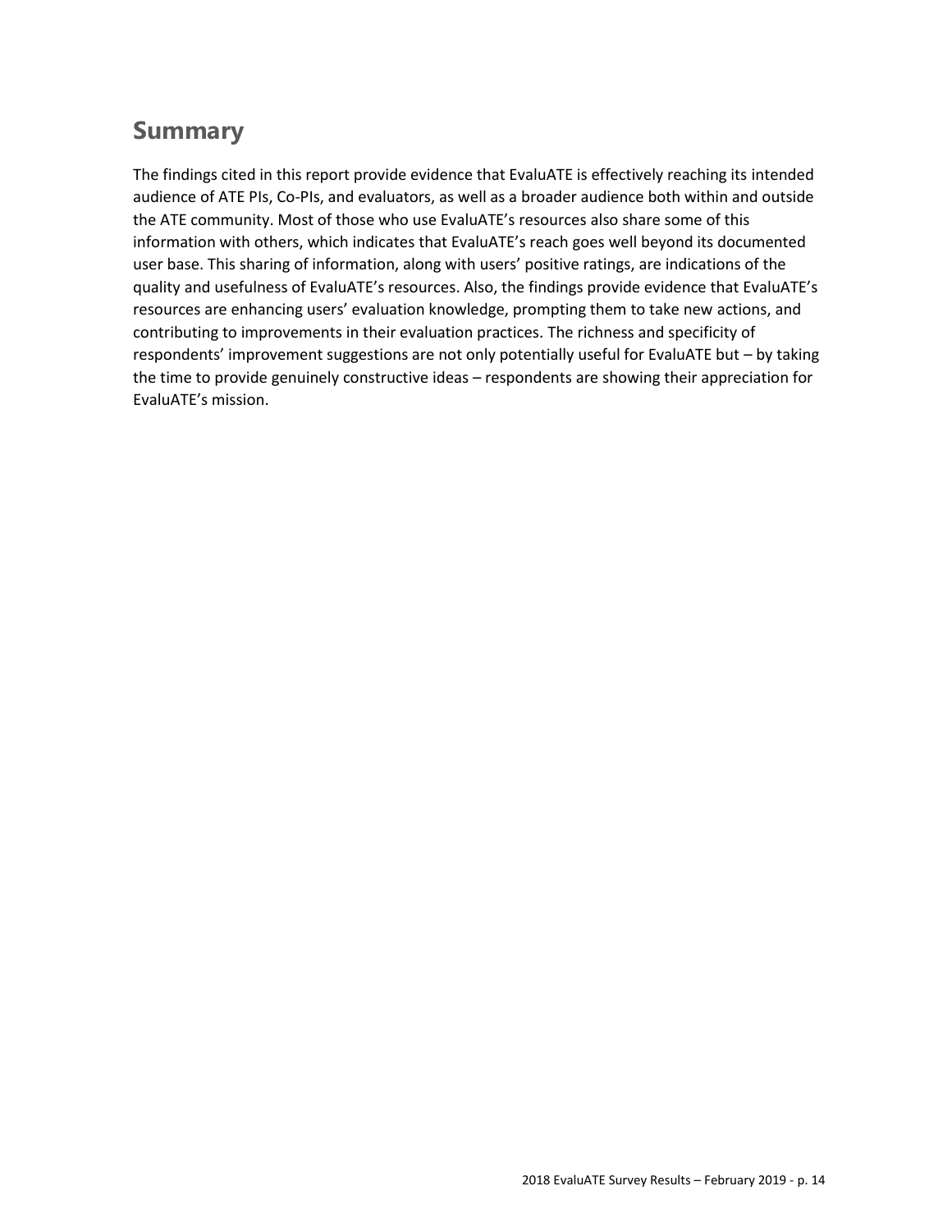## Summary

The findings cited in this report provide evidence that EvaluATE is effectively reaching its intended audience of ATE PIs, Co-PIs, and evaluators, as well as a broader audience both within and outside the ATE community. Most of those who use EvaluATE's resources also share some of this information with others, which indicates that EvaluATE's reach goes well beyond its documented user base. This sharing of information, along with users' positive ratings, are indications of the quality and usefulness of EvaluATE's resources. Also, the findings provide evidence that EvaluATE's resources are enhancing users' evaluation knowledge, prompting them to take new actions, and contributing to improvements in their evaluation practices. The richness and specificity of respondents' improvement suggestions are not only potentially useful for EvaluATE but – by taking the time to provide genuinely constructive ideas – respondents are showing their appreciation for EvaluATE's mission.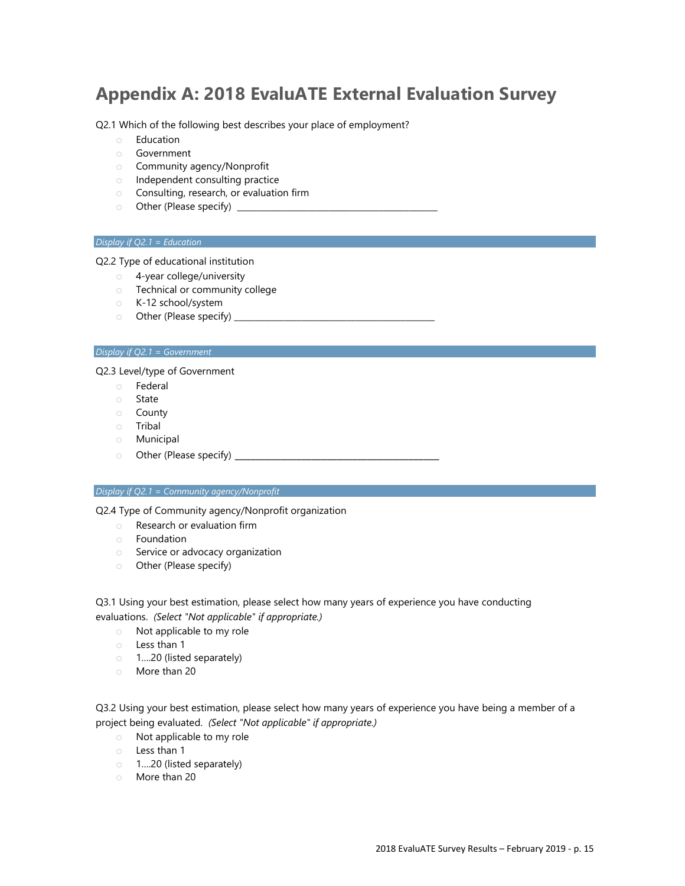# Appendix A: 2018 EvaluATE External Evaluation Survey

Q2.1 Which of the following best describes your place of employment?

- Education
- Government
- Community agency/Nonprofit
- Independent consulting practice
- Consulting, research, or evaluation firm
- Other (Please specify) ________________________________________________

*Display if Q2.1 = Education*

Q2.2 Type of educational institution

- 4-year college/university
- Technical or community college
- K-12 school/system
- Other (Please specify) ________________________________________________

*Display if Q2.1 = Government*

Q2.3 Level/type of Government

- Federal
- State
- County
- Tribal
- Municipal
- Other (Please specify) ________________________________________________

*Display if Q2.1 = Community agency/Nonprofit*

Q2.4 Type of Community agency/Nonprofit organization

- Research or evaluation firm
- Foundation
- Service or advocacy organization
- Other (Please specify)

Q3.1 Using your best estimation, please select how many years of experience you have conducting evaluations. *(Select "Not applicable" if appropriate.)*

- Not applicable to my role
- Less than 1
- 1….20 (listed separately)
- More than 20

Q3.2 Using your best estimation, please select how many years of experience you have being a member of a project being evaluated. *(Select "Not applicable" if appropriate.)*

- Not applicable to my role
- Less than 1
- 1….20 (listed separately)
- More than 20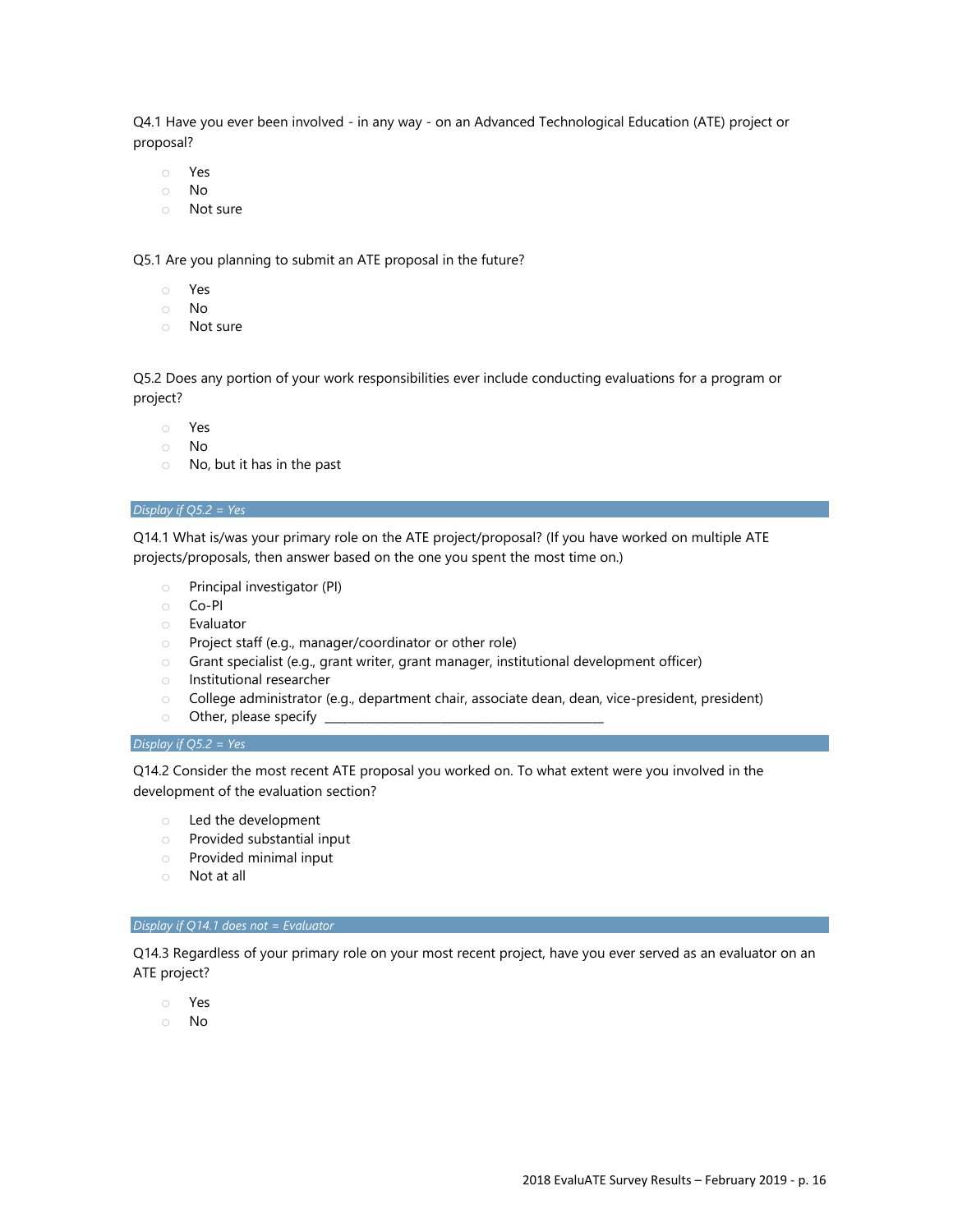Q4.1 Have you ever been involved - in any way - on an Advanced Technological Education (ATE) project or proposal?

- Yes
- No
- Not sure

Q5.1 Are you planning to submit an ATE proposal in the future?

- Yes
- No
- Not sure

Q5.2 Does any portion of your work responsibilities ever include conducting evaluations for a program or project?

- Yes
- No
- No, but it has in the past

*Display if Q5.2 = Yes*

Q14.1 What is/was your primary role on the ATE project/proposal? (If you have worked on multiple ATE projects/proposals, then answer based on the one you spent the most time on.)

- Principal investigator (PI)
- Co-PI
- Evaluator
- Project staff (e.g., manager/coordinator or other role)
- Grant specialist (e.g., grant writer, grant manager, institutional development officer)
- Institutional researcher
- College administrator (e.g., department chair, associate dean, dean, vice-president, president)
- Other, please specify ________________________________________________

*Display if Q5.2 = Yes*

Q14.2 Consider the most recent ATE proposal you worked on. To what extent were you involved in the development of the evaluation section?

- Led the development
- Provided substantial input
- Provided minimal input
- Not at all

*Display if Q14.1 does not = Evaluator*

Q14.3 Regardless of your primary role on your most recent project, have you ever served as an evaluator on an ATE project?

- Yes
- No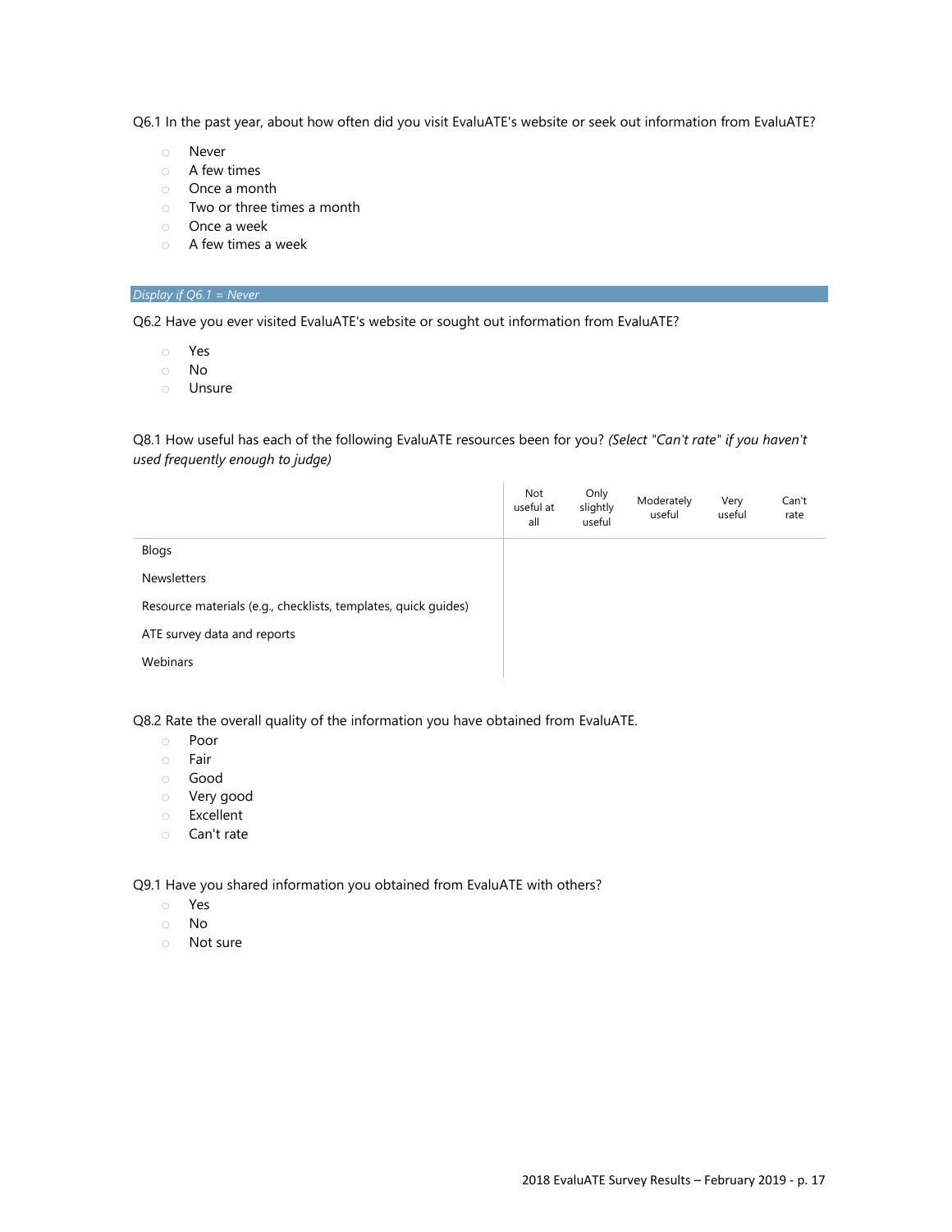Q6.1 In the past year, about how often did you visit EvaluATE's website or seek out information from EvaluATE?

- Never
- A few times
- Once a month
- Two or three times a month
- Once a week
- A few times a week

*Display if Q6.1 = Never*

Q6.2 Have you ever visited EvaluATE's website or sought out information from EvaluATE?

- Yes
- No
- Unsure

Q8.1 How useful has each of the following EvaluATE resources been for you? *(Select "Can't rate" if you haven't used frequently enough to judge)*

| | Not useful at all | Only slightly useful | Moderately useful | Very useful | Can't rate |
|---|---|---|---|---|---|
| Blogs | | | | | |
| Newsletters | | | | | |
| Resource materials (e.g., checklists, templates, quick guides) | | | | | |
| ATE survey data and reports | | | | | |
| Webinars | | | | | |

Q8.2 Rate the overall quality of the information you have obtained from EvaluATE.

- Poor
- Fair
- Good
- Very good
- Excellent
- Can't rate

Q9.1 Have you shared information you obtained from EvaluATE with others?

- Yes
- No
- Not sure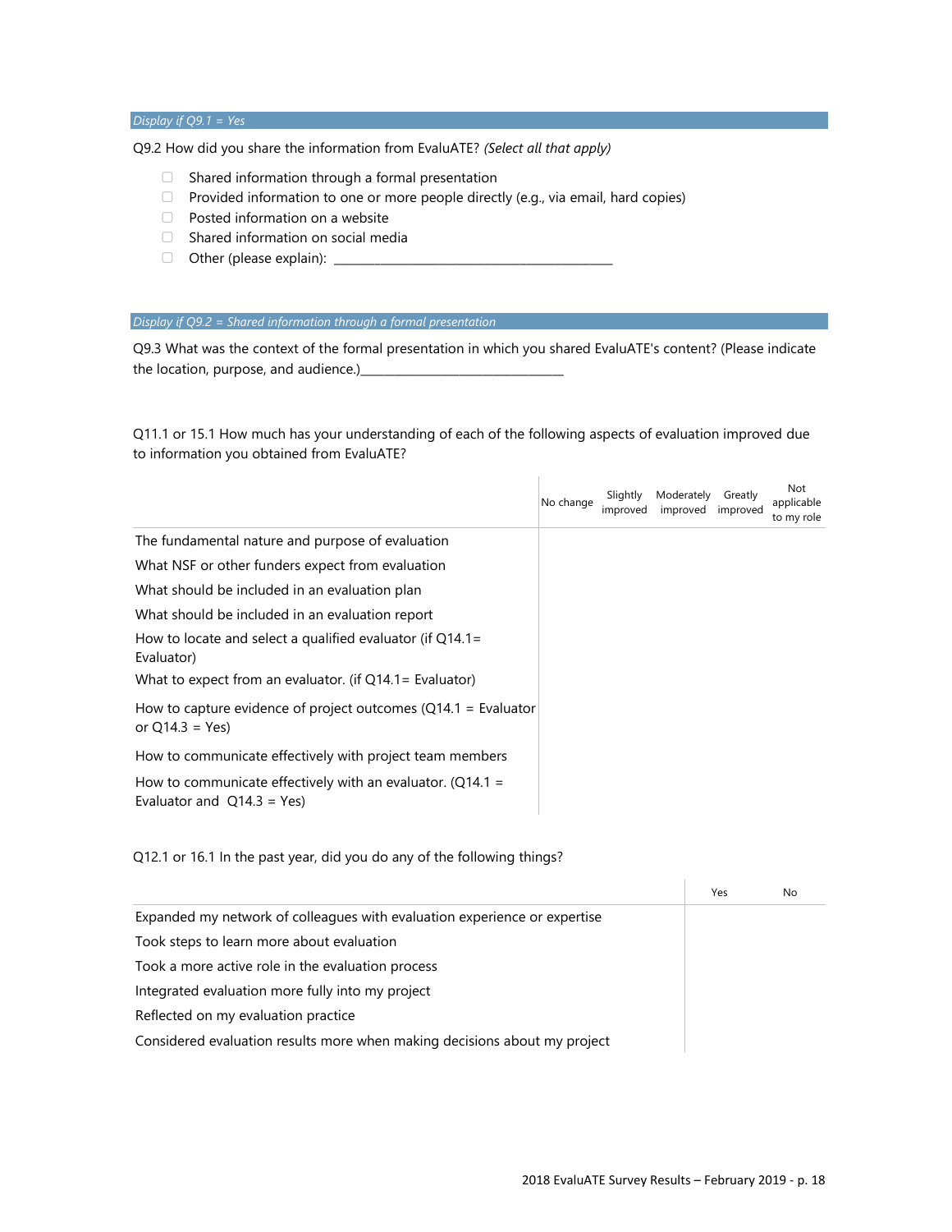*Display if Q9.1 = Yes*

Q9.2 How did you share the information from EvaluATE? *(Select all that apply)*

- Shared information through a formal presentation
- Provided information to one or more people directly (e.g., via email, hard copies)
- Posted information on a website
- Shared information on social media
- Other (please explain): ___________________________________________

*Display if Q9.2 = Shared information through a formal presentation*

Q9.3 What was the context of the formal presentation in which you shared EvaluATE's content? (Please indicate the location, purpose, and audience.)_______________________________

Q11.1 or 15.1 How much has your understanding of each of the following aspects of evaluation improved due to information you obtained from EvaluATE?

| | No change | Slightly improved | Moderately improved | Greatly improved | Not applicable to my role |
|---|---|---|---|---|---|
| The fundamental nature and purpose of evaluation | | | | | |
| What NSF or other funders expect from evaluation | | | | | |
| What should be included in an evaluation plan | | | | | |
| What should be included in an evaluation report | | | | | |
| How to locate and select a qualified evaluator (if Q14.1= Evaluator) | | | | | |
| What to expect from an evaluator. (if Q14.1= Evaluator) | | | | | |
| How to capture evidence of project outcomes (Q14.1 = Evaluator or Q14.3 = Yes) | | | | | |
| How to communicate effectively with project team members | | | | | |
| How to communicate effectively with an evaluator. (Q14.1 = Evaluator and Q14.3 = Yes) | | | | | |

Q12.1 or 16.1 In the past year, did you do any of the following things?

| | Yes | No |
|---|---|---|
| Expanded my network of colleagues with evaluation experience or expertise | | |
| Took steps to learn more about evaluation | | |
| Took a more active role in the evaluation process | | |
| Integrated evaluation more fully into my project | | |
| Reflected on my evaluation practice | | |
| Considered evaluation results more when making decisions about my project | | |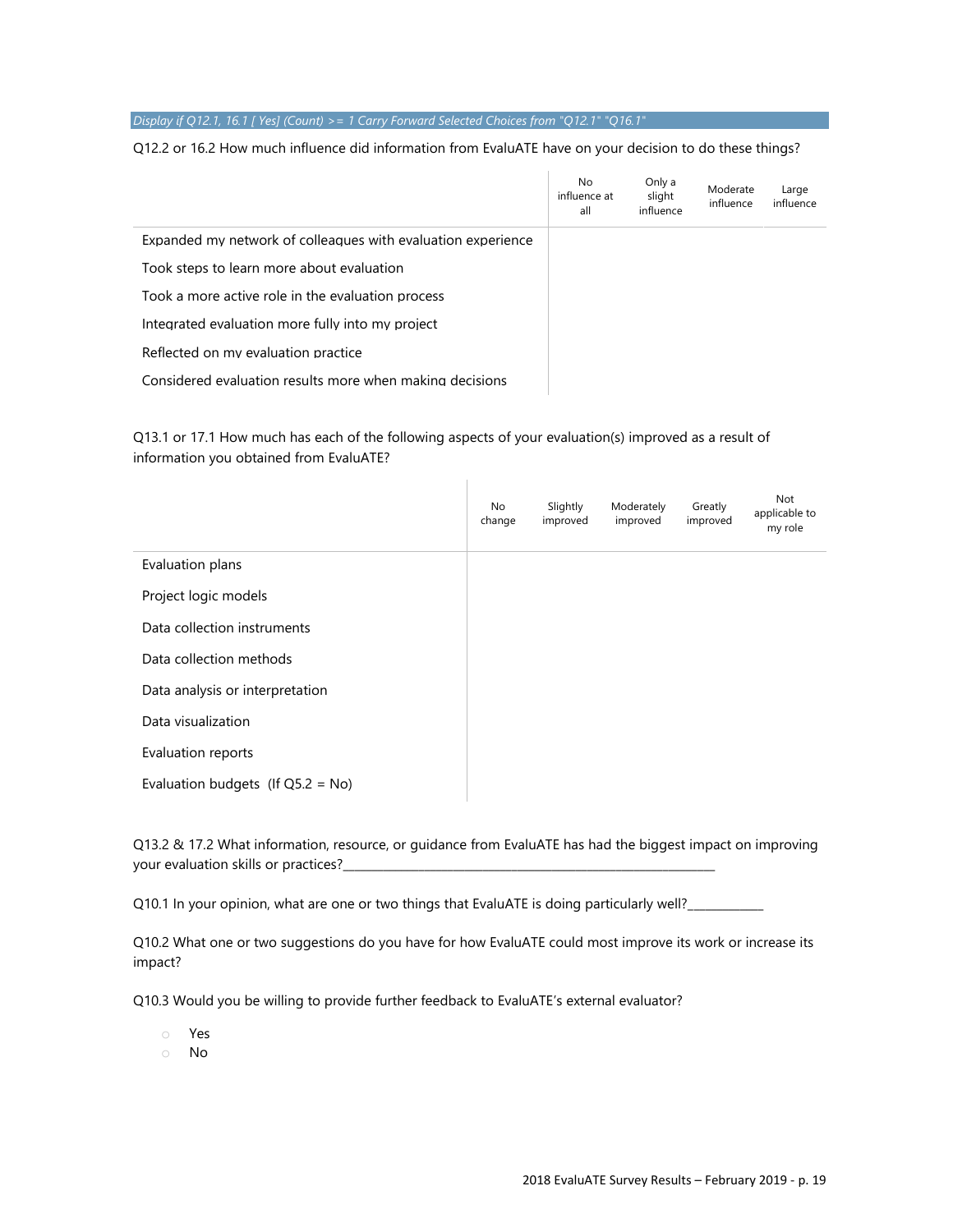*Display if Q12.1, 16.1 [ Yes] (Count) >= 1 Carry Forward Selected Choices from "Q12.1" "Q16.1"*

Q12.2 or 16.2 How much influence did information from EvaluATE have on your decision to do these things?

| | No influence at all | Only a slight influence | Moderate influence | Large influence |
|---|---|---|---|---|
| Expanded my network of colleagues with evaluation experience | | | | |
| Took steps to learn more about evaluation | | | | |
| Took a more active role in the evaluation process | | | | |
| Integrated evaluation more fully into my project | | | | |
| Reflected on my evaluation practice | | | | |
| Considered evaluation results more when making decisions | | | | |

Q13.1 or 17.1 How much has each of the following aspects of your evaluation(s) improved as a result of information you obtained from EvaluATE?

| | No change | Slightly improved | Moderately improved | Greatly improved | Not applicable to my role |
|---|---|---|---|---|---|
| Evaluation plans | | | | | |
| Project logic models | | | | | |
| Data collection instruments | | | | | |
| Data collection methods | | | | | |
| Data analysis or interpretation | | | | | |
| Data visualization | | | | | |
| Evaluation reports | | | | | |
| Evaluation budgets (If Q5.2 = No) | | | | | |

Q13.2 & 17.2 What information, resource, or guidance from EvaluATE has had the biggest impact on improving your evaluation skills or practices?________________________________________________________

Q10.1 In your opinion, what are one or two things that EvaluATE is doing particularly well?___________

Q10.2 What one or two suggestions do you have for how EvaluATE could most improve its work or increase its impact?

Q10.3 Would you be willing to provide further feedback to EvaluATE's external evaluator?

- ○ Yes
- ○ No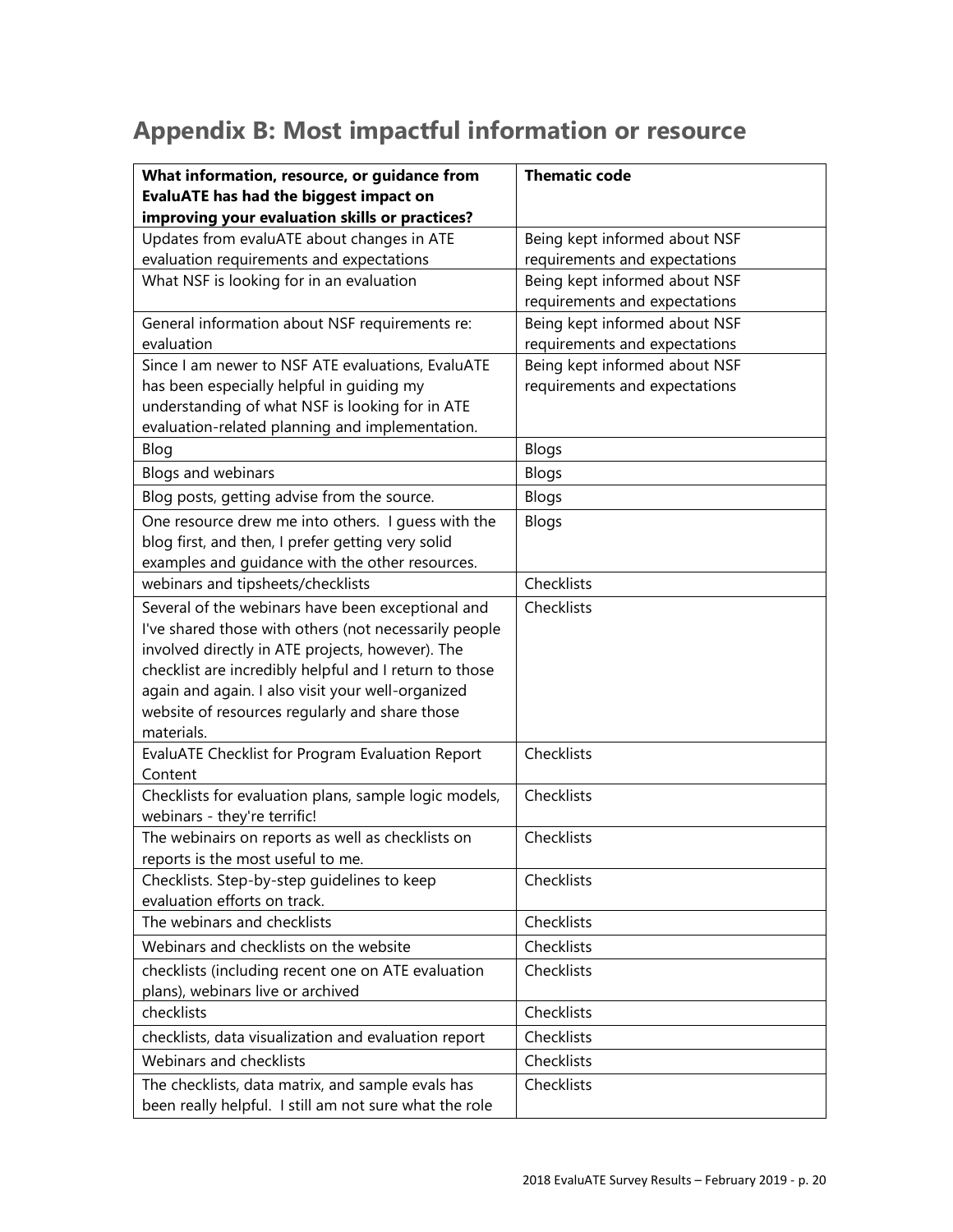## Appendix B: Most impactful information or resource

| What information, resource, or guidance from EvaluATE has had the biggest impact on improving your evaluation skills or practices? | Thematic code |
| --- | --- |
| Updates from evaluATE about changes in ATE evaluation requirements and expectations | Being kept informed about NSF requirements and expectations |
| What NSF is looking for in an evaluation | Being kept informed about NSF requirements and expectations |
| General information about NSF requirements re: evaluation | Being kept informed about NSF requirements and expectations |
| Since I am newer to NSF ATE evaluations, EvaluATE has been especially helpful in guiding my understanding of what NSF is looking for in ATE evaluation-related planning and implementation. | Being kept informed about NSF requirements and expectations |
| Blog | Blogs |
| Blogs and webinars | Blogs |
| Blog posts, getting advise from the source. | Blogs |
| One resource drew me into others. I guess with the blog first, and then, I prefer getting very solid examples and guidance with the other resources. | Blogs |
| webinars and tipsheets/checklists | Checklists |
| Several of the webinars have been exceptional and I've shared those with others (not necessarily people involved directly in ATE projects, however). The checklist are incredibly helpful and I return to those again and again. I also visit your well-organized website of resources regularly and share those materials. | Checklists |
| EvaluATE Checklist for Program Evaluation Report Content | Checklists |
| Checklists for evaluation plans, sample logic models, webinars - they're terrific! | Checklists |
| The webinairs on reports as well as checklists on reports is the most useful to me. | Checklists |
| Checklists. Step-by-step guidelines to keep evaluation efforts on track. | Checklists |
| The webinars and checklists | Checklists |
| Webinars and checklists on the website | Checklists |
| checklists (including recent one on ATE evaluation plans), webinars live or archived | Checklists |
| checklists | Checklists |
| checklists, data visualization and evaluation report | Checklists |
| Webinars and checklists | Checklists |
| The checklists, data matrix, and sample evals has been really helpful. I still am not sure what the role | Checklists |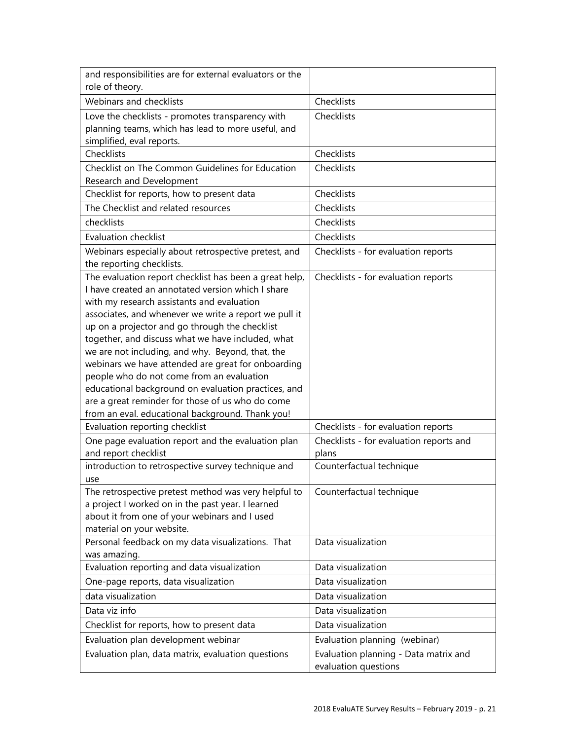| | |
|---|---|
| and responsibilities are for external evaluators or the role of theory. | |
| Webinars and checklists | Checklists |
| Love the checklists - promotes transparency with planning teams, which has lead to more useful, and simplified, eval reports. | Checklists |
| Checklists | Checklists |
| Checklist on The Common Guidelines for Education Research and Development | Checklists |
| Checklist for reports, how to present data | Checklists |
| The Checklist and related resources | Checklists |
| checklists | Checklists |
| Evaluation checklist | Checklists |
| Webinars especially about retrospective pretest, and the reporting checklists. | Checklists - for evaluation reports |
| The evaluation report checklist has been a great help, I have created an annotated version which I share with my research assistants and evaluation associates, and whenever we write a report we pull it up on a projector and go through the checklist together, and discuss what we have included, what we are not including, and why. Beyond, that, the webinars we have attended are great for onboarding people who do not come from an evaluation educational background on evaluation practices, and are a great reminder for those of us who do come from an eval. educational background. Thank you! | Checklists - for evaluation reports |
| Evaluation reporting checklist | Checklists - for evaluation reports |
| One page evaluation report and the evaluation plan and report checklist | Checklists - for evaluation reports and plans |
| introduction to retrospective survey technique and use | Counterfactual technique |
| The retrospective pretest method was very helpful to a project I worked on in the past year. I learned about it from one of your webinars and I used material on your website. | Counterfactual technique |
| Personal feedback on my data visualizations. That was amazing. | Data visualization |
| Evaluation reporting and data visualization | Data visualization |
| One-page reports, data visualization | Data visualization |
| data visualization | Data visualization |
| Data viz info | Data visualization |
| Checklist for reports, how to present data | Data visualization |
| Evaluation plan development webinar | Evaluation planning (webinar) |
| Evaluation plan, data matrix, evaluation questions | Evaluation planning - Data matrix and evaluation questions |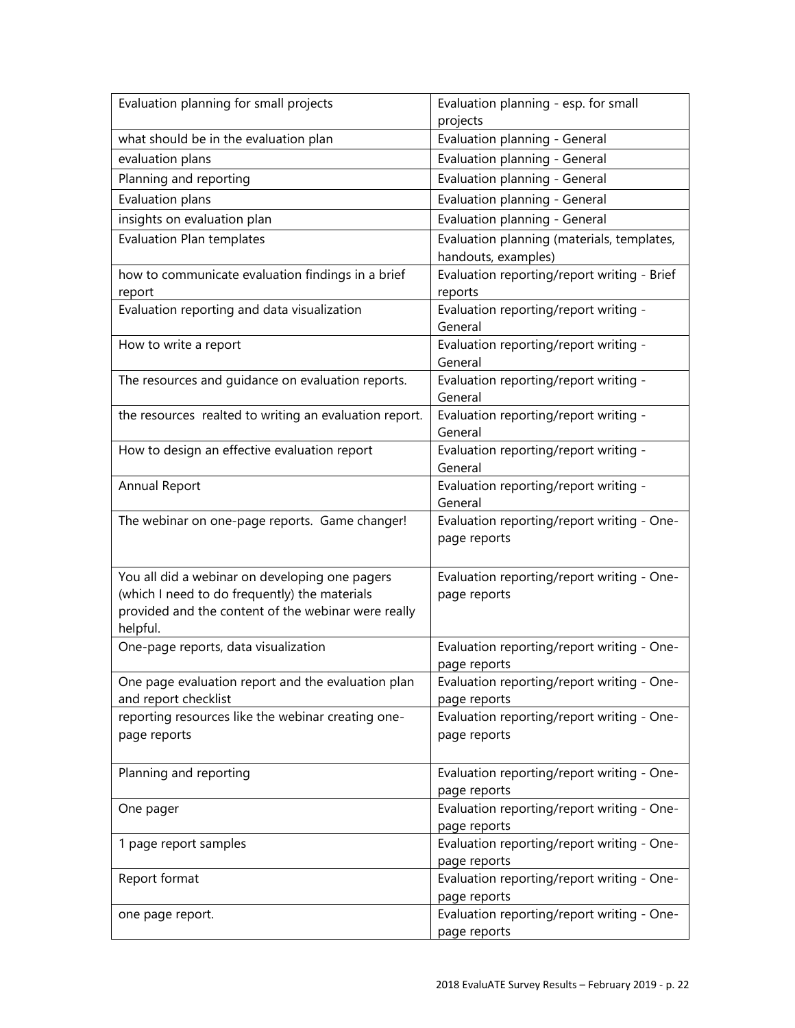| Evaluation planning for small projects | Evaluation planning - esp. for small projects |
|---|---|
| what should be in the evaluation plan | Evaluation planning - General |
| evaluation plans | Evaluation planning - General |
| Planning and reporting | Evaluation planning - General |
| Evaluation plans | Evaluation planning - General |
| insights on evaluation plan | Evaluation planning - General |
| Evaluation Plan templates | Evaluation planning (materials, templates, handouts, examples) |
| how to communicate evaluation findings in a brief report | Evaluation reporting/report writing - Brief reports |
| Evaluation reporting and data visualization | Evaluation reporting/report writing - General |
| How to write a report | Evaluation reporting/report writing - General |
| The resources and guidance on evaluation reports. | Evaluation reporting/report writing - General |
| the resources realted to writing an evaluation report. | Evaluation reporting/report writing - General |
| How to design an effective evaluation report | Evaluation reporting/report writing - General |
| Annual Report | Evaluation reporting/report writing - General |
| The webinar on one-page reports. Game changer! | Evaluation reporting/report writing - One-page reports |
| You all did a webinar on developing one pagers (which I need to do frequently) the materials provided and the content of the webinar were really helpful. | Evaluation reporting/report writing - One-page reports |
| One-page reports, data visualization | Evaluation reporting/report writing - One-page reports |
| One page evaluation report and the evaluation plan and report checklist | Evaluation reporting/report writing - One-page reports |
| reporting resources like the webinar creating one-page reports | Evaluation reporting/report writing - One-page reports |
| Planning and reporting | Evaluation reporting/report writing - One-page reports |
| One pager | Evaluation reporting/report writing - One-page reports |
| 1 page report samples | Evaluation reporting/report writing - One-page reports |
| Report format | Evaluation reporting/report writing - One-page reports |
| one page report. | Evaluation reporting/report writing - One-page reports |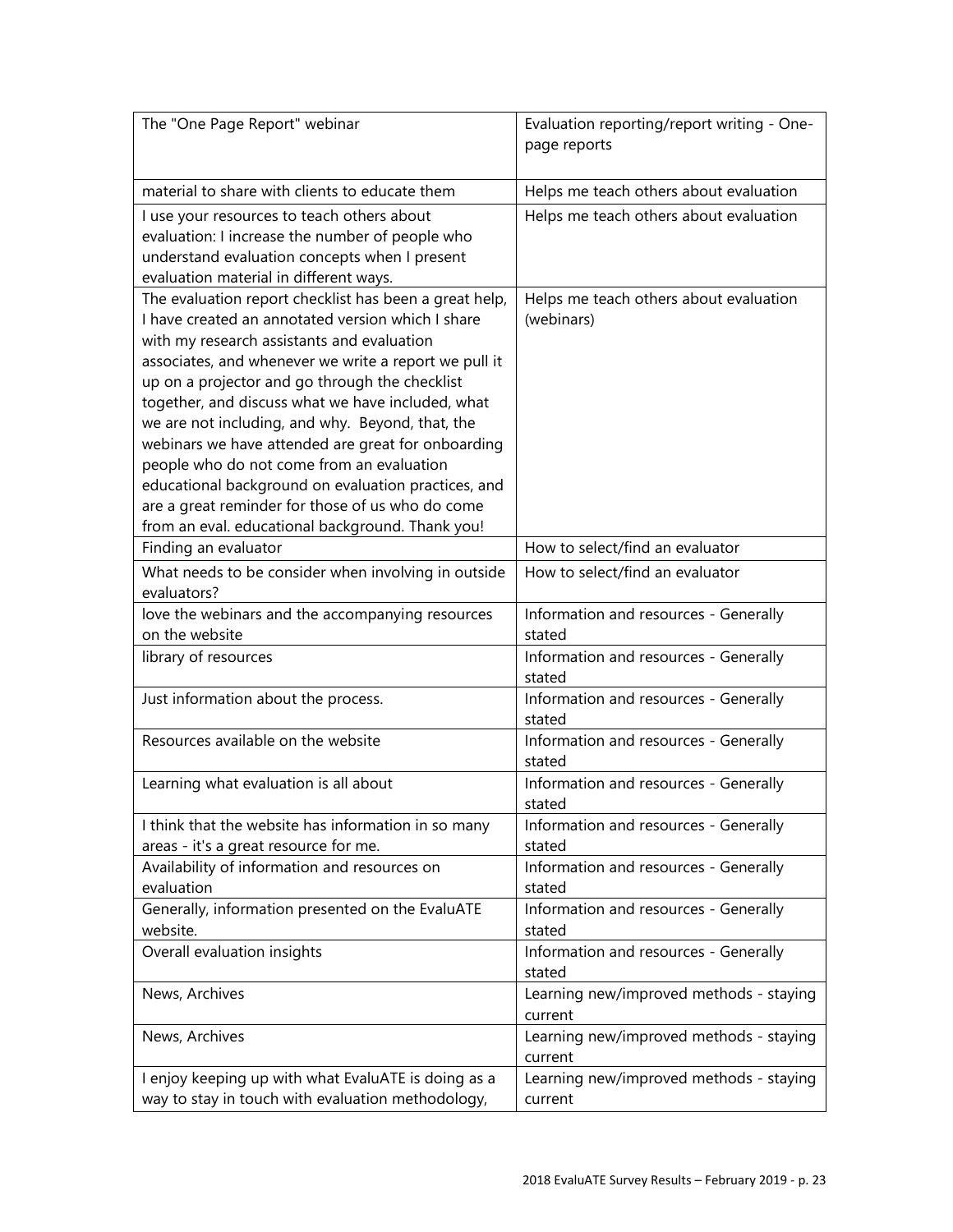| | |
|---|---|
| The "One Page Report" webinar | Evaluation reporting/report writing - One-page reports |
| material to share with clients to educate them | Helps me teach others about evaluation |
| I use your resources to teach others about evaluation: I increase the number of people who understand evaluation concepts when I present evaluation material in different ways. | Helps me teach others about evaluation |
| The evaluation report checklist has been a great help, I have created an annotated version which I share with my research assistants and evaluation associates, and whenever we write a report we pull it up on a projector and go through the checklist together, and discuss what we have included, what we are not including, and why. Beyond, that, the webinars we have attended are great for onboarding people who do not come from an evaluation educational background on evaluation practices, and are a great reminder for those of us who do come from an eval. educational background. Thank you! | Helps me teach others about evaluation (webinars) |
| Finding an evaluator | How to select/find an evaluator |
| What needs to be consider when involving in outside evaluators? | How to select/find an evaluator |
| love the webinars and the accompanying resources on the website | Information and resources - Generally stated |
| library of resources | Information and resources - Generally stated |
| Just information about the process. | Information and resources - Generally stated |
| Resources available on the website | Information and resources - Generally stated |
| Learning what evaluation is all about | Information and resources - Generally stated |
| I think that the website has information in so many areas - it's a great resource for me. | Information and resources - Generally stated |
| Availability of information and resources on evaluation | Information and resources - Generally stated |
| Generally, information presented on the EvaluATE website. | Information and resources - Generally stated |
| Overall evaluation insights | Information and resources - Generally stated |
| News, Archives | Learning new/improved methods - staying current |
| News, Archives | Learning new/improved methods - staying current |
| I enjoy keeping up with what EvaluATE is doing as a way to stay in touch with evaluation methodology, | Learning new/improved methods - staying current |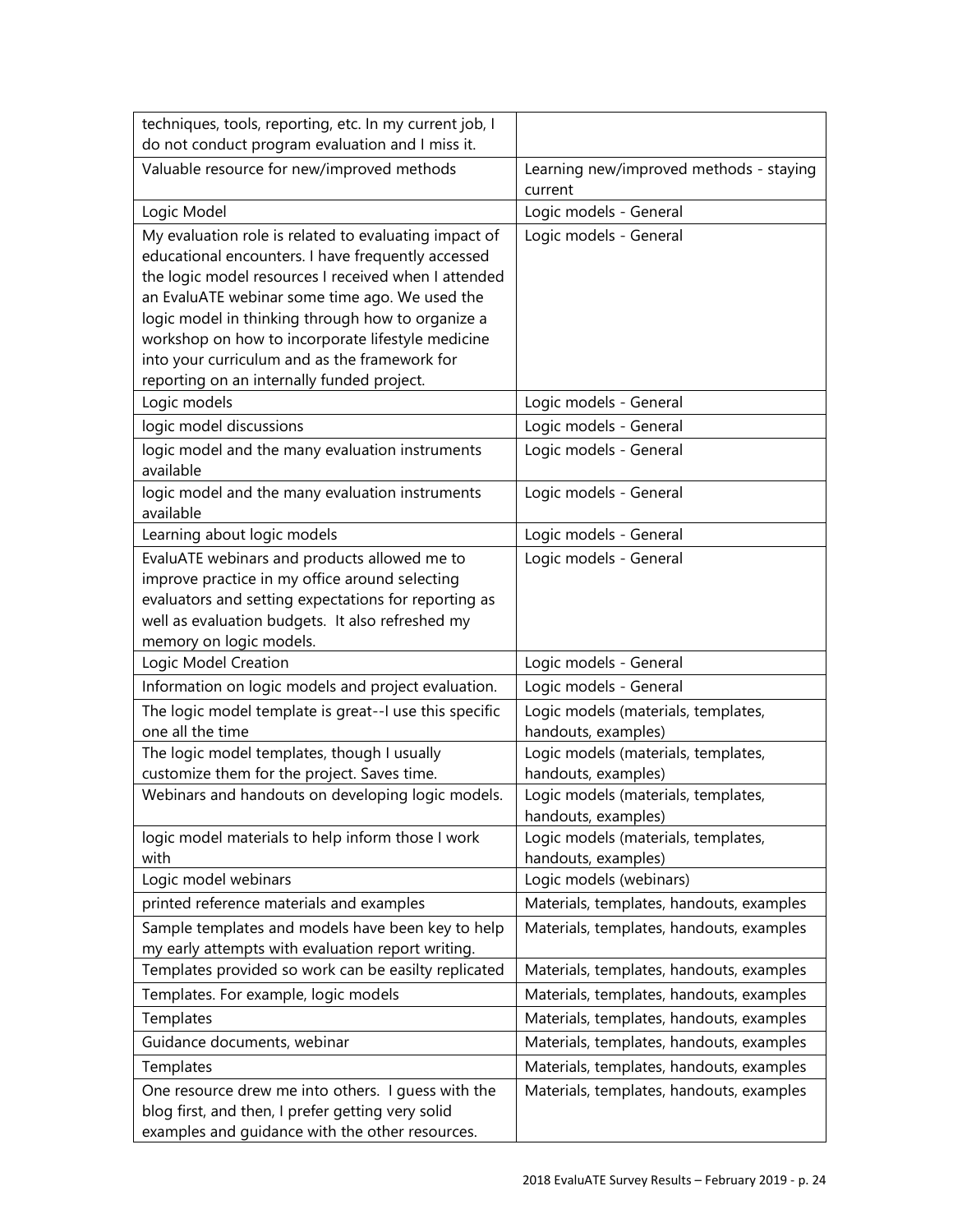| | |
|---|---|
| techniques, tools, reporting, etc. In my current job, I do not conduct program evaluation and I miss it. | |
| Valuable resource for new/improved methods | Learning new/improved methods - staying current |
| Logic Model | Logic models - General |
| My evaluation role is related to evaluating impact of educational encounters. I have frequently accessed the logic model resources I received when I attended an EvaluATE webinar some time ago. We used the logic model in thinking through how to organize a workshop on how to incorporate lifestyle medicine into your curriculum and as the framework for reporting on an internally funded project. | Logic models - General |
| Logic models | Logic models - General |
| logic model discussions | Logic models - General |
| logic model and the many evaluation instruments available | Logic models - General |
| logic model and the many evaluation instruments available | Logic models - General |
| Learning about logic models | Logic models - General |
| EvaluATE webinars and products allowed me to improve practice in my office around selecting evaluators and setting expectations for reporting as well as evaluation budgets. It also refreshed my memory on logic models. | Logic models - General |
| Logic Model Creation | Logic models - General |
| Information on logic models and project evaluation. | Logic models - General |
| The logic model template is great--I use this specific one all the time | Logic models (materials, templates, handouts, examples) |
| The logic model templates, though I usually customize them for the project. Saves time. | Logic models (materials, templates, handouts, examples) |
| Webinars and handouts on developing logic models. | Logic models (materials, templates, handouts, examples) |
| logic model materials to help inform those I work with | Logic models (materials, templates, handouts, examples) |
| Logic model webinars | Logic models (webinars) |
| printed reference materials and examples | Materials, templates, handouts, examples |
| Sample templates and models have been key to help my early attempts with evaluation report writing. | Materials, templates, handouts, examples |
| Templates provided so work can be easilty replicated | Materials, templates, handouts, examples |
| Templates. For example, logic models | Materials, templates, handouts, examples |
| Templates | Materials, templates, handouts, examples |
| Guidance documents, webinar | Materials, templates, handouts, examples |
| Templates | Materials, templates, handouts, examples |
| One resource drew me into others. I guess with the blog first, and then, I prefer getting very solid examples and guidance with the other resources. | Materials, templates, handouts, examples |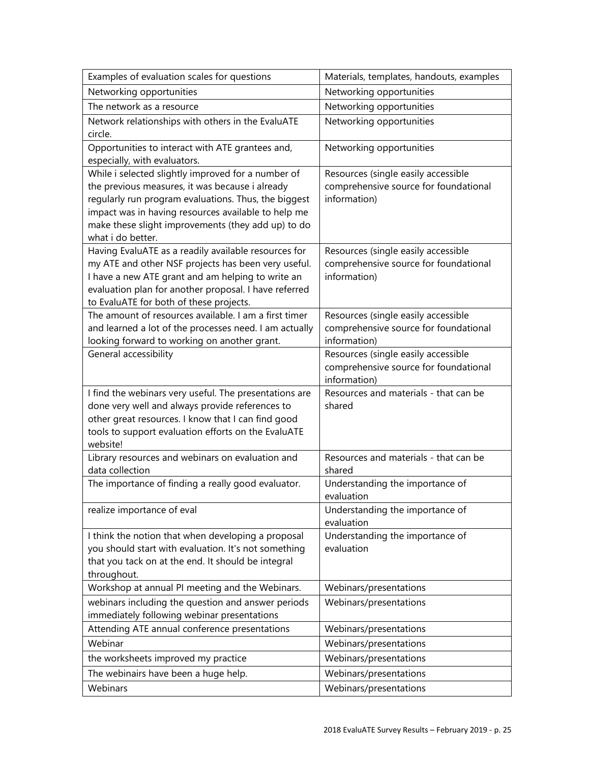| | |
|---|---|
| Examples of evaluation scales for questions | Materials, templates, handouts, examples |
| Networking opportunities | Networking opportunities |
| The network as a resource | Networking opportunities |
| Network relationships with others in the EvaluATE circle. | Networking opportunities |
| Opportunities to interact with ATE grantees and, especially, with evaluators. | Networking opportunities |
| While i selected slightly improved for a number of the previous measures, it was because i already regularly run program evaluations. Thus, the biggest impact was in having resources available to help me make these slight improvements (they add up) to do what i do better. | Resources (single easily accessible comprehensive source for foundational information) |
| Having EvaluATE as a readily available resources for my ATE and other NSF projects has been very useful. I have a new ATE grant and am helping to write an evaluation plan for another proposal. I have referred to EvaluATE for both of these projects. | Resources (single easily accessible comprehensive source for foundational information) |
| The amount of resources available. I am a first timer and learned a lot of the processes need. I am actually looking forward to working on another grant. | Resources (single easily accessible comprehensive source for foundational information) |
| General accessibility | Resources (single easily accessible comprehensive source for foundational information) |
| I find the webinars very useful. The presentations are done very well and always provide references to other great resources. I know that I can find good tools to support evaluation efforts on the EvaluATE website! | Resources and materials - that can be shared |
| Library resources and webinars on evaluation and data collection | Resources and materials - that can be shared |
| The importance of finding a really good evaluator. | Understanding the importance of evaluation |
| realize importance of eval | Understanding the importance of evaluation |
| I think the notion that when developing a proposal you should start with evaluation. It's not something that you tack on at the end. It should be integral throughout. | Understanding the importance of evaluation |
| Workshop at annual PI meeting and the Webinars. | Webinars/presentations |
| webinars including the question and answer periods immediately following webinar presentations | Webinars/presentations |
| Attending ATE annual conference presentations | Webinars/presentations |
| Webinar | Webinars/presentations |
| the worksheets improved my practice | Webinars/presentations |
| The webinairs have been a huge help. | Webinars/presentations |
| Webinars | Webinars/presentations |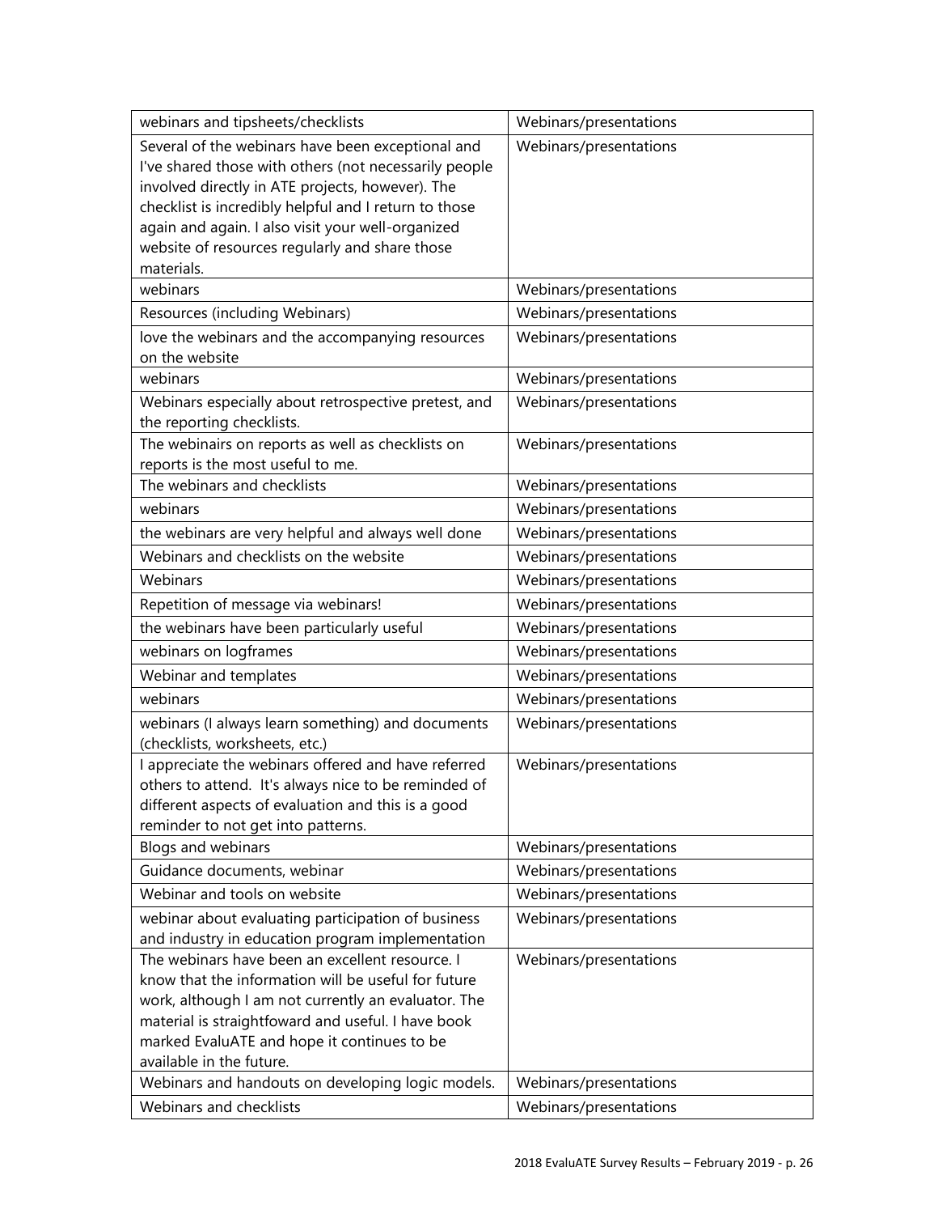| | |
|---|---|
| webinars and tipsheets/checklists | Webinars/presentations |
| Several of the webinars have been exceptional and I've shared those with others (not necessarily people involved directly in ATE projects, however). The checklist is incredibly helpful and I return to those again and again. I also visit your well-organized website of resources regularly and share those materials. | Webinars/presentations |
| webinars | Webinars/presentations |
| Resources (including Webinars) | Webinars/presentations |
| love the webinars and the accompanying resources on the website | Webinars/presentations |
| webinars | Webinars/presentations |
| Webinars especially about retrospective pretest, and the reporting checklists. | Webinars/presentations |
| The webinairs on reports as well as checklists on reports is the most useful to me. | Webinars/presentations |
| The webinars and checklists | Webinars/presentations |
| webinars | Webinars/presentations |
| the webinars are very helpful and always well done | Webinars/presentations |
| Webinars and checklists on the website | Webinars/presentations |
| Webinars | Webinars/presentations |
| Repetition of message via webinars! | Webinars/presentations |
| the webinars have been particularly useful | Webinars/presentations |
| webinars on logframes | Webinars/presentations |
| Webinar and templates | Webinars/presentations |
| webinars | Webinars/presentations |
| webinars (I always learn something) and documents (checklists, worksheets, etc.) | Webinars/presentations |
| I appreciate the webinars offered and have referred others to attend. It's always nice to be reminded of different aspects of evaluation and this is a good reminder to not get into patterns. | Webinars/presentations |
| Blogs and webinars | Webinars/presentations |
| Guidance documents, webinar | Webinars/presentations |
| Webinar and tools on website | Webinars/presentations |
| webinar about evaluating participation of business and industry in education program implementation | Webinars/presentations |
| The webinars have been an excellent resource. I know that the information will be useful for future work, although I am not currently an evaluator. The material is straightfoward and useful. I have book marked EvaluATE and hope it continues to be available in the future. | Webinars/presentations |
| Webinars and handouts on developing logic models. | Webinars/presentations |
| Webinars and checklists | Webinars/presentations |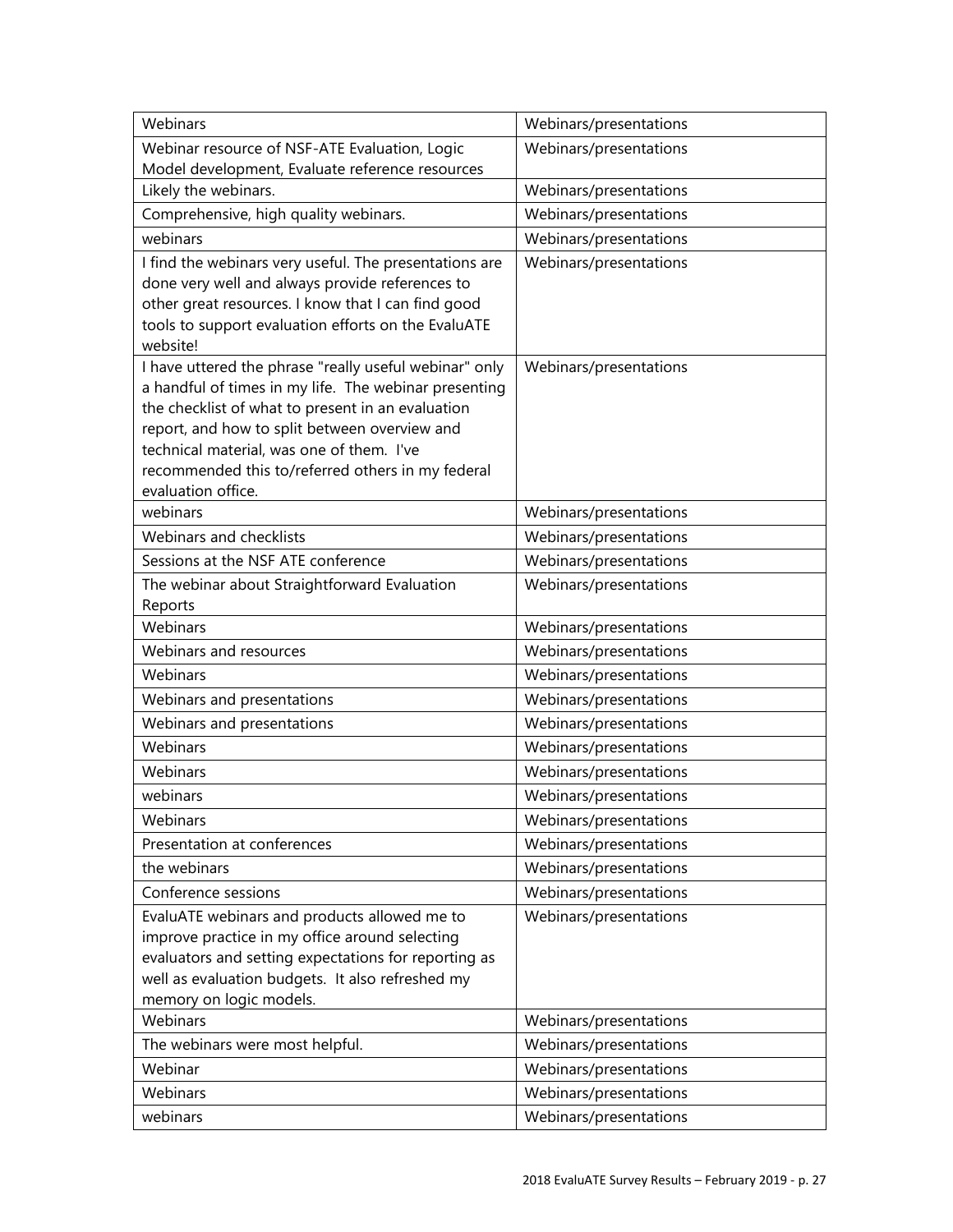| Webinars | Webinars/presentations |
|---|---|
| Webinar resource of NSF-ATE Evaluation, Logic Model development, Evaluate reference resources | Webinars/presentations |
| Likely the webinars. | Webinars/presentations |
| Comprehensive, high quality webinars. | Webinars/presentations |
| webinars | Webinars/presentations |
| I find the webinars very useful. The presentations are done very well and always provide references to other great resources. I know that I can find good tools to support evaluation efforts on the EvaluATE website! | Webinars/presentations |
| I have uttered the phrase "really useful webinar" only a handful of times in my life. The webinar presenting the checklist of what to present in an evaluation report, and how to split between overview and technical material, was one of them. I've recommended this to/referred others in my federal evaluation office. | Webinars/presentations |
| webinars | Webinars/presentations |
| Webinars and checklists | Webinars/presentations |
| Sessions at the NSF ATE conference | Webinars/presentations |
| The webinar about Straightforward Evaluation Reports | Webinars/presentations |
| Webinars | Webinars/presentations |
| Webinars and resources | Webinars/presentations |
| Webinars | Webinars/presentations |
| Webinars and presentations | Webinars/presentations |
| Webinars and presentations | Webinars/presentations |
| Webinars | Webinars/presentations |
| Webinars | Webinars/presentations |
| webinars | Webinars/presentations |
| Webinars | Webinars/presentations |
| Presentation at conferences | Webinars/presentations |
| the webinars | Webinars/presentations |
| Conference sessions | Webinars/presentations |
| EvaluATE webinars and products allowed me to improve practice in my office around selecting evaluators and setting expectations for reporting as well as evaluation budgets. It also refreshed my memory on logic models. | Webinars/presentations |
| Webinars | Webinars/presentations |
| The webinars were most helpful. | Webinars/presentations |
| Webinar | Webinars/presentations |
| Webinars | Webinars/presentations |
| webinars | Webinars/presentations |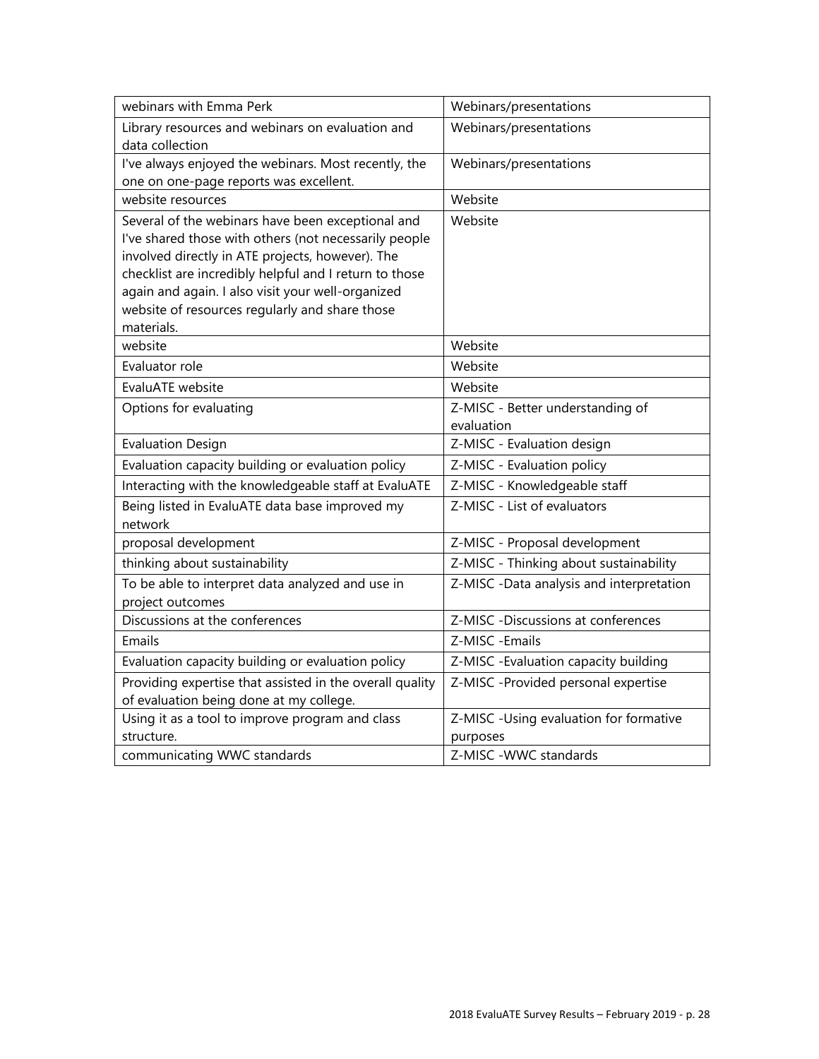| | |
|---|---|
| webinars with Emma Perk | Webinars/presentations |
| Library resources and webinars on evaluation and data collection | Webinars/presentations |
| I've always enjoyed the webinars. Most recently, the one on one-page reports was excellent. | Webinars/presentations |
| website resources | Website |
| Several of the webinars have been exceptional and I've shared those with others (not necessarily people involved directly in ATE projects, however). The checklist are incredibly helpful and I return to those again and again. I also visit your well-organized website of resources regularly and share those materials. | Website |
| website | Website |
| Evaluator role | Website |
| EvaluATE website | Website |
| Options for evaluating | Z-MISC - Better understanding of evaluation |
| Evaluation Design | Z-MISC - Evaluation design |
| Evaluation capacity building or evaluation policy | Z-MISC - Evaluation policy |
| Interacting with the knowledgeable staff at EvaluATE | Z-MISC - Knowledgeable staff |
| Being listed in EvaluATE data base improved my network | Z-MISC - List of evaluators |
| proposal development | Z-MISC - Proposal development |
| thinking about sustainability | Z-MISC - Thinking about sustainability |
| To be able to interpret data analyzed and use in project outcomes | Z-MISC -Data analysis and interpretation |
| Discussions at the conferences | Z-MISC -Discussions at conferences |
| Emails | Z-MISC -Emails |
| Evaluation capacity building or evaluation policy | Z-MISC -Evaluation capacity building |
| Providing expertise that assisted in the overall quality of evaluation being done at my college. | Z-MISC -Provided personal expertise |
| Using it as a tool to improve program and class structure. | Z-MISC -Using evaluation for formative purposes |
| communicating WWC standards | Z-MISC -WWC standards |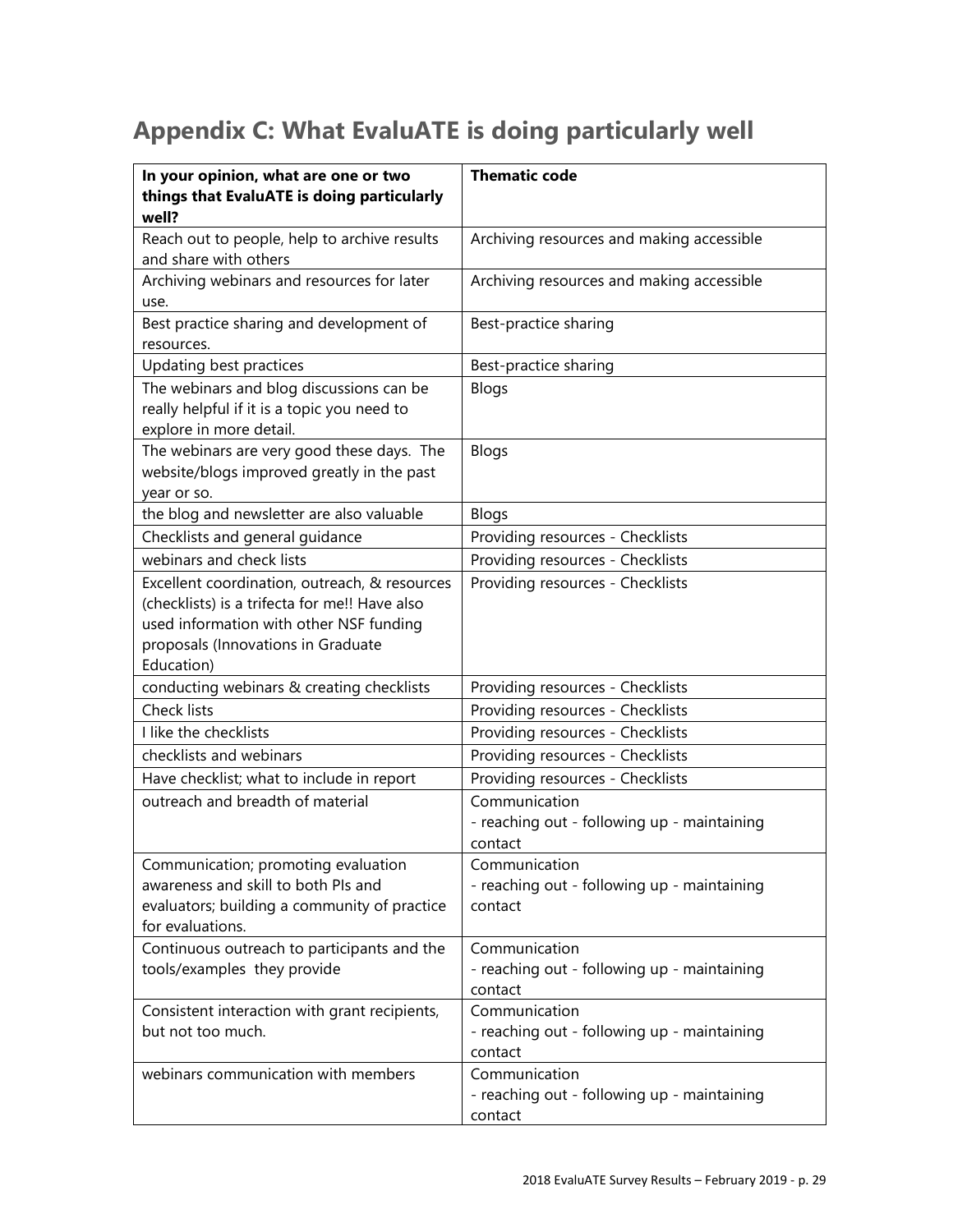# Appendix C: What EvaluATE is doing particularly well

| In your opinion, what are one or two things that EvaluATE is doing particularly well? | Thematic code |
|---|---|
| Reach out to people, help to archive results and share with others | Archiving resources and making accessible |
| Archiving webinars and resources for later use. | Archiving resources and making accessible |
| Best practice sharing and development of resources. | Best-practice sharing |
| Updating best practices | Best-practice sharing |
| The webinars and blog discussions can be really helpful if it is a topic you need to explore in more detail. | Blogs |
| The webinars are very good these days. The website/blogs improved greatly in the past year or so. | Blogs |
| the blog and newsletter are also valuable | Blogs |
| Checklists and general guidance | Providing resources - Checklists |
| webinars and check lists | Providing resources - Checklists |
| Excellent coordination, outreach, & resources (checklists) is a trifecta for me!! Have also used information with other NSF funding proposals (Innovations in Graduate Education) | Providing resources - Checklists |
| conducting webinars & creating checklists | Providing resources - Checklists |
| Check lists | Providing resources - Checklists |
| I like the checklists | Providing resources - Checklists |
| checklists and webinars | Providing resources - Checklists |
| Have checklist; what to include in report | Providing resources - Checklists |
| outreach and breadth of material | Communication<br>- reaching out - following up - maintaining contact |
| Communication; promoting evaluation awareness and skill to both PIs and evaluators; building a community of practice for evaluations. | Communication<br>- reaching out - following up - maintaining contact |
| Continuous outreach to participants and the tools/examples they provide | Communication<br>- reaching out - following up - maintaining contact |
| Consistent interaction with grant recipients, but not too much. | Communication<br>- reaching out - following up - maintaining contact |
| webinars communication with members | Communication<br>- reaching out - following up - maintaining contact |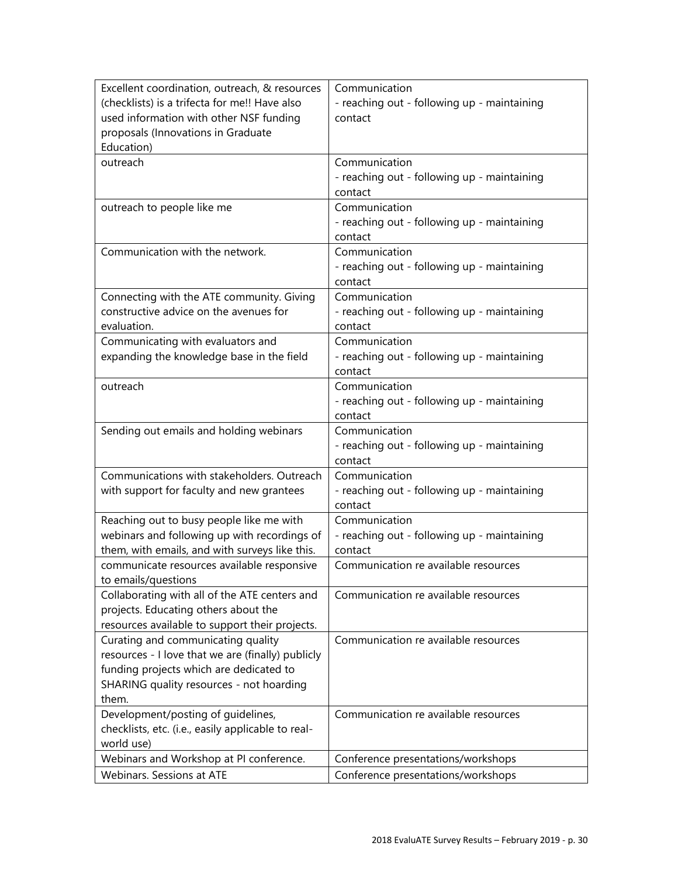| | |
|---|---|
| Excellent coordination, outreach, & resources (checklists) is a trifecta for me!! Have also used information with other NSF funding proposals (Innovations in Graduate Education) | Communication<br>- reaching out - following up - maintaining contact |
| outreach | Communication<br>- reaching out - following up - maintaining contact |
| outreach to people like me | Communication<br>- reaching out - following up - maintaining contact |
| Communication with the network. | Communication<br>- reaching out - following up - maintaining contact |
| Connecting with the ATE community. Giving constructive advice on the avenues for evaluation. | Communication<br>- reaching out - following up - maintaining contact |
| Communicating with evaluators and expanding the knowledge base in the field | Communication<br>- reaching out - following up - maintaining contact |
| outreach | Communication<br>- reaching out - following up - maintaining contact |
| Sending out emails and holding webinars | Communication<br>- reaching out - following up - maintaining contact |
| Communications with stakeholders. Outreach with support for faculty and new grantees | Communication<br>- reaching out - following up - maintaining contact |
| Reaching out to busy people like me with webinars and following up with recordings of them, with emails, and with surveys like this. | Communication<br>- reaching out - following up - maintaining contact |
| communicate resources available responsive to emails/questions | Communication re available resources |
| Collaborating with all of the ATE centers and projects. Educating others about the resources available to support their projects. | Communication re available resources |
| Curating and communicating quality resources - I love that we are (finally) publicly funding projects which are dedicated to SHARING quality resources - not hoarding them. | Communication re available resources |
| Development/posting of guidelines, checklists, etc. (i.e., easily applicable to real-world use) | Communication re available resources |
| Webinars and Workshop at PI conference. | Conference presentations/workshops |
| Webinars. Sessions at ATE | Conference presentations/workshops |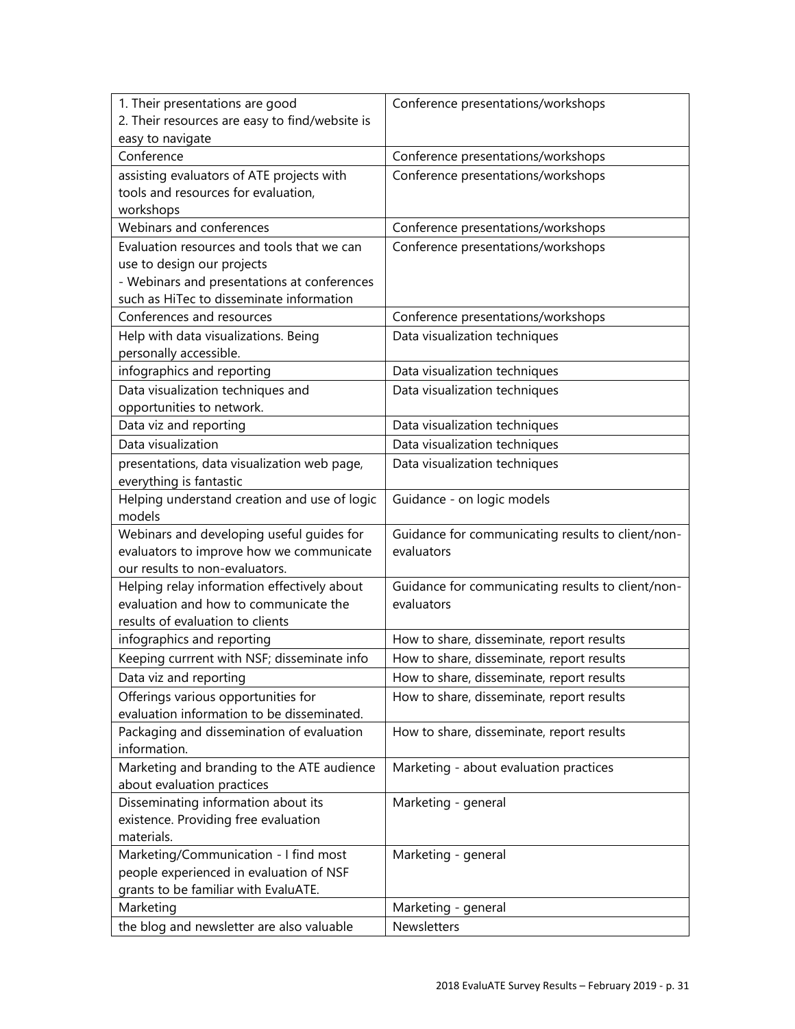| | |
|---|---|
| 1. Their presentations are good<br>2. Their resources are easy to find/website is easy to navigate | Conference presentations/workshops |
| Conference | Conference presentations/workshops |
| assisting evaluators of ATE projects with tools and resources for evaluation, workshops | Conference presentations/workshops |
| Webinars and conferences | Conference presentations/workshops |
| Evaluation resources and tools that we can use to design our projects<br>- Webinars and presentations at conferences such as HiTec to disseminate information | Conference presentations/workshops |
| Conferences and resources | Conference presentations/workshops |
| Help with data visualizations. Being personally accessible. | Data visualization techniques |
| infographics and reporting | Data visualization techniques |
| Data visualization techniques and opportunities to network. | Data visualization techniques |
| Data viz and reporting | Data visualization techniques |
| Data visualization | Data visualization techniques |
| presentations, data visualization web page, everything is fantastic | Data visualization techniques |
| Helping understand creation and use of logic models | Guidance - on logic models |
| Webinars and developing useful guides for evaluators to improve how we communicate our results to non-evaluators. | Guidance for communicating results to client/non-evaluators |
| Helping relay information effectively about evaluation and how to communicate the results of evaluation to clients | Guidance for communicating results to client/non-evaluators |
| infographics and reporting | How to share, disseminate, report results |
| Keeping currrent with NSF; disseminate info | How to share, disseminate, report results |
| Data viz and reporting | How to share, disseminate, report results |
| Offerings various opportunities for evaluation information to be disseminated. | How to share, disseminate, report results |
| Packaging and dissemination of evaluation information. | How to share, disseminate, report results |
| Marketing and branding to the ATE audience about evaluation practices | Marketing - about evaluation practices |
| Disseminating information about its existence. Providing free evaluation materials. | Marketing - general |
| Marketing/Communication - I find most people experienced in evaluation of NSF grants to be familiar with EvaluATE. | Marketing - general |
| Marketing | Marketing - general |
| the blog and newsletter are also valuable | Newsletters |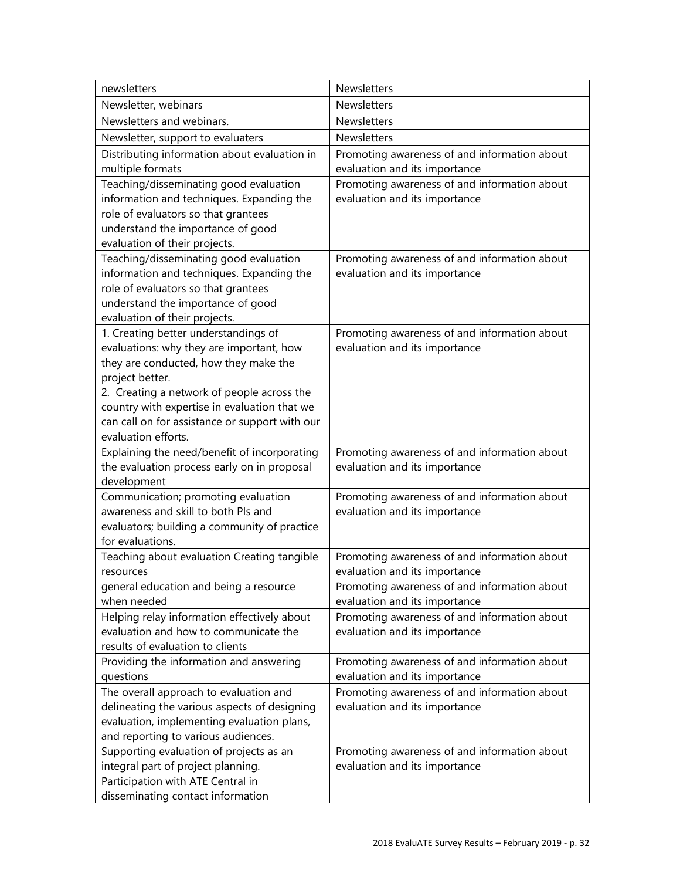| | |
|---|---|
| newsletters | Newsletters |
| Newsletter, webinars | Newsletters |
| Newsletters and webinars. | Newsletters |
| Newsletter, support to evaluaters | Newsletters |
| Distributing information about evaluation in multiple formats | Promoting awareness of and information about evaluation and its importance |
| Teaching/disseminating good evaluation information and techniques. Expanding the role of evaluators so that grantees understand the importance of good evaluation of their projects. | Promoting awareness of and information about evaluation and its importance |
| Teaching/disseminating good evaluation information and techniques. Expanding the role of evaluators so that grantees understand the importance of good evaluation of their projects. | Promoting awareness of and information about evaluation and its importance |
| 1. Creating better understandings of evaluations: why they are important, how they are conducted, how they make the project better. 2. Creating a network of people across the country with expertise in evaluation that we can call on for assistance or support with our evaluation efforts. | Promoting awareness of and information about evaluation and its importance |
| Explaining the need/benefit of incorporating the evaluation process early on in proposal development | Promoting awareness of and information about evaluation and its importance |
| Communication; promoting evaluation awareness and skill to both PIs and evaluators; building a community of practice for evaluations. | Promoting awareness of and information about evaluation and its importance |
| Teaching about evaluation Creating tangible resources | Promoting awareness of and information about evaluation and its importance |
| general education and being a resource when needed | Promoting awareness of and information about evaluation and its importance |
| Helping relay information effectively about evaluation and how to communicate the results of evaluation to clients | Promoting awareness of and information about evaluation and its importance |
| Providing the information and answering questions | Promoting awareness of and information about evaluation and its importance |
| The overall approach to evaluation and delineating the various aspects of designing evaluation, implementing evaluation plans, and reporting to various audiences. | Promoting awareness of and information about evaluation and its importance |
| Supporting evaluation of projects as an integral part of project planning. Participation with ATE Central in disseminating contact information | Promoting awareness of and information about evaluation and its importance |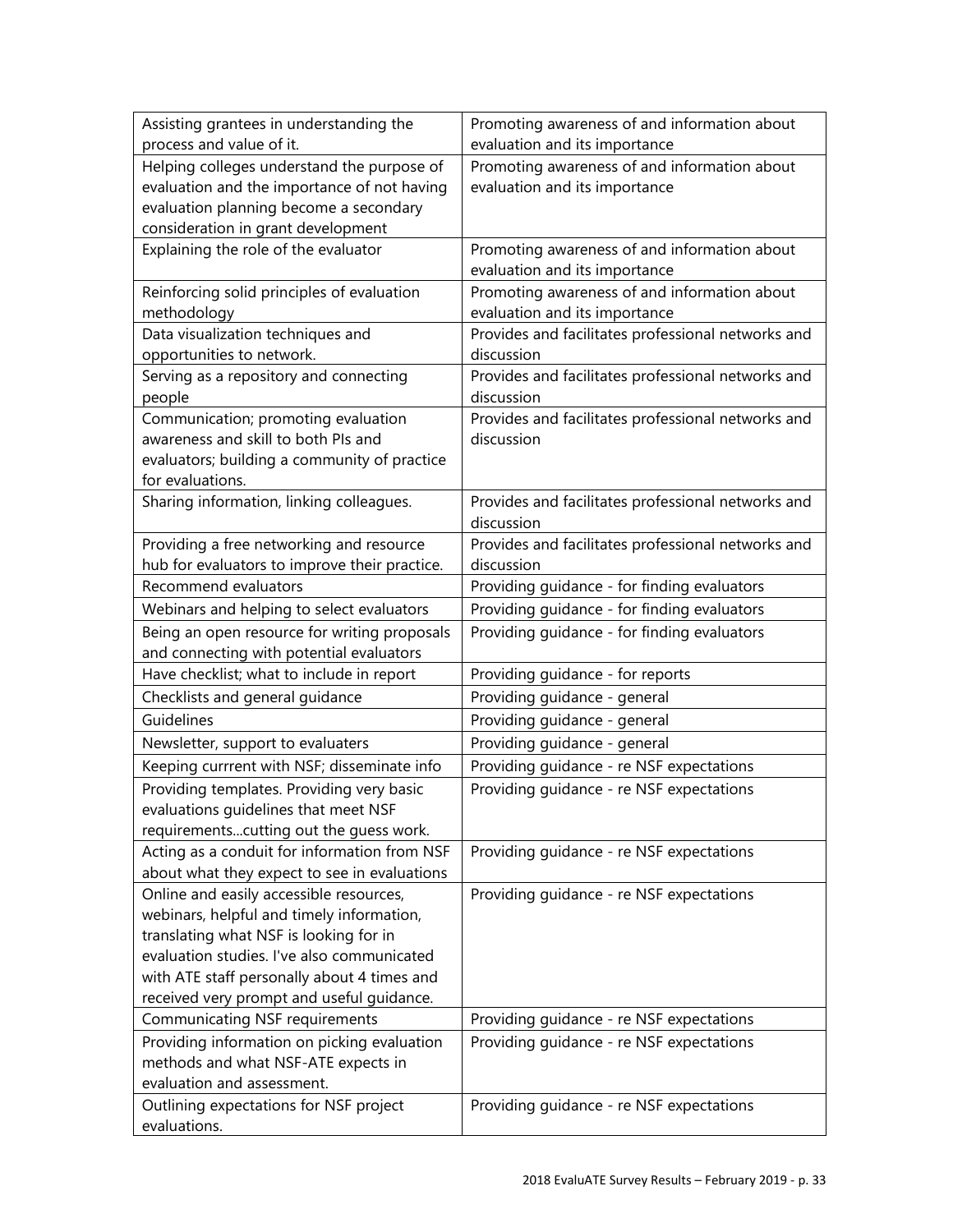| | |
|---|---|
| Assisting grantees in understanding the process and value of it. | Promoting awareness of and information about evaluation and its importance |
| Helping colleges understand the purpose of evaluation and the importance of not having evaluation planning become a secondary consideration in grant development | Promoting awareness of and information about evaluation and its importance |
| Explaining the role of the evaluator | Promoting awareness of and information about evaluation and its importance |
| Reinforcing solid principles of evaluation methodology | Promoting awareness of and information about evaluation and its importance |
| Data visualization techniques and opportunities to network. | Provides and facilitates professional networks and discussion |
| Serving as a repository and connecting people | Provides and facilitates professional networks and discussion |
| Communication; promoting evaluation awareness and skill to both PIs and evaluators; building a community of practice for evaluations. | Provides and facilitates professional networks and discussion |
| Sharing information, linking colleagues. | Provides and facilitates professional networks and discussion |
| Providing a free networking and resource hub for evaluators to improve their practice. | Provides and facilitates professional networks and discussion |
| Recommend evaluators | Providing guidance - for finding evaluators |
| Webinars and helping to select evaluators | Providing guidance - for finding evaluators |
| Being an open resource for writing proposals and connecting with potential evaluators | Providing guidance - for finding evaluators |
| Have checklist; what to include in report | Providing guidance - for reports |
| Checklists and general guidance | Providing guidance - general |
| Guidelines | Providing guidance - general |
| Newsletter, support to evaluaters | Providing guidance - general |
| Keeping currrent with NSF; disseminate info | Providing guidance - re NSF expectations |
| Providing templates. Providing very basic evaluations guidelines that meet NSF requirements...cutting out the guess work. | Providing guidance - re NSF expectations |
| Acting as a conduit for information from NSF about what they expect to see in evaluations | Providing guidance - re NSF expectations |
| Online and easily accessible resources, webinars, helpful and timely information, translating what NSF is looking for in evaluation studies. I've also communicated with ATE staff personally about 4 times and received very prompt and useful guidance. | Providing guidance - re NSF expectations |
| Communicating NSF requirements | Providing guidance - re NSF expectations |
| Providing information on picking evaluation methods and what NSF-ATE expects in evaluation and assessment. | Providing guidance - re NSF expectations |
| Outlining expectations for NSF project evaluations. | Providing guidance - re NSF expectations |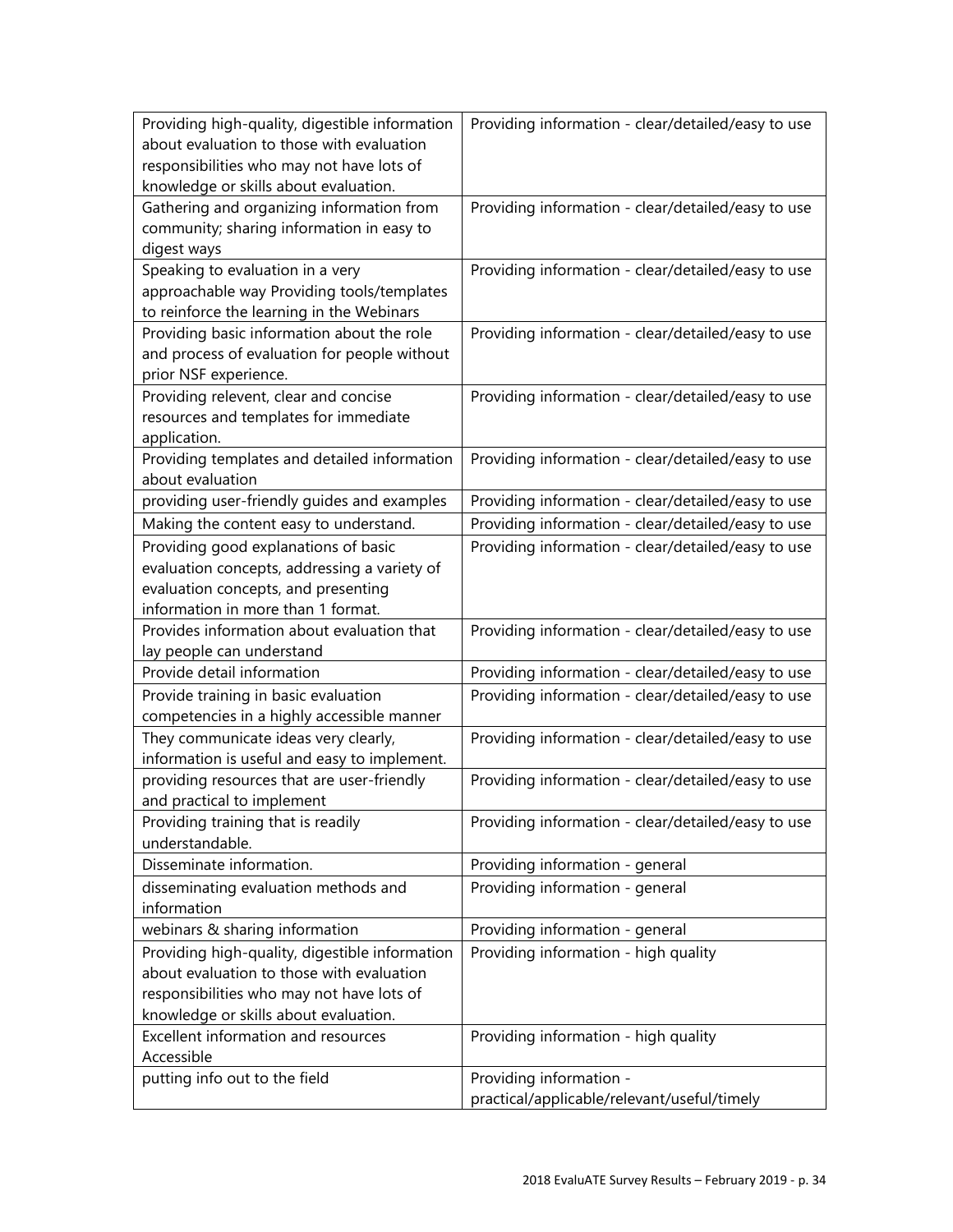| | |
|---|---|
| Providing high-quality, digestible information about evaluation to those with evaluation responsibilities who may not have lots of knowledge or skills about evaluation. | Providing information - clear/detailed/easy to use |
| Gathering and organizing information from community; sharing information in easy to digest ways | Providing information - clear/detailed/easy to use |
| Speaking to evaluation in a very approachable way Providing tools/templates to reinforce the learning in the Webinars | Providing information - clear/detailed/easy to use |
| Providing basic information about the role and process of evaluation for people without prior NSF experience. | Providing information - clear/detailed/easy to use |
| Providing relevent, clear and concise resources and templates for immediate application. | Providing information - clear/detailed/easy to use |
| Providing templates and detailed information about evaluation | Providing information - clear/detailed/easy to use |
| providing user-friendly guides and examples | Providing information - clear/detailed/easy to use |
| Making the content easy to understand. | Providing information - clear/detailed/easy to use |
| Providing good explanations of basic evaluation concepts, addressing a variety of evaluation concepts, and presenting information in more than 1 format. | Providing information - clear/detailed/easy to use |
| Provides information about evaluation that lay people can understand | Providing information - clear/detailed/easy to use |
| Provide detail information | Providing information - clear/detailed/easy to use |
| Provide training in basic evaluation competencies in a highly accessible manner | Providing information - clear/detailed/easy to use |
| They communicate ideas very clearly, information is useful and easy to implement. | Providing information - clear/detailed/easy to use |
| providing resources that are user-friendly and practical to implement | Providing information - clear/detailed/easy to use |
| Providing training that is readily understandable. | Providing information - clear/detailed/easy to use |
| Disseminate information. | Providing information - general |
| disseminating evaluation methods and information | Providing information - general |
| webinars & sharing information | Providing information - general |
| Providing high-quality, digestible information about evaluation to those with evaluation responsibilities who may not have lots of knowledge or skills about evaluation. | Providing information - high quality |
| Excellent information and resources Accessible | Providing information - high quality |
| putting info out to the field | Providing information - practical/applicable/relevant/useful/timely |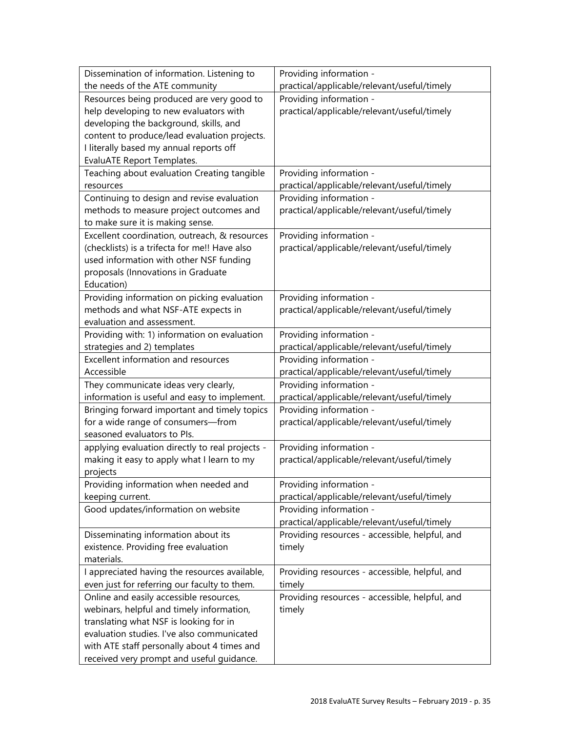| | |
|---|---|
| Dissemination of information. Listening to the needs of the ATE community | Providing information - practical/applicable/relevant/useful/timely |
| Resources being produced are very good to help developing to new evaluators with developing the background, skills, and content to produce/lead evaluation projects. I literally based my annual reports off EvaluATE Report Templates. | Providing information - practical/applicable/relevant/useful/timely |
| Teaching about evaluation Creating tangible resources | Providing information - practical/applicable/relevant/useful/timely |
| Continuing to design and revise evaluation methods to measure project outcomes and to make sure it is making sense. | Providing information - practical/applicable/relevant/useful/timely |
| Excellent coordination, outreach, & resources (checklists) is a trifecta for me!! Have also used information with other NSF funding proposals (Innovations in Graduate Education) | Providing information - practical/applicable/relevant/useful/timely |
| Providing information on picking evaluation methods and what NSF-ATE expects in evaluation and assessment. | Providing information - practical/applicable/relevant/useful/timely |
| Providing with: 1) information on evaluation strategies and 2) templates | Providing information - practical/applicable/relevant/useful/timely |
| Excellent information and resources Accessible | Providing information - practical/applicable/relevant/useful/timely |
| They communicate ideas very clearly, information is useful and easy to implement. | Providing information - practical/applicable/relevant/useful/timely |
| Bringing forward important and timely topics for a wide range of consumers—from seasoned evaluators to PIs. | Providing information - practical/applicable/relevant/useful/timely |
| applying evaluation directly to real projects - making it easy to apply what I learn to my projects | Providing information - practical/applicable/relevant/useful/timely |
| Providing information when needed and keeping current. | Providing information - practical/applicable/relevant/useful/timely |
| Good updates/information on website | Providing information - practical/applicable/relevant/useful/timely |
| Disseminating information about its existence. Providing free evaluation materials. | Providing resources - accessible, helpful, and timely |
| I appreciated having the resources available, even just for referring our faculty to them. | Providing resources - accessible, helpful, and timely |
| Online and easily accessible resources, webinars, helpful and timely information, translating what NSF is looking for in evaluation studies. I've also communicated with ATE staff personally about 4 times and received very prompt and useful guidance. | Providing resources - accessible, helpful, and timely |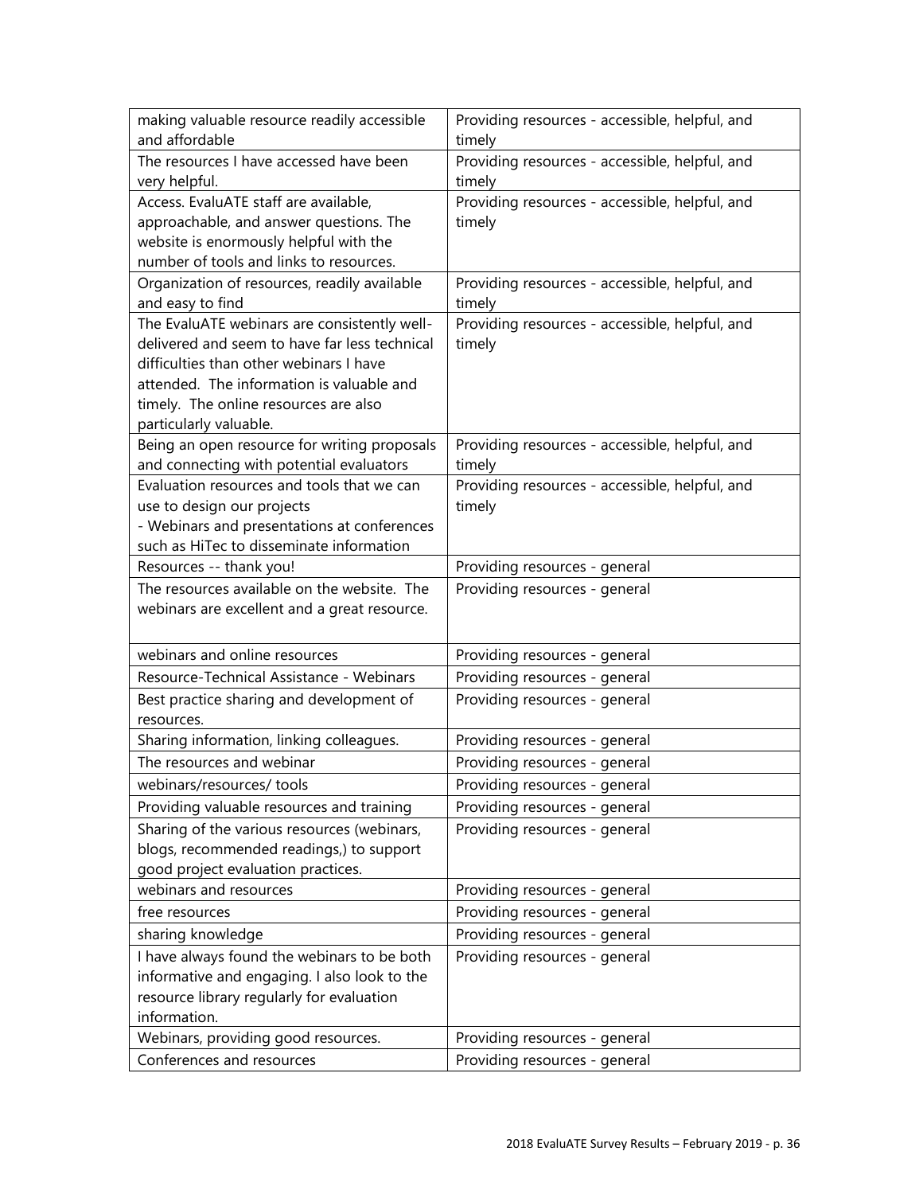| | |
|---|---|
| making valuable resource readily accessible and affordable | Providing resources - accessible, helpful, and timely |
| The resources I have accessed have been very helpful. | Providing resources - accessible, helpful, and timely |
| Access. EvaluATE staff are available, approachable, and answer questions. The website is enormously helpful with the number of tools and links to resources. | Providing resources - accessible, helpful, and timely |
| Organization of resources, readily available and easy to find | Providing resources - accessible, helpful, and timely |
| The EvaluATE webinars are consistently well-delivered and seem to have far less technical difficulties than other webinars I have attended. The information is valuable and timely. The online resources are also particularly valuable. | Providing resources - accessible, helpful, and timely |
| Being an open resource for writing proposals and connecting with potential evaluators | Providing resources - accessible, helpful, and timely |
| Evaluation resources and tools that we can use to design our projects<br>- Webinars and presentations at conferences such as HiTec to disseminate information | Providing resources - accessible, helpful, and timely |
| Resources -- thank you! | Providing resources - general |
| The resources available on the website. The webinars are excellent and a great resource. | Providing resources - general |
| webinars and online resources | Providing resources - general |
| Resource-Technical Assistance - Webinars | Providing resources - general |
| Best practice sharing and development of resources. | Providing resources - general |
| Sharing information, linking colleagues. | Providing resources - general |
| The resources and webinar | Providing resources - general |
| webinars/resources/ tools | Providing resources - general |
| Providing valuable resources and training | Providing resources - general |
| Sharing of the various resources (webinars, blogs, recommended readings,) to support good project evaluation practices. | Providing resources - general |
| webinars and resources | Providing resources - general |
| free resources | Providing resources - general |
| sharing knowledge | Providing resources - general |
| I have always found the webinars to be both informative and engaging. I also look to the resource library regularly for evaluation information. | Providing resources - general |
| Webinars, providing good resources. | Providing resources - general |
| Conferences and resources | Providing resources - general |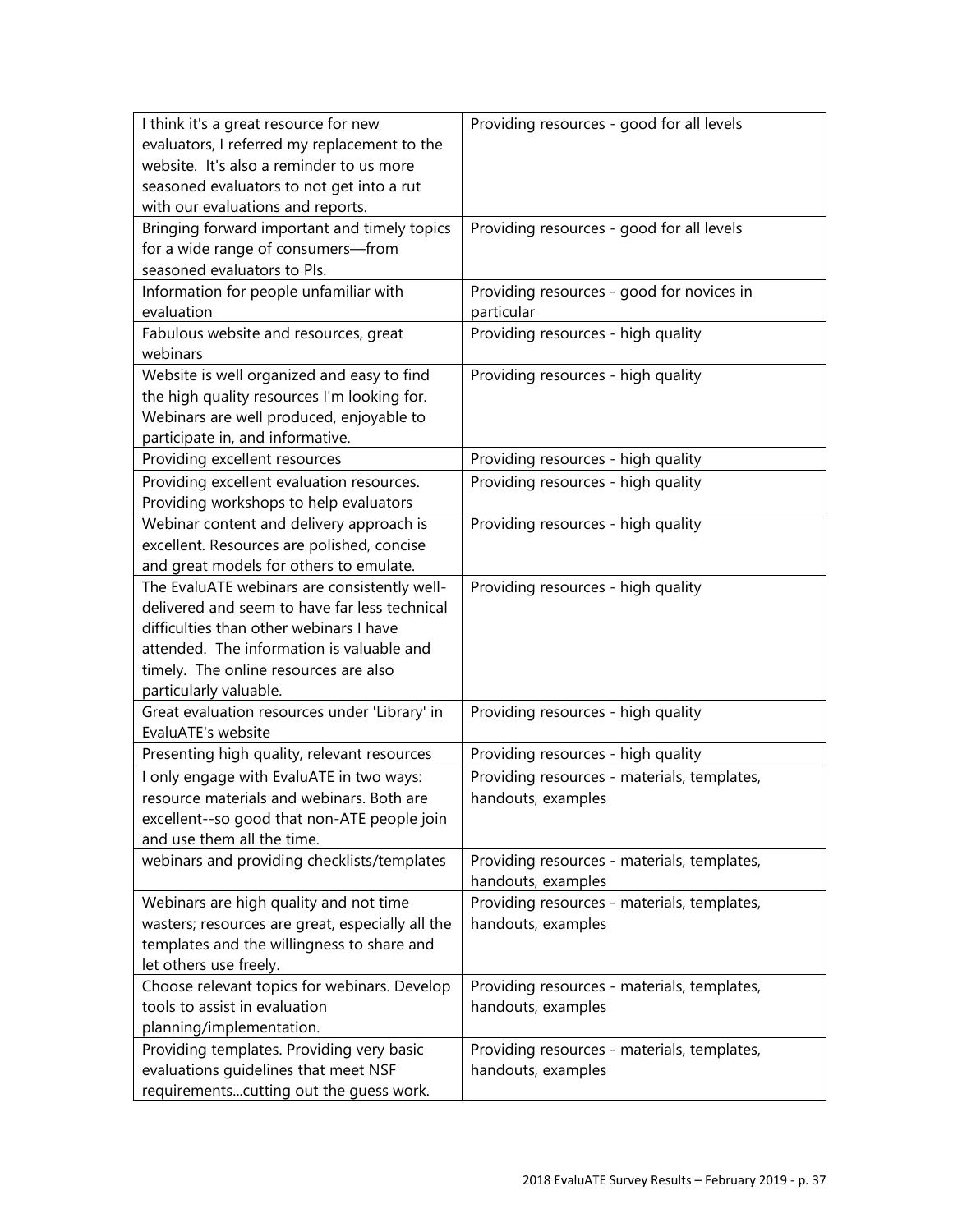| | |
|---|---|
| I think it's a great resource for new evaluators, I referred my replacement to the website. It's also a reminder to us more seasoned evaluators to not get into a rut with our evaluations and reports. | Providing resources - good for all levels |
| Bringing forward important and timely topics for a wide range of consumers—from seasoned evaluators to PIs. | Providing resources - good for all levels |
| Information for people unfamiliar with evaluation | Providing resources - good for novices in particular |
| Fabulous website and resources, great webinars | Providing resources - high quality |
| Website is well organized and easy to find the high quality resources I'm looking for. Webinars are well produced, enjoyable to participate in, and informative. | Providing resources - high quality |
| Providing excellent resources | Providing resources - high quality |
| Providing excellent evaluation resources. Providing workshops to help evaluators | Providing resources - high quality |
| Webinar content and delivery approach is excellent. Resources are polished, concise and great models for others to emulate. | Providing resources - high quality |
| The EvaluATE webinars are consistently well-delivered and seem to have far less technical difficulties than other webinars I have attended. The information is valuable and timely. The online resources are also particularly valuable. | Providing resources - high quality |
| Great evaluation resources under 'Library' in EvaluATE's website | Providing resources - high quality |
| Presenting high quality, relevant resources | Providing resources - high quality |
| I only engage with EvaluATE in two ways: resource materials and webinars. Both are excellent--so good that non-ATE people join and use them all the time. | Providing resources - materials, templates, handouts, examples |
| webinars and providing checklists/templates | Providing resources - materials, templates, handouts, examples |
| Webinars are high quality and not time wasters; resources are great, especially all the templates and the willingness to share and let others use freely. | Providing resources - materials, templates, handouts, examples |
| Choose relevant topics for webinars. Develop tools to assist in evaluation planning/implementation. | Providing resources - materials, templates, handouts, examples |
| Providing templates. Providing very basic evaluations guidelines that meet NSF requirements...cutting out the guess work. | Providing resources - materials, templates, handouts, examples |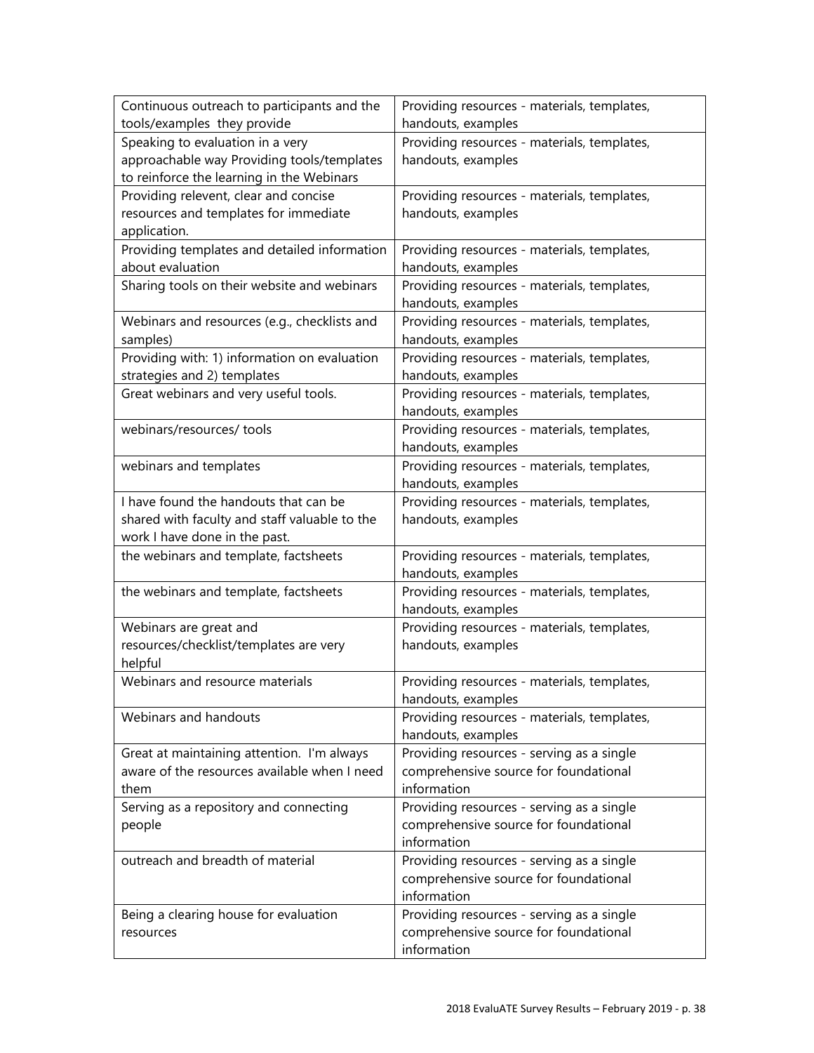| | |
|---|---|
| Continuous outreach to participants and the tools/examples they provide | Providing resources - materials, templates, handouts, examples |
| Speaking to evaluation in a very approachable way Providing tools/templates to reinforce the learning in the Webinars | Providing resources - materials, templates, handouts, examples |
| Providing relevent, clear and concise resources and templates for immediate application. | Providing resources - materials, templates, handouts, examples |
| Providing templates and detailed information about evaluation | Providing resources - materials, templates, handouts, examples |
| Sharing tools on their website and webinars | Providing resources - materials, templates, handouts, examples |
| Webinars and resources (e.g., checklists and samples) | Providing resources - materials, templates, handouts, examples |
| Providing with: 1) information on evaluation strategies and 2) templates | Providing resources - materials, templates, handouts, examples |
| Great webinars and very useful tools. | Providing resources - materials, templates, handouts, examples |
| webinars/resources/ tools | Providing resources - materials, templates, handouts, examples |
| webinars and templates | Providing resources - materials, templates, handouts, examples |
| I have found the handouts that can be shared with faculty and staff valuable to the work I have done in the past. | Providing resources - materials, templates, handouts, examples |
| the webinars and template, factsheets | Providing resources - materials, templates, handouts, examples |
| the webinars and template, factsheets | Providing resources - materials, templates, handouts, examples |
| Webinars are great and resources/checklist/templates are very helpful | Providing resources - materials, templates, handouts, examples |
| Webinars and resource materials | Providing resources - materials, templates, handouts, examples |
| Webinars and handouts | Providing resources - materials, templates, handouts, examples |
| Great at maintaining attention. I'm always aware of the resources available when I need them | Providing resources - serving as a single comprehensive source for foundational information |
| Serving as a repository and connecting people | Providing resources - serving as a single comprehensive source for foundational information |
| outreach and breadth of material | Providing resources - serving as a single comprehensive source for foundational information |
| Being a clearing house for evaluation resources | Providing resources - serving as a single comprehensive source for foundational information |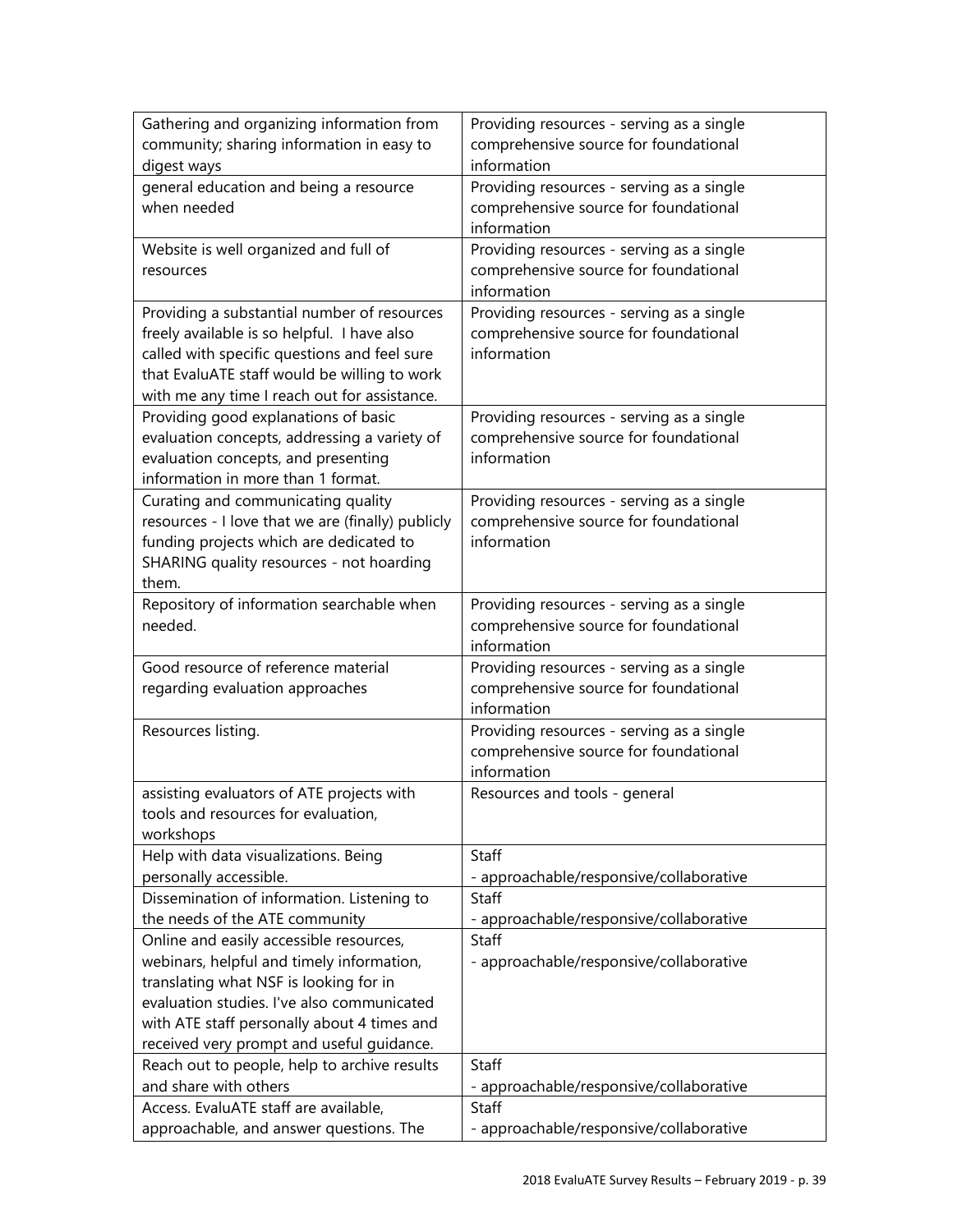| | |
|---|---|
| Gathering and organizing information from community; sharing information in easy to digest ways | Providing resources - serving as a single comprehensive source for foundational information |
| general education and being a resource when needed | Providing resources - serving as a single comprehensive source for foundational information |
| Website is well organized and full of resources | Providing resources - serving as a single comprehensive source for foundational information |
| Providing a substantial number of resources freely available is so helpful. I have also called with specific questions and feel sure that EvaluATE staff would be willing to work with me any time I reach out for assistance. | Providing resources - serving as a single comprehensive source for foundational information |
| Providing good explanations of basic evaluation concepts, addressing a variety of evaluation concepts, and presenting information in more than 1 format. | Providing resources - serving as a single comprehensive source for foundational information |
| Curating and communicating quality resources - I love that we are (finally) publicly funding projects which are dedicated to SHARING quality resources - not hoarding them. | Providing resources - serving as a single comprehensive source for foundational information |
| Repository of information searchable when needed. | Providing resources - serving as a single comprehensive source for foundational information |
| Good resource of reference material regarding evaluation approaches | Providing resources - serving as a single comprehensive source for foundational information |
| Resources listing. | Providing resources - serving as a single comprehensive source for foundational information |
| assisting evaluators of ATE projects with tools and resources for evaluation, workshops | Resources and tools - general |
| Help with data visualizations. Being personally accessible. | Staff - approachable/responsive/collaborative |
| Dissemination of information. Listening to the needs of the ATE community | Staff - approachable/responsive/collaborative |
| Online and easily accessible resources, webinars, helpful and timely information, translating what NSF is looking for in evaluation studies. I've also communicated with ATE staff personally about 4 times and received very prompt and useful guidance. | Staff - approachable/responsive/collaborative |
| Reach out to people, help to archive results and share with others | Staff - approachable/responsive/collaborative |
| Access. EvaluATE staff are available, approachable, and answer questions. The | Staff - approachable/responsive/collaborative |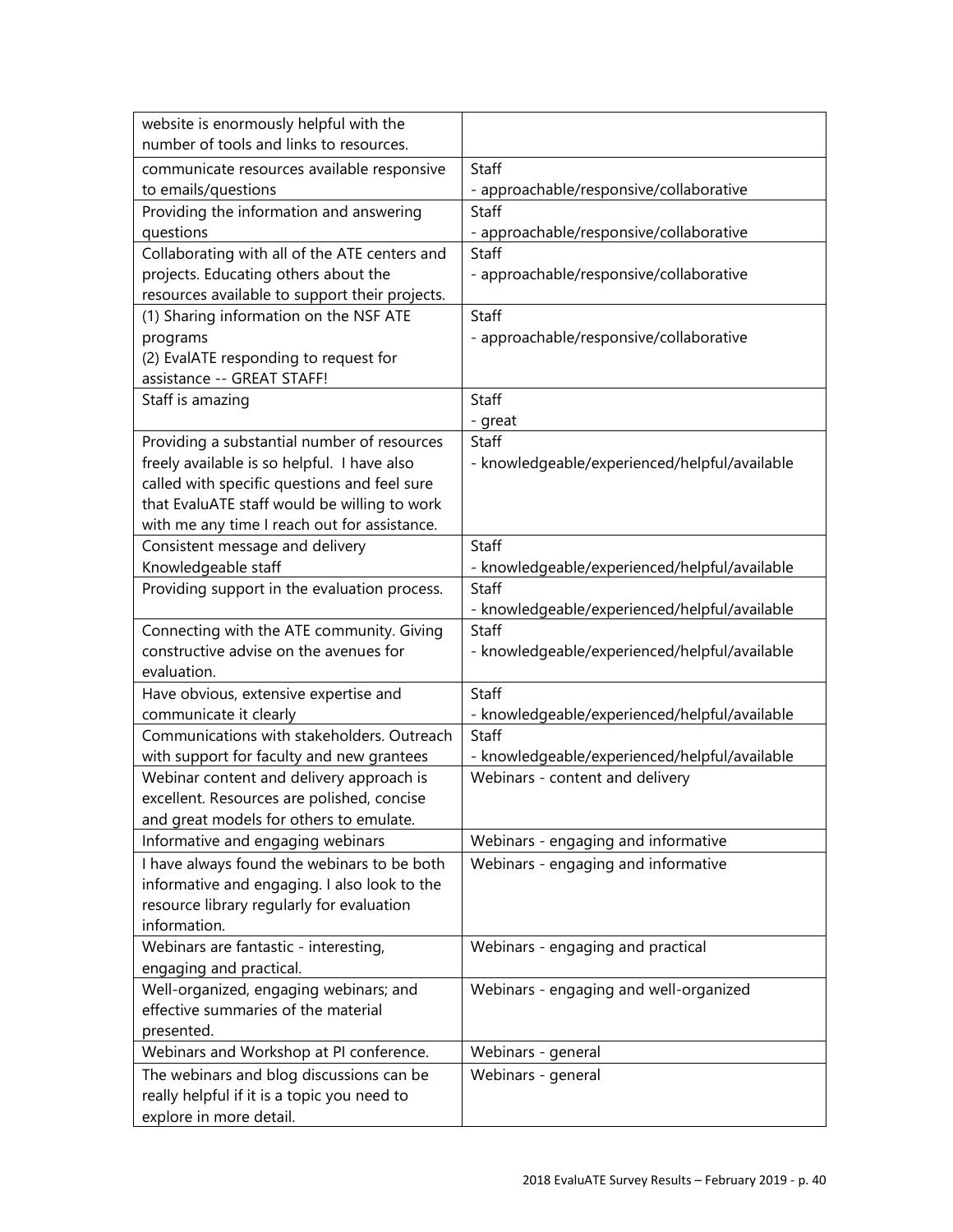| | |
|---|---|
| website is enormously helpful with the number of tools and links to resources. | |
| communicate resources available responsive to emails/questions | Staff<br>- approachable/responsive/collaborative |
| Providing the information and answering questions | Staff<br>- approachable/responsive/collaborative |
| Collaborating with all of the ATE centers and projects. Educating others about the resources available to support their projects. | Staff<br>- approachable/responsive/collaborative |
| (1) Sharing information on the NSF ATE programs<br>(2) EvalATE responding to request for assistance -- GREAT STAFF! | Staff<br>- approachable/responsive/collaborative |
| Staff is amazing | Staff<br>- great |
| Providing a substantial number of resources freely available is so helpful. I have also called with specific questions and feel sure that EvaluATE staff would be willing to work with me any time I reach out for assistance. | Staff<br>- knowledgeable/experienced/helpful/available |
| Consistent message and delivery<br>Knowledgeable staff | Staff<br>- knowledgeable/experienced/helpful/available |
| Providing support in the evaluation process. | Staff<br>- knowledgeable/experienced/helpful/available |
| Connecting with the ATE community. Giving constructive advise on the avenues for evaluation. | Staff<br>- knowledgeable/experienced/helpful/available |
| Have obvious, extensive expertise and communicate it clearly | Staff<br>- knowledgeable/experienced/helpful/available |
| Communications with stakeholders. Outreach with support for faculty and new grantees | Staff<br>- knowledgeable/experienced/helpful/available |
| Webinar content and delivery approach is excellent. Resources are polished, concise and great models for others to emulate. | Webinars - content and delivery |
| Informative and engaging webinars | Webinars - engaging and informative |
| I have always found the webinars to be both informative and engaging. I also look to the resource library regularly for evaluation information. | Webinars - engaging and informative |
| Webinars are fantastic - interesting, engaging and practical. | Webinars - engaging and practical |
| Well-organized, engaging webinars; and effective summaries of the material presented. | Webinars - engaging and well-organized |
| Webinars and Workshop at PI conference. | Webinars - general |
| The webinars and blog discussions can be really helpful if it is a topic you need to explore in more detail. | Webinars - general |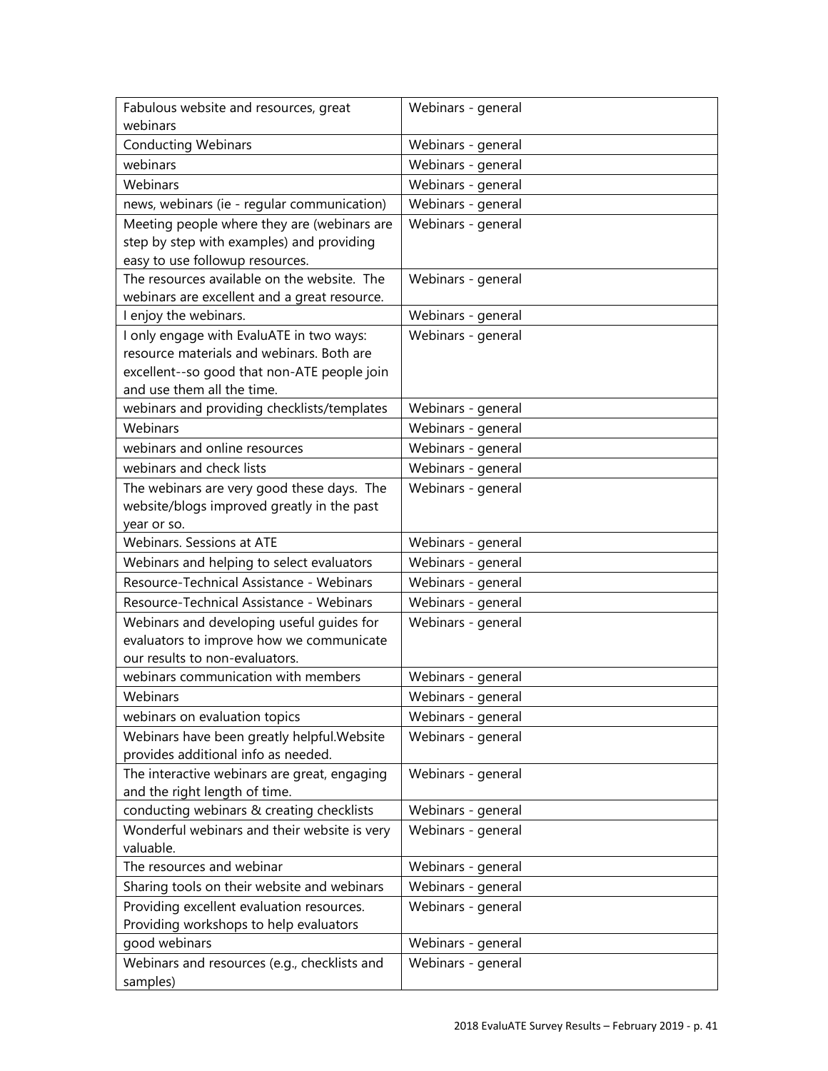| | |
|---|---|
| Fabulous website and resources, great webinars | Webinars - general |
| Conducting Webinars | Webinars - general |
| webinars | Webinars - general |
| Webinars | Webinars - general |
| news, webinars (ie - regular communication) | Webinars - general |
| Meeting people where they are (webinars are step by step with examples) and providing easy to use followup resources. | Webinars - general |
| The resources available on the website.  The webinars are excellent and a great resource. | Webinars - general |
| I enjoy the webinars. | Webinars - general |
| I only engage with EvaluATE in two ways: resource materials and webinars. Both are excellent--so good that non-ATE people join and use them all the time. | Webinars - general |
| webinars and providing checklists/templates | Webinars - general |
| Webinars | Webinars - general |
| webinars and online resources | Webinars - general |
| webinars and check lists | Webinars - general |
| The webinars are very good these days.  The website/blogs improved greatly in the past year or so. | Webinars - general |
| Webinars. Sessions at ATE | Webinars - general |
| Webinars and helping to select evaluators | Webinars - general |
| Resource-Technical Assistance - Webinars | Webinars - general |
| Resource-Technical Assistance - Webinars | Webinars - general |
| Webinars and developing useful guides for evaluators to improve how we communicate our results to non-evaluators. | Webinars - general |
| webinars communication with members | Webinars - general |
| Webinars | Webinars - general |
| webinars on evaluation topics | Webinars - general |
| Webinars have been greatly helpful.Website provides additional info as needed. | Webinars - general |
| The interactive webinars are great, engaging and the right length of time. | Webinars - general |
| conducting webinars & creating checklists | Webinars - general |
| Wonderful webinars and their website is very valuable. | Webinars - general |
| The resources and webinar | Webinars - general |
| Sharing tools on their website and webinars | Webinars - general |
| Providing excellent evaluation resources. Providing workshops to help evaluators | Webinars - general |
| good webinars | Webinars - general |
| Webinars and resources (e.g., checklists and samples) | Webinars - general |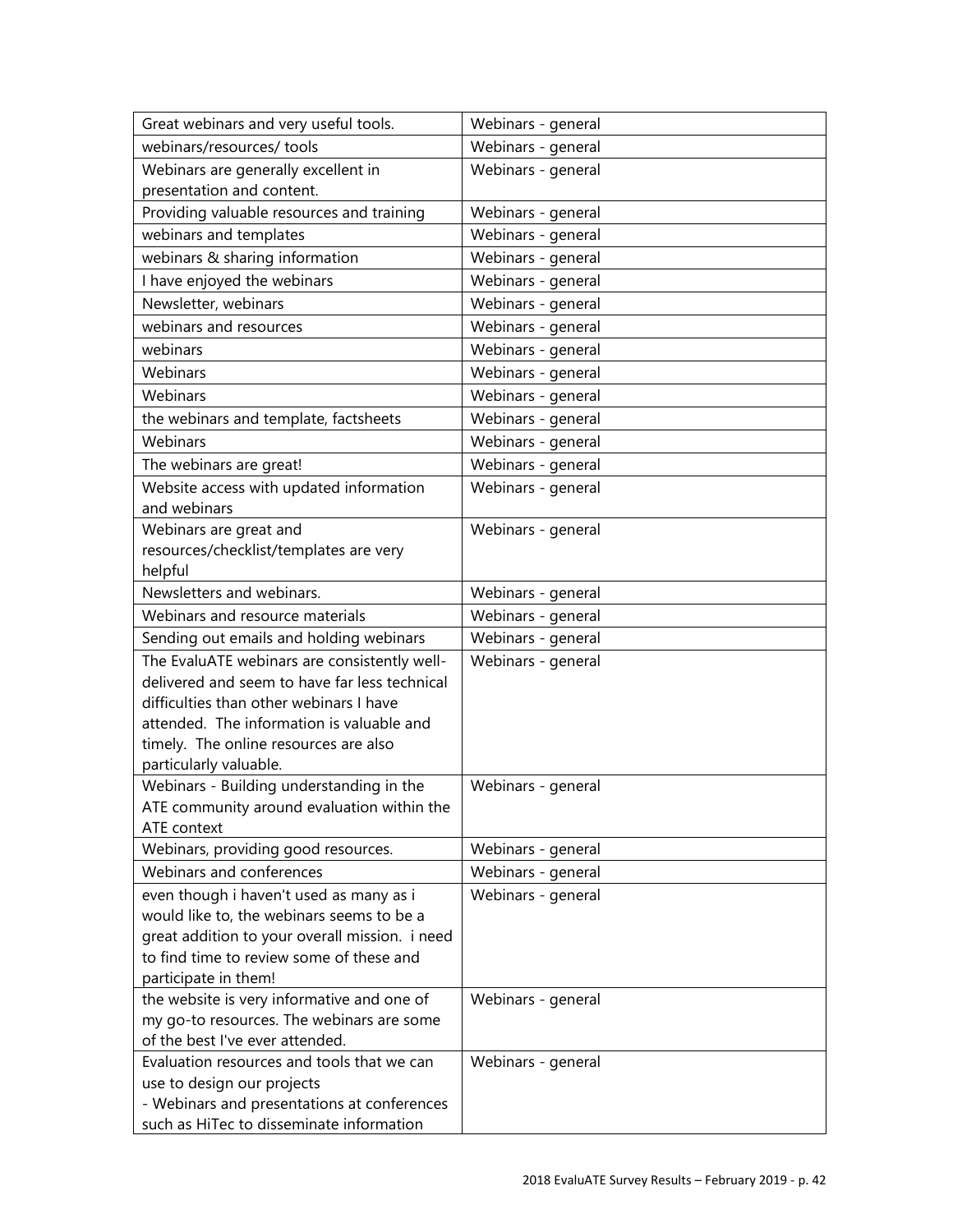| | |
|---|---|
| Great webinars and very useful tools. | Webinars - general |
| webinars/resources/ tools | Webinars - general |
| Webinars are generally excellent in presentation and content. | Webinars - general |
| Providing valuable resources and training | Webinars - general |
| webinars and templates | Webinars - general |
| webinars & sharing information | Webinars - general |
| I have enjoyed the webinars | Webinars - general |
| Newsletter, webinars | Webinars - general |
| webinars and resources | Webinars - general |
| webinars | Webinars - general |
| Webinars | Webinars - general |
| Webinars | Webinars - general |
| the webinars and template, factsheets | Webinars - general |
| Webinars | Webinars - general |
| The webinars are great! | Webinars - general |
| Website access with updated information and webinars | Webinars - general |
| Webinars are great and resources/checklist/templates are very helpful | Webinars - general |
| Newsletters and webinars. | Webinars - general |
| Webinars and resource materials | Webinars - general |
| Sending out emails and holding webinars | Webinars - general |
| The EvaluATE webinars are consistently well-delivered and seem to have far less technical difficulties than other webinars I have attended. The information is valuable and timely. The online resources are also particularly valuable. | Webinars - general |
| Webinars - Building understanding in the ATE community around evaluation within the ATE context | Webinars - general |
| Webinars, providing good resources. | Webinars - general |
| Webinars and conferences | Webinars - general |
| even though i haven't used as many as i would like to, the webinars seems to be a great addition to your overall mission. i need to find time to review some of these and participate in them! | Webinars - general |
| the website is very informative and one of my go-to resources. The webinars are some of the best I've ever attended. | Webinars - general |
| Evaluation resources and tools that we can use to design our projects<br>- Webinars and presentations at conferences such as HiTec to disseminate information | Webinars - general |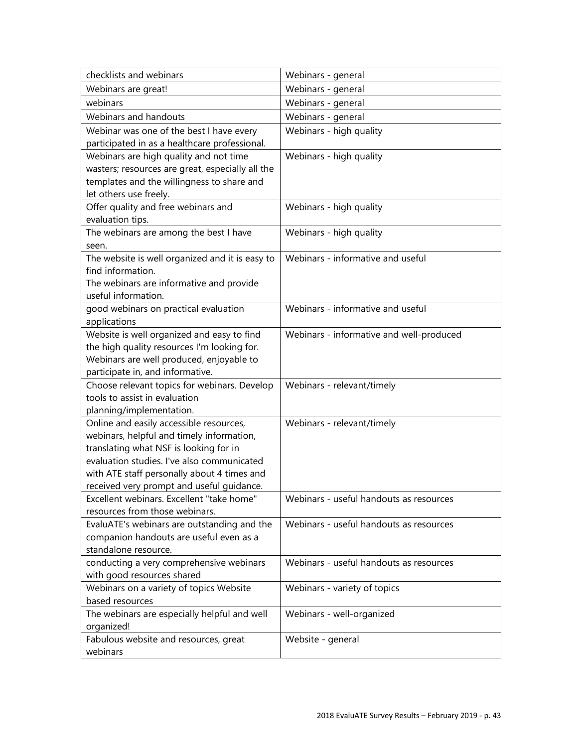| | |
|---|---|
| checklists and webinars | Webinars - general |
| Webinars are great! | Webinars - general |
| webinars | Webinars - general |
| Webinars and handouts | Webinars - general |
| Webinar was one of the best I have every participated in as a healthcare professional. | Webinars - high quality |
| Webinars are high quality and not time wasters; resources are great, especially all the templates and the willingness to share and let others use freely. | Webinars - high quality |
| Offer quality and free webinars and evaluation tips. | Webinars - high quality |
| The webinars are among the best I have seen. | Webinars - high quality |
| The website is well organized and it is easy to find information.<br>The webinars are informative and provide useful information. | Webinars - informative and useful |
| good webinars on practical evaluation applications | Webinars - informative and useful |
| Website is well organized and easy to find the high quality resources I'm looking for. Webinars are well produced, enjoyable to participate in, and informative. | Webinars - informative and well-produced |
| Choose relevant topics for webinars. Develop tools to assist in evaluation planning/implementation. | Webinars - relevant/timely |
| Online and easily accessible resources, webinars, helpful and timely information, translating what NSF is looking for in evaluation studies. I've also communicated with ATE staff personally about 4 times and received very prompt and useful guidance. | Webinars - relevant/timely |
| Excellent webinars. Excellent "take home" resources from those webinars. | Webinars - useful handouts as resources |
| EvaluATE's webinars are outstanding and the companion handouts are useful even as a standalone resource. | Webinars - useful handouts as resources |
| conducting a very comprehensive webinars with good resources shared | Webinars - useful handouts as resources |
| Webinars on a variety of topics Website based resources | Webinars - variety of topics |
| The webinars are especially helpful and well organized! | Webinars - well-organized |
| Fabulous website and resources, great webinars | Website - general |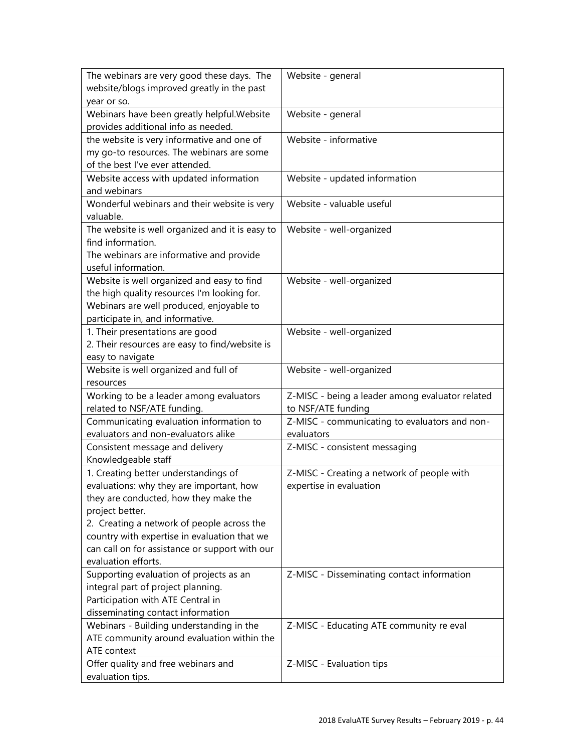| | |
|---|---|
| The webinars are very good these days. The website/blogs improved greatly in the past year or so. | Website - general |
| Webinars have been greatly helpful.Website provides additional info as needed. | Website - general |
| the website is very informative and one of my go-to resources. The webinars are some of the best I've ever attended. | Website - informative |
| Website access with updated information and webinars | Website - updated information |
| Wonderful webinars and their website is very valuable. | Website - valuable useful |
| The website is well organized and it is easy to find information.<br>The webinars are informative and provide useful information. | Website - well-organized |
| Website is well organized and easy to find the high quality resources I'm looking for. Webinars are well produced, enjoyable to participate in, and informative. | Website - well-organized |
| 1. Their presentations are good<br>2. Their resources are easy to find/website is easy to navigate | Website - well-organized |
| Website is well organized and full of resources | Website - well-organized |
| Working to be a leader among evaluators related to NSF/ATE funding. | Z-MISC - being a leader among evaluator related to NSF/ATE funding |
| Communicating evaluation information to evaluators and non-evaluators alike | Z-MISC - communicating to evaluators and non-evaluators |
| Consistent message and delivery<br>Knowledgeable staff | Z-MISC - consistent messaging |
| 1. Creating better understandings of evaluations: why they are important, how they are conducted, how they make the project better.<br>2. Creating a network of people across the country with expertise in evaluation that we can call on for assistance or support with our evaluation efforts. | Z-MISC - Creating a network of people with expertise in evaluation |
| Supporting evaluation of projects as an integral part of project planning.<br>Participation with ATE Central in disseminating contact information | Z-MISC - Disseminating contact information |
| Webinars - Building understanding in the ATE community around evaluation within the ATE context | Z-MISC - Educating ATE community re eval |
| Offer quality and free webinars and evaluation tips. | Z-MISC - Evaluation tips |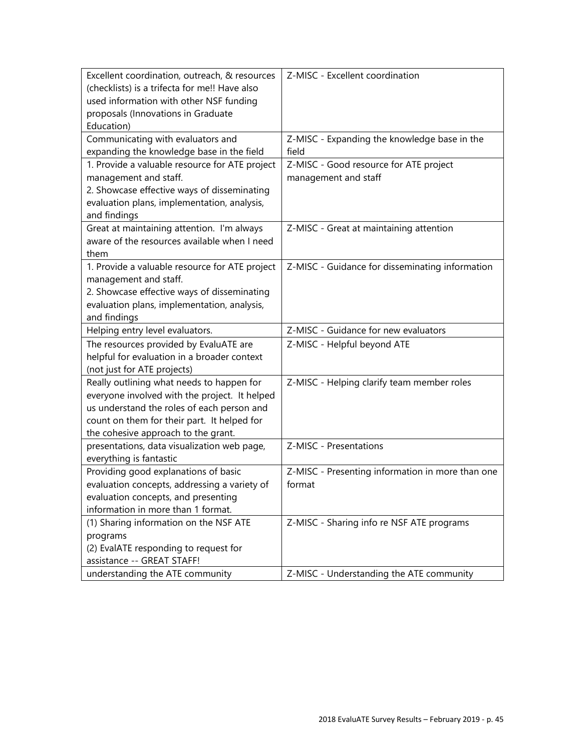| | |
|---|---|
| Excellent coordination, outreach, & resources (checklists) is a trifecta for me!! Have also used information with other NSF funding proposals (Innovations in Graduate Education) | Z-MISC - Excellent coordination |
| Communicating with evaluators and expanding the knowledge base in the field | Z-MISC - Expanding the knowledge base in the field |
| 1. Provide a valuable resource for ATE project management and staff.<br>2. Showcase effective ways of disseminating evaluation plans, implementation, analysis, and findings | Z-MISC - Good resource for ATE project management and staff |
| Great at maintaining attention. I'm always aware of the resources available when I need them | Z-MISC - Great at maintaining attention |
| 1. Provide a valuable resource for ATE project management and staff.<br>2. Showcase effective ways of disseminating evaluation plans, implementation, analysis, and findings | Z-MISC - Guidance for disseminating information |
| Helping entry level evaluators. | Z-MISC - Guidance for new evaluators |
| The resources provided by EvaluATE are helpful for evaluation in a broader context (not just for ATE projects) | Z-MISC - Helpful beyond ATE |
| Really outlining what needs to happen for everyone involved with the project. It helped us understand the roles of each person and count on them for their part. It helped for the cohesive approach to the grant. | Z-MISC - Helping clarify team member roles |
| presentations, data visualization web page, everything is fantastic | Z-MISC - Presentations |
| Providing good explanations of basic evaluation concepts, addressing a variety of evaluation concepts, and presenting information in more than 1 format. | Z-MISC - Presenting information in more than one format |
| (1) Sharing information on the NSF ATE programs<br>(2) EvalATE responding to request for assistance -- GREAT STAFF! | Z-MISC - Sharing info re NSF ATE programs |
| understanding the ATE community | Z-MISC - Understanding the ATE community |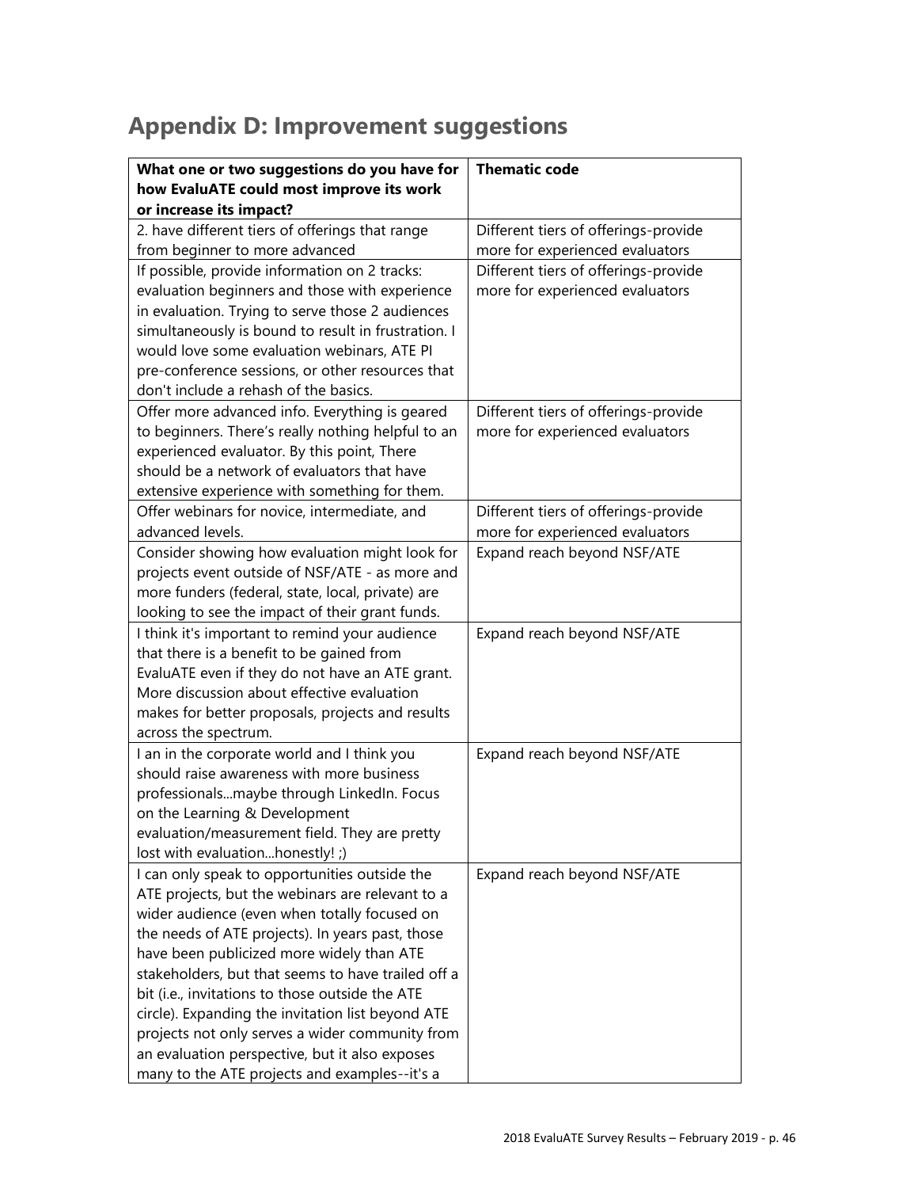## Appendix D: Improvement suggestions

| What one or two suggestions do you have for how EvaluATE could most improve its work or increase its impact? | Thematic code |
|---|---|
| 2. have different tiers of offerings that range from beginner to more advanced | Different tiers of offerings-provide more for experienced evaluators |
| If possible, provide information on 2 tracks: evaluation beginners and those with experience in evaluation. Trying to serve those 2 audiences simultaneously is bound to result in frustration. I would love some evaluation webinars, ATE PI pre-conference sessions, or other resources that don't include a rehash of the basics. | Different tiers of offerings-provide more for experienced evaluators |
| Offer more advanced info. Everything is geared to beginners. There's really nothing helpful to an experienced evaluator. By this point, There should be a network of evaluators that have extensive experience with something for them. | Different tiers of offerings-provide more for experienced evaluators |
| Offer webinars for novice, intermediate, and advanced levels. | Different tiers of offerings-provide more for experienced evaluators |
| Consider showing how evaluation might look for projects event outside of NSF/ATE - as more and more funders (federal, state, local, private) are looking to see the impact of their grant funds. | Expand reach beyond NSF/ATE |
| I think it's important to remind your audience that there is a benefit to be gained from EvaluATE even if they do not have an ATE grant. More discussion about effective evaluation makes for better proposals, projects and results across the spectrum. | Expand reach beyond NSF/ATE |
| I an in the corporate world and I think you should raise awareness with more business professionals...maybe through LinkedIn. Focus on the Learning & Development evaluation/measurement field. They are pretty lost with evaluation...honestly! ;) | Expand reach beyond NSF/ATE |
| I can only speak to opportunities outside the ATE projects, but the webinars are relevant to a wider audience (even when totally focused on the needs of ATE projects). In years past, those have been publicized more widely than ATE stakeholders, but that seems to have trailed off a bit (i.e., invitations to those outside the ATE circle). Expanding the invitation list beyond ATE projects not only serves a wider community from an evaluation perspective, but it also exposes many to the ATE projects and examples--it's a | Expand reach beyond NSF/ATE |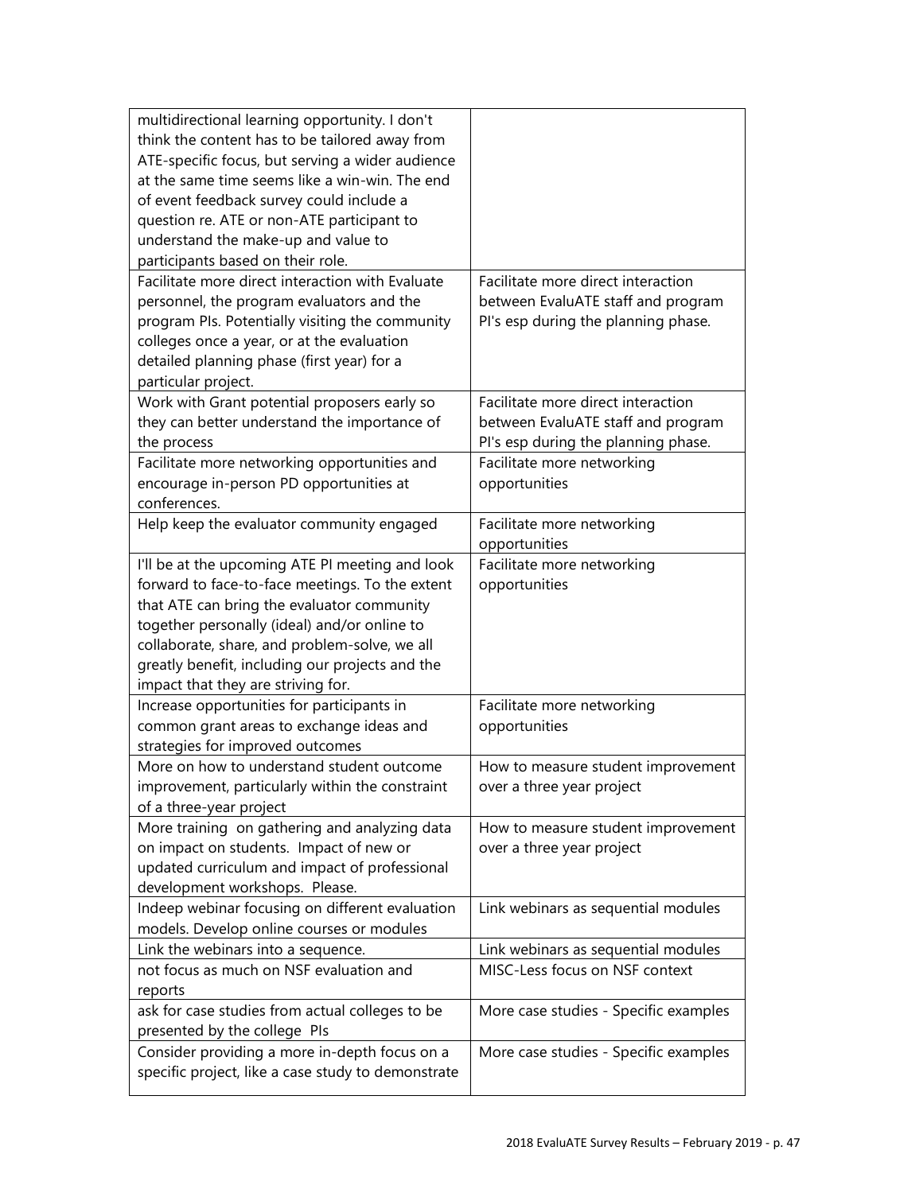| | |
|---|---|
| multidirectional learning opportunity. I don't think the content has to be tailored away from ATE-specific focus, but serving a wider audience at the same time seems like a win-win. The end of event feedback survey could include a question re. ATE or non-ATE participant to understand the make-up and value to participants based on their role. | |
| Facilitate more direct interaction with Evaluate personnel, the program evaluators and the program PIs. Potentially visiting the community colleges once a year, or at the evaluation detailed planning phase (first year) for a particular project. | Facilitate more direct interaction between EvaluATE staff and program PI's esp during the planning phase. |
| Work with Grant potential proposers early so they can better understand the importance of the process | Facilitate more direct interaction between EvaluATE staff and program PI's esp during the planning phase. |
| Facilitate more networking opportunities and encourage in-person PD opportunities at conferences. | Facilitate more networking opportunities |
| Help keep the evaluator community engaged | Facilitate more networking opportunities |
| I'll be at the upcoming ATE PI meeting and look forward to face-to-face meetings. To the extent that ATE can bring the evaluator community together personally (ideal) and/or online to collaborate, share, and problem-solve, we all greatly benefit, including our projects and the impact that they are striving for. | Facilitate more networking opportunities |
| Increase opportunities for participants in common grant areas to exchange ideas and strategies for improved outcomes | Facilitate more networking opportunities |
| More on how to understand student outcome improvement, particularly within the constraint of a three-year project | How to measure student improvement over a three year project |
| More training on gathering and analyzing data on impact on students. Impact of new or updated curriculum and impact of professional development workshops. Please. | How to measure student improvement over a three year project |
| Indeep webinar focusing on different evaluation models. Develop online courses or modules | Link webinars as sequential modules |
| Link the webinars into a sequence. | Link webinars as sequential modules |
| not focus as much on NSF evaluation and reports | MISC-Less focus on NSF context |
| ask for case studies from actual colleges to be presented by the college PIs | More case studies - Specific examples |
| Consider providing a more in-depth focus on a specific project, like a case study to demonstrate | More case studies - Specific examples |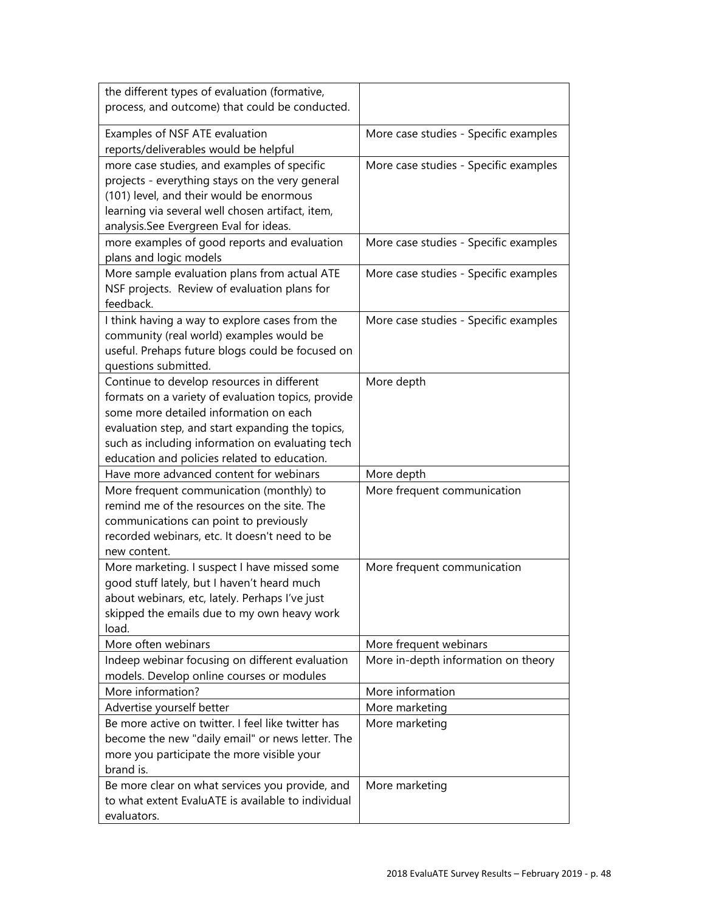| | |
|---|---|
| the different types of evaluation (formative, process, and outcome) that could be conducted. | |
| Examples of NSF ATE evaluation reports/deliverables would be helpful | More case studies - Specific examples |
| more case studies, and examples of specific projects - everything stays on the very general (101) level, and their would be enormous learning via several well chosen artifact, item, analysis.See Evergreen Eval for ideas. | More case studies - Specific examples |
| more examples of good reports and evaluation plans and logic models | More case studies - Specific examples |
| More sample evaluation plans from actual ATE NSF projects. Review of evaluation plans for feedback. | More case studies - Specific examples |
| I think having a way to explore cases from the community (real world) examples would be useful. Prehaps future blogs could be focused on questions submitted. | More case studies - Specific examples |
| Continue to develop resources in different formats on a variety of evaluation topics, provide some more detailed information on each evaluation step, and start expanding the topics, such as including information on evaluating tech education and policies related to education. | More depth |
| Have more advanced content for webinars | More depth |
| More frequent communication (monthly) to remind me of the resources on the site. The communications can point to previously recorded webinars, etc. It doesn't need to be new content. | More frequent communication |
| More marketing. I suspect I have missed some good stuff lately, but I haven't heard much about webinars, etc, lately. Perhaps I've just skipped the emails due to my own heavy work load. | More frequent communication |
| More often webinars | More frequent webinars |
| Indeep webinar focusing on different evaluation models. Develop online courses or modules | More in-depth information on theory |
| More information? | More information |
| Advertise yourself better | More marketing |
| Be more active on twitter. I feel like twitter has become the new "daily email" or news letter. The more you participate the more visible your brand is. | More marketing |
| Be more clear on what services you provide, and to what extent EvaluATE is available to individual evaluators. | More marketing |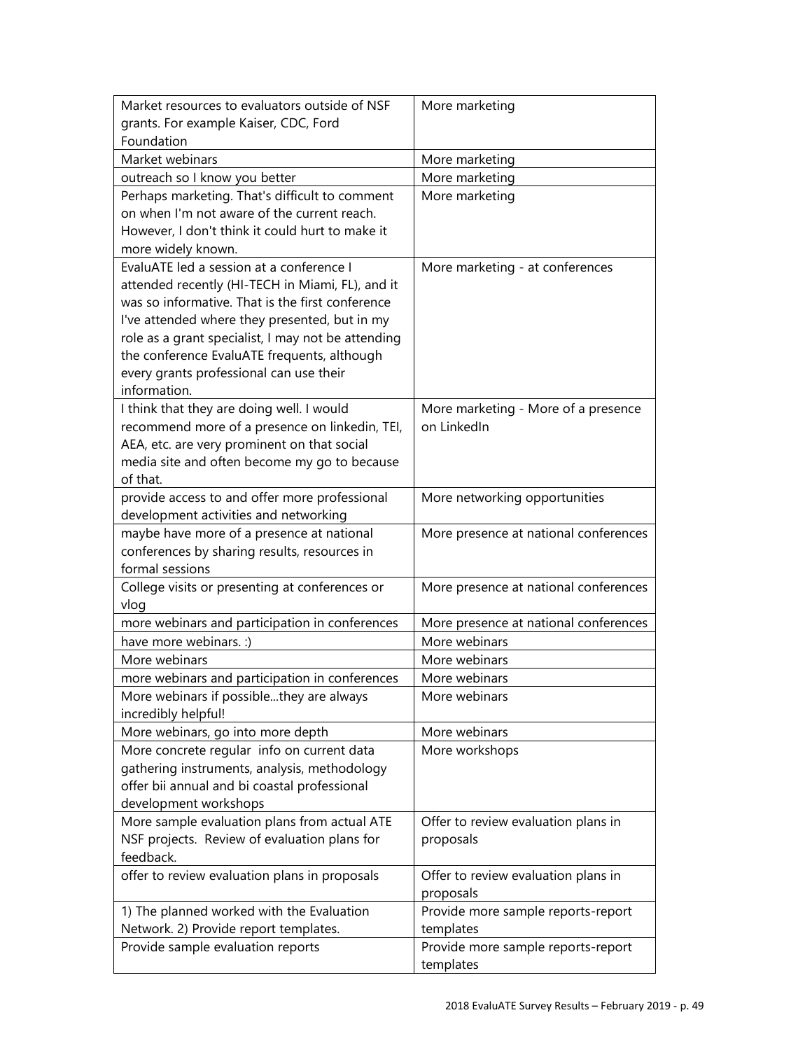| | |
|---|---|
| Market resources to evaluators outside of NSF grants. For example Kaiser, CDC, Ford Foundation | More marketing |
| Market webinars | More marketing |
| outreach so I know you better | More marketing |
| Perhaps marketing. That's difficult to comment on when I'm not aware of the current reach. However, I don't think it could hurt to make it more widely known. | More marketing |
| EvaluATE led a session at a conference I attended recently (HI-TECH in Miami, FL), and it was so informative. That is the first conference I've attended where they presented, but in my role as a grant specialist, I may not be attending the conference EvaluATE frequents, although every grants professional can use their information. | More marketing - at conferences |
| I think that they are doing well. I would recommend more of a presence on linkedin, TEI, AEA, etc. are very prominent on that social media site and often become my go to because of that. | More marketing - More of a presence on LinkedIn |
| provide access to and offer more professional development activities and networking | More networking opportunities |
| maybe have more of a presence at national conferences by sharing results, resources in formal sessions | More presence at national conferences |
| College visits or presenting at conferences or vlog | More presence at national conferences |
| more webinars and participation in conferences | More presence at national conferences |
| have more webinars. :) | More webinars |
| More webinars | More webinars |
| more webinars and participation in conferences | More webinars |
| More webinars if possible...they are always incredibly helpful! | More webinars |
| More webinars, go into more depth | More webinars |
| More concrete regular info on current data gathering instruments, analysis, methodology offer bii annual and bi coastal professional development workshops | More workshops |
| More sample evaluation plans from actual ATE NSF projects. Review of evaluation plans for feedback. | Offer to review evaluation plans in proposals |
| offer to review evaluation plans in proposals | Offer to review evaluation plans in proposals |
| 1) The planned worked with the Evaluation Network. 2) Provide report templates. | Provide more sample reports-report templates |
| Provide sample evaluation reports | Provide more sample reports-report templates |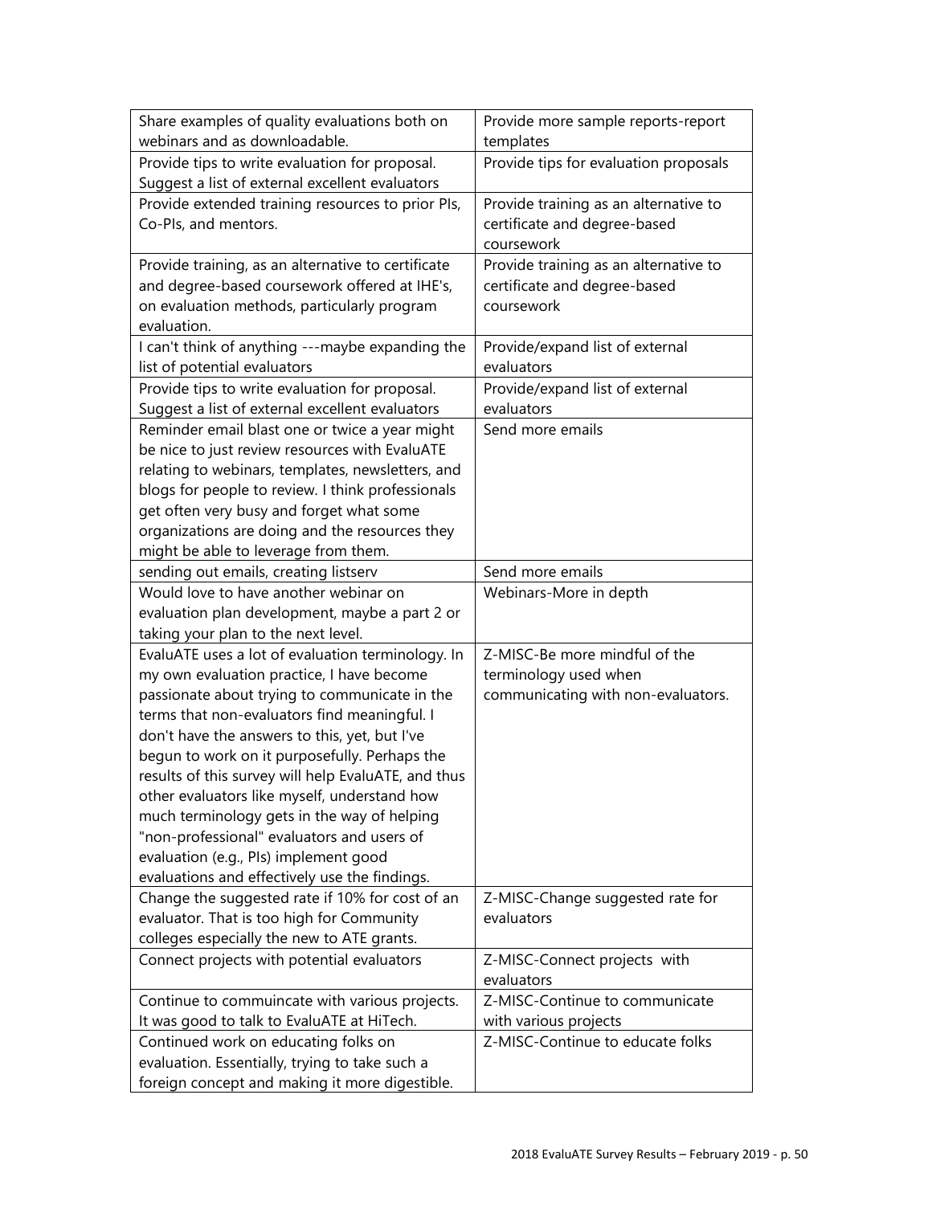| Share examples of quality evaluations both on webinars and as downloadable. | Provide more sample reports-report templates |
|---|---|
| Provide tips to write evaluation for proposal. Suggest a list of external excellent evaluators | Provide tips for evaluation proposals |
| Provide extended training resources to prior PIs, Co-PIs, and mentors. | Provide training as an alternative to certificate and degree-based coursework |
| Provide training, as an alternative to certificate and degree-based coursework offered at IHE's, on evaluation methods, particularly program evaluation. | Provide training as an alternative to certificate and degree-based coursework |
| I can't think of anything ---maybe expanding the list of potential evaluators | Provide/expand list of external evaluators |
| Provide tips to write evaluation for proposal. Suggest a list of external excellent evaluators | Provide/expand list of external evaluators |
| Reminder email blast one or twice a year might be nice to just review resources with EvaluATE relating to webinars, templates, newsletters, and blogs for people to review. I think professionals get often very busy and forget what some organizations are doing and the resources they might be able to leverage from them. | Send more emails |
| sending out emails, creating listserv | Send more emails |
| Would love to have another webinar on evaluation plan development, maybe a part 2 or taking your plan to the next level. | Webinars-More in depth |
| EvaluATE uses a lot of evaluation terminology. In my own evaluation practice, I have become passionate about trying to communicate in the terms that non-evaluators find meaningful. I don't have the answers to this, yet, but I've begun to work on it purposefully. Perhaps the results of this survey will help EvaluATE, and thus other evaluators like myself, understand how much terminology gets in the way of helping "non-professional" evaluators and users of evaluation (e.g., PIs) implement good evaluations and effectively use the findings. | Z-MISC-Be more mindful of the terminology used when communicating with non-evaluators. |
| Change the suggested rate if 10% for cost of an evaluator. That is too high for Community colleges especially the new to ATE grants. | Z-MISC-Change suggested rate for evaluators |
| Connect projects with potential evaluators | Z-MISC-Connect projects with evaluators |
| Continue to commuincate with various projects. It was good to talk to EvaluATE at HiTech. | Z-MISC-Continue to communicate with various projects |
| Continued work on educating folks on evaluation. Essentially, trying to take such a foreign concept and making it more digestible. | Z-MISC-Continue to educate folks |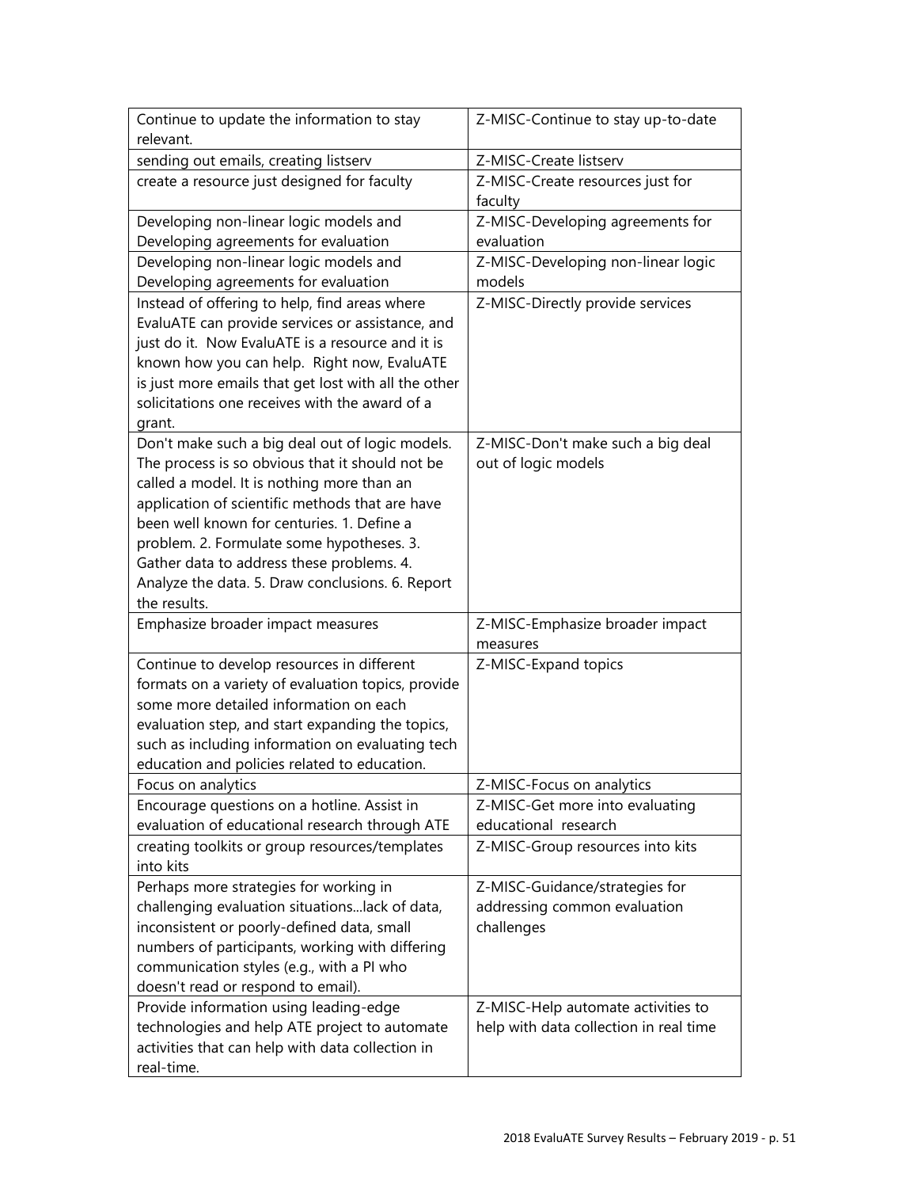| | |
|---|---|
| Continue to update the information to stay relevant. | Z-MISC-Continue to stay up-to-date |
| sending out emails, creating listserv | Z-MISC-Create listserv |
| create a resource just designed for faculty | Z-MISC-Create resources just for faculty |
| Developing non-linear logic models and Developing agreements for evaluation | Z-MISC-Developing agreements for evaluation |
| Developing non-linear logic models and Developing agreements for evaluation | Z-MISC-Developing non-linear logic models |
| Instead of offering to help, find areas where EvaluATE can provide services or assistance, and just do it. Now EvaluATE is a resource and it is known how you can help. Right now, EvaluATE is just more emails that get lost with all the other solicitations one receives with the award of a grant. | Z-MISC-Directly provide services |
| Don't make such a big deal out of logic models. The process is so obvious that it should not be called a model. It is nothing more than an application of scientific methods that are have been well known for centuries. 1. Define a problem. 2. Formulate some hypotheses. 3. Gather data to address these problems. 4. Analyze the data. 5. Draw conclusions. 6. Report the results. | Z-MISC-Don't make such a big deal out of logic models |
| Emphasize broader impact measures | Z-MISC-Emphasize broader impact measures |
| Continue to develop resources in different formats on a variety of evaluation topics, provide some more detailed information on each evaluation step, and start expanding the topics, such as including information on evaluating tech education and policies related to education. | Z-MISC-Expand topics |
| Focus on analytics | Z-MISC-Focus on analytics |
| Encourage questions on a hotline. Assist in evaluation of educational research through ATE | Z-MISC-Get more into evaluating educational research |
| creating toolkits or group resources/templates into kits | Z-MISC-Group resources into kits |
| Perhaps more strategies for working in challenging evaluation situations...lack of data, inconsistent or poorly-defined data, small numbers of participants, working with differing communication styles (e.g., with a PI who doesn't read or respond to email). | Z-MISC-Guidance/strategies for addressing common evaluation challenges |
| Provide information using leading-edge technologies and help ATE project to automate activities that can help with data collection in real-time. | Z-MISC-Help automate activities to help with data collection in real time |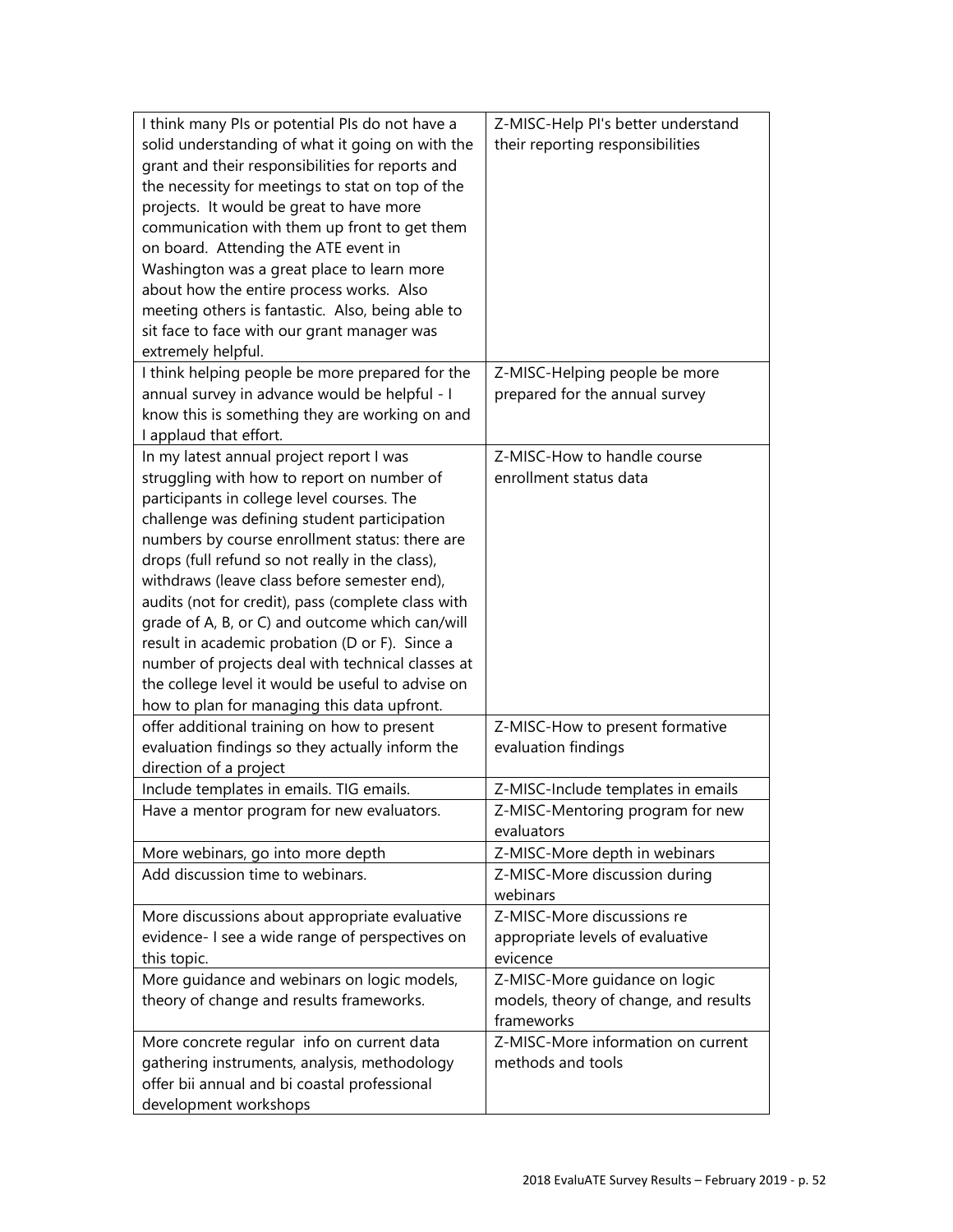| | |
|---|---|
| I think many PIs or potential PIs do not have a solid understanding of what it going on with the grant and their responsibilities for reports and the necessity for meetings to stat on top of the projects. It would be great to have more communication with them up front to get them on board. Attending the ATE event in Washington was a great place to learn more about how the entire process works. Also meeting others is fantastic. Also, being able to sit face to face with our grant manager was extremely helpful. | Z-MISC-Help PI's better understand their reporting responsibilities |
| I think helping people be more prepared for the annual survey in advance would be helpful - I know this is something they are working on and I applaud that effort. | Z-MISC-Helping people be more prepared for the annual survey |
| In my latest annual project report I was struggling with how to report on number of participants in college level courses. The challenge was defining student participation numbers by course enrollment status: there are drops (full refund so not really in the class), withdraws (leave class before semester end), audits (not for credit), pass (complete class with grade of A, B, or C) and outcome which can/will result in academic probation (D or F). Since a number of projects deal with technical classes at the college level it would be useful to advise on how to plan for managing this data upfront. | Z-MISC-How to handle course enrollment status data |
| offer additional training on how to present evaluation findings so they actually inform the direction of a project | Z-MISC-How to present formative evaluation findings |
| Include templates in emails. TIG emails. | Z-MISC-Include templates in emails |
| Have a mentor program for new evaluators. | Z-MISC-Mentoring program for new evaluators |
| More webinars, go into more depth | Z-MISC-More depth in webinars |
| Add discussion time to webinars. | Z-MISC-More discussion during webinars |
| More discussions about appropriate evaluative evidence- I see a wide range of perspectives on this topic. | Z-MISC-More discussions re appropriate levels of evaluative evicence |
| More guidance and webinars on logic models, theory of change and results frameworks. | Z-MISC-More guidance on logic models, theory of change, and results frameworks |
| More concrete regular info on current data gathering instruments, analysis, methodology offer bii annual and bi coastal professional development workshops | Z-MISC-More information on current methods and tools |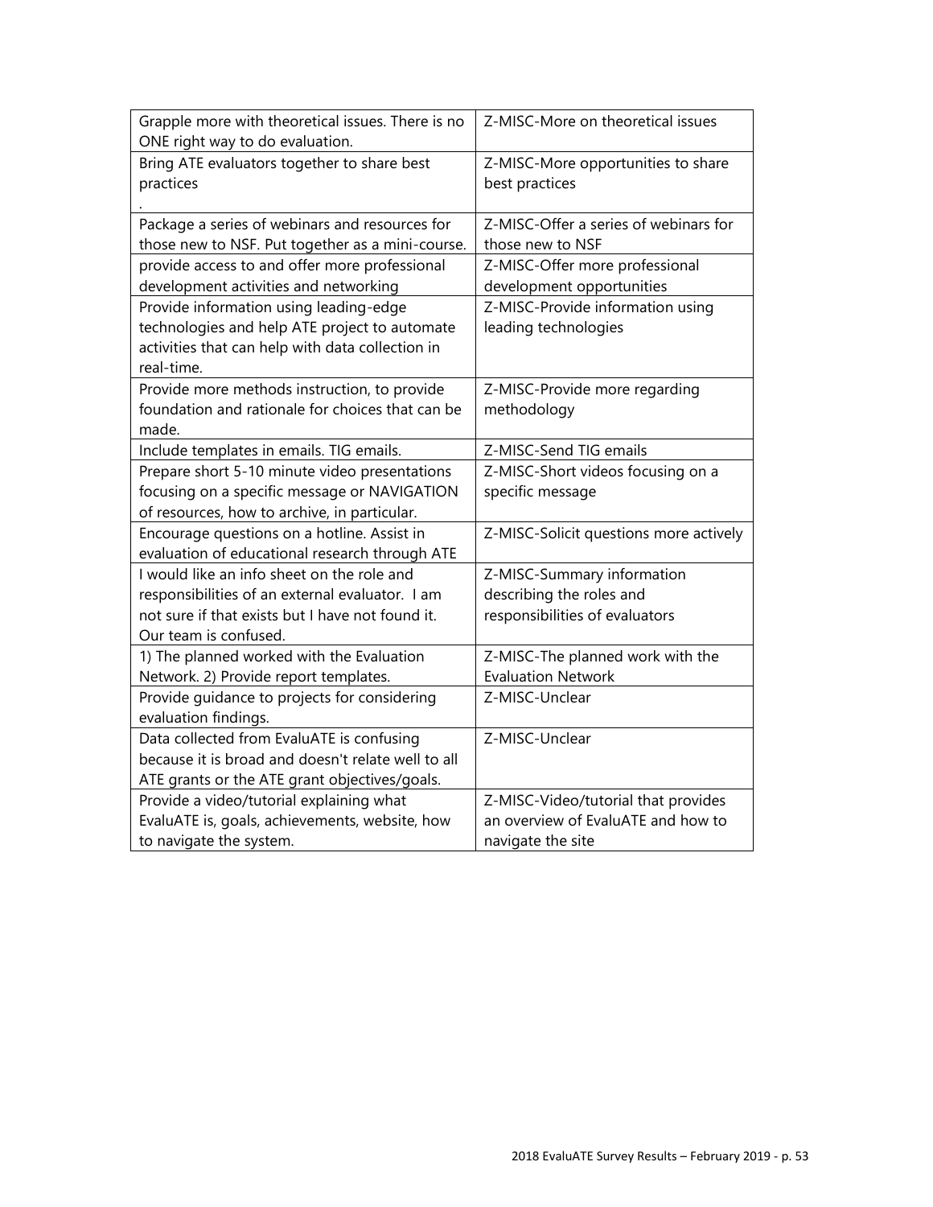| | |
|---|---|
| Grapple more with theoretical issues. There is no ONE right way to do evaluation. | Z-MISC-More on theoretical issues |
| Bring ATE evaluators together to share best practices<br>. | Z-MISC-More opportunities to share best practices |
| Package a series of webinars and resources for those new to NSF. Put together as a mini-course. | Z-MISC-Offer a series of webinars for those new to NSF |
| provide access to and offer more professional development activities and networking | Z-MISC-Offer more professional development opportunities |
| Provide information using leading-edge technologies and help ATE project to automate activities that can help with data collection in real-time. | Z-MISC-Provide information using leading technologies |
| Provide more methods instruction, to provide foundation and rationale for choices that can be made. | Z-MISC-Provide more regarding methodology |
| Include templates in emails. TIG emails. | Z-MISC-Send TIG emails |
| Prepare short 5-10 minute video presentations focusing on a specific message or NAVIGATION of resources, how to archive, in particular. | Z-MISC-Short videos focusing on a specific message |
| Encourage questions on a hotline. Assist in evaluation of educational research through ATE | Z-MISC-Solicit questions more actively |
| I would like an info sheet on the role and responsibilities of an external evaluator. I am not sure if that exists but I have not found it. Our team is confused. | Z-MISC-Summary information describing the roles and responsibilities of evaluators |
| 1) The planned worked with the Evaluation Network. 2) Provide report templates. | Z-MISC-The planned work with the Evaluation Network |
| Provide guidance to projects for considering evaluation findings. | Z-MISC-Unclear |
| Data collected from EvaluATE is confusing because it is broad and doesn't relate well to all ATE grants or the ATE grant objectives/goals. | Z-MISC-Unclear |
| Provide a video/tutorial explaining what EvaluATE is, goals, achievements, website, how to navigate the system. | Z-MISC-Video/tutorial that provides an overview of EvaluATE and how to navigate the site |